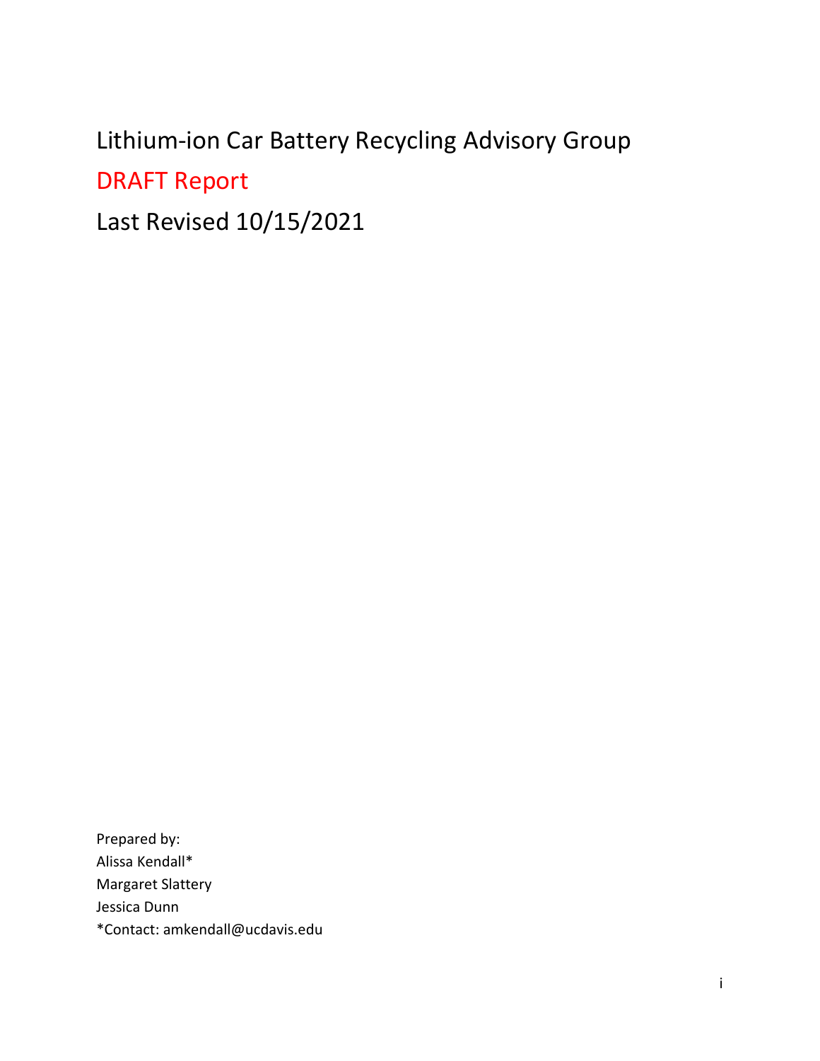# Lithium-ion Car Battery Recycling Advisory Group

## DRAFT Report

## Last Revised 10/15/2021

Prepared by:
Alissa Kendall*
Margaret Slattery
Jessica Dunn
*Contact: amkendall@ucdavis.edu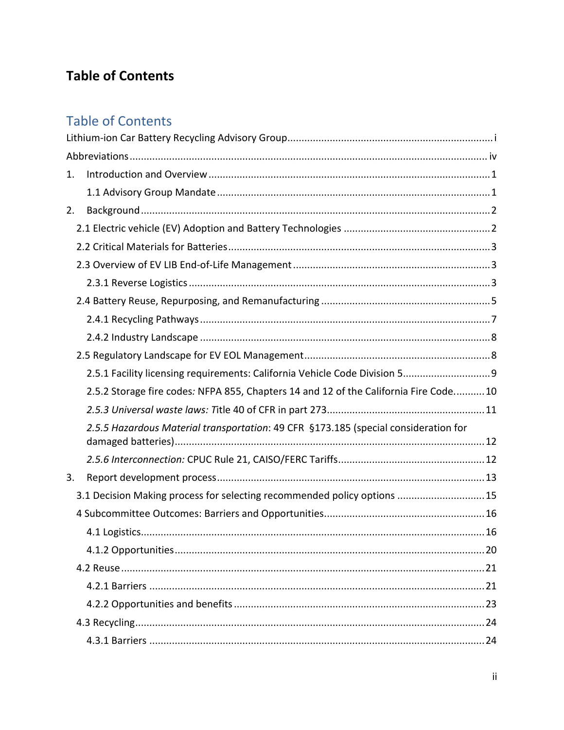# Table of Contents

## Table of Contents

Lithium-ion Car Battery Recycling Advisory Group ........ i

Abbreviations ........ iv

1. Introduction and Overview ........ 1
   - 1.1 Advisory Group Mandate ........ 1
2. Background ........ 2
   - 2.1 Electric vehicle (EV) Adoption and Battery Technologies ........ 2
   - 2.2 Critical Materials for Batteries ........ 3
   - 2.3 Overview of EV LIB End-of-Life Management ........ 3
     - 2.3.1 Reverse Logistics ........ 3
   - 2.4 Battery Reuse, Repurposing, and Remanufacturing ........ 5
     - 2.4.1 Recycling Pathways ........ 7
     - 2.4.2 Industry Landscape ........ 8
   - 2.5 Regulatory Landscape for EV EOL Management ........ 8
     - 2.5.1 Facility licensing requirements: California Vehicle Code Division 5 ........ 9
     - 2.5.2 Storage fire codes*:* NFPA 855, Chapters 14 and 12 of the California Fire Code ........ 10
     - *2.5.3 Universal waste laws: T*itle 40 of CFR in part 273 ........ 11
     - *2.5.5 Hazardous Material transportation*: 49 CFR §173.185 (special consideration for damaged batteries) ........ 12
     - *2.5.6 Interconnection:* CPUC Rule 21, CAISO/FERC Tariffs ........ 12
3. Report development process ........ 13
   - 3.1 Decision Making process for selecting recommended policy options ........ 15
   - 4 Subcommittee Outcomes: Barriers and Opportunities ........ 16
     - 4.1 Logistics ........ 16
     - 4.1.2 Opportunities ........ 20
   - 4.2 Reuse ........ 21
     - 4.2.1 Barriers ........ 21
     - 4.2.2 Opportunities and benefits ........ 23
   - 4.3 Recycling ........ 24
     - 4.3.1 Barriers ........ 24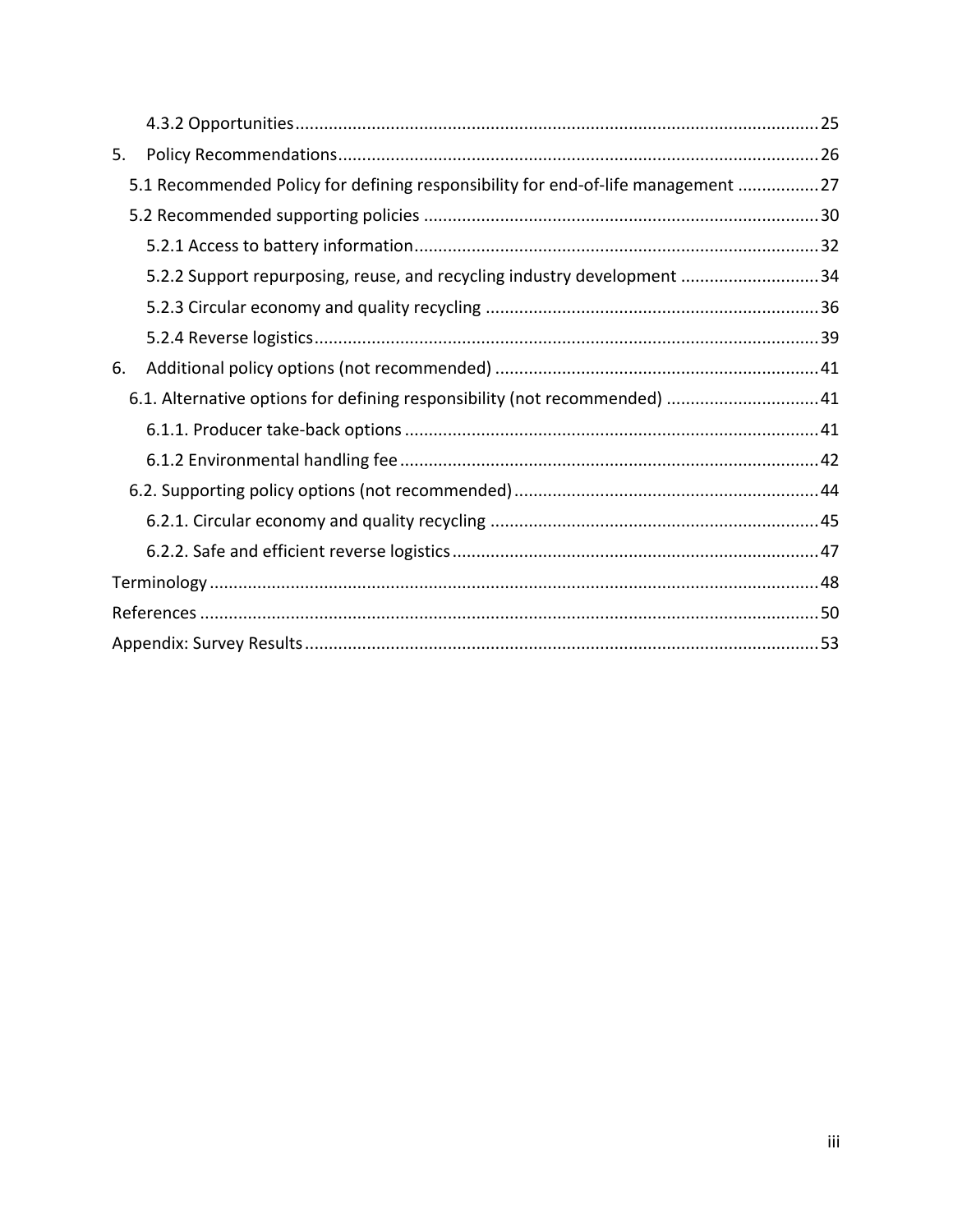4.3.2 Opportunities ... 25

5. Policy Recommendations ... 26

5.1 Recommended Policy for defining responsibility for end-of-life management ... 27

5.2 Recommended supporting policies ... 30

5.2.1 Access to battery information ... 32

5.2.2 Support repurposing, reuse, and recycling industry development ... 34

5.2.3 Circular economy and quality recycling ... 36

5.2.4 Reverse logistics ... 39

6. Additional policy options (not recommended) ... 41

6.1. Alternative options for defining responsibility (not recommended) ... 41

6.1.1. Producer take-back options ... 41

6.1.2 Environmental handling fee ... 42

6.2. Supporting policy options (not recommended) ... 44

6.2.1. Circular economy and quality recycling ... 45

6.2.2. Safe and efficient reverse logistics ... 47

Terminology ... 48

References ... 50

Appendix: Survey Results ... 53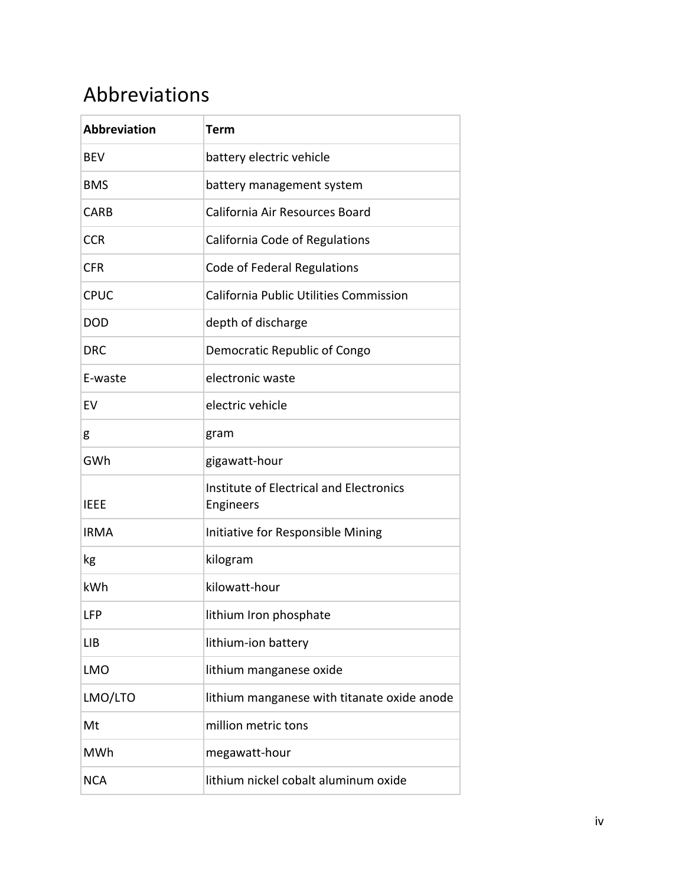# Abbreviations

| Abbreviation | Term |
|---|---|
| BEV | battery electric vehicle |
| BMS | battery management system |
| CARB | California Air Resources Board |
| CCR | California Code of Regulations |
| CFR | Code of Federal Regulations |
| CPUC | California Public Utilities Commission |
| DOD | depth of discharge |
| DRC | Democratic Republic of Congo |
| E-waste | electronic waste |
| EV | electric vehicle |
| g | gram |
| GWh | gigawatt-hour |
| IEEE | Institute of Electrical and Electronics Engineers |
| IRMA | Initiative for Responsible Mining |
| kg | kilogram |
| kWh | kilowatt-hour |
| LFP | lithium Iron phosphate |
| LIB | lithium-ion battery |
| LMO | lithium manganese oxide |
| LMO/LTO | lithium manganese with titanate oxide anode |
| Mt | million metric tons |
| MWh | megawatt-hour |
| NCA | lithium nickel cobalt aluminum oxide |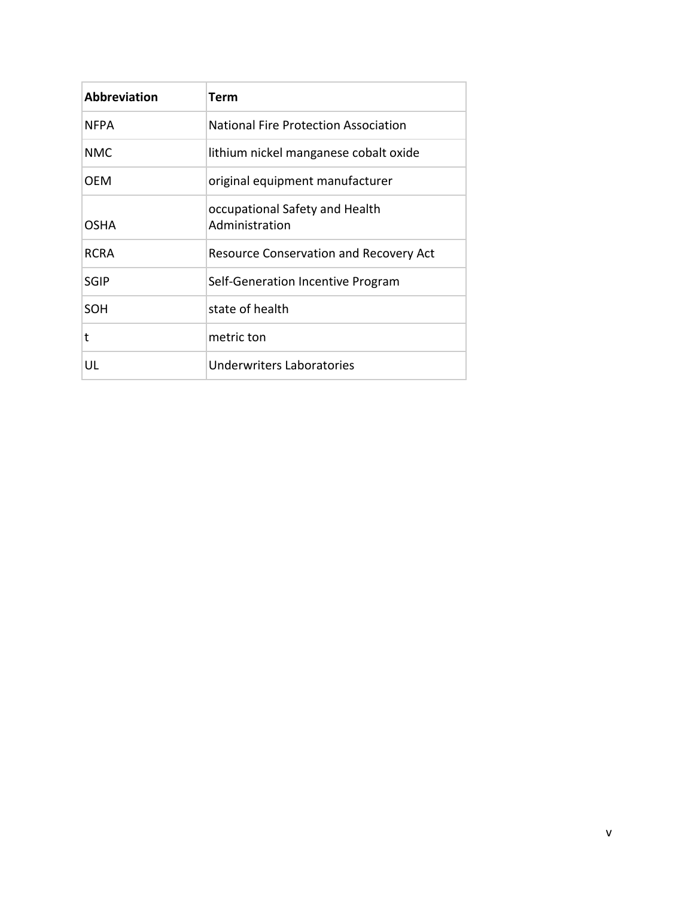| Abbreviation | Term |
| --- | --- |
| NFPA | National Fire Protection Association |
| NMC | lithium nickel manganese cobalt oxide |
| OEM | original equipment manufacturer |
| OSHA | occupational Safety and Health Administration |
| RCRA | Resource Conservation and Recovery Act |
| SGIP | Self-Generation Incentive Program |
| SOH | state of health |
| t | metric ton |
| UL | Underwriters Laboratories |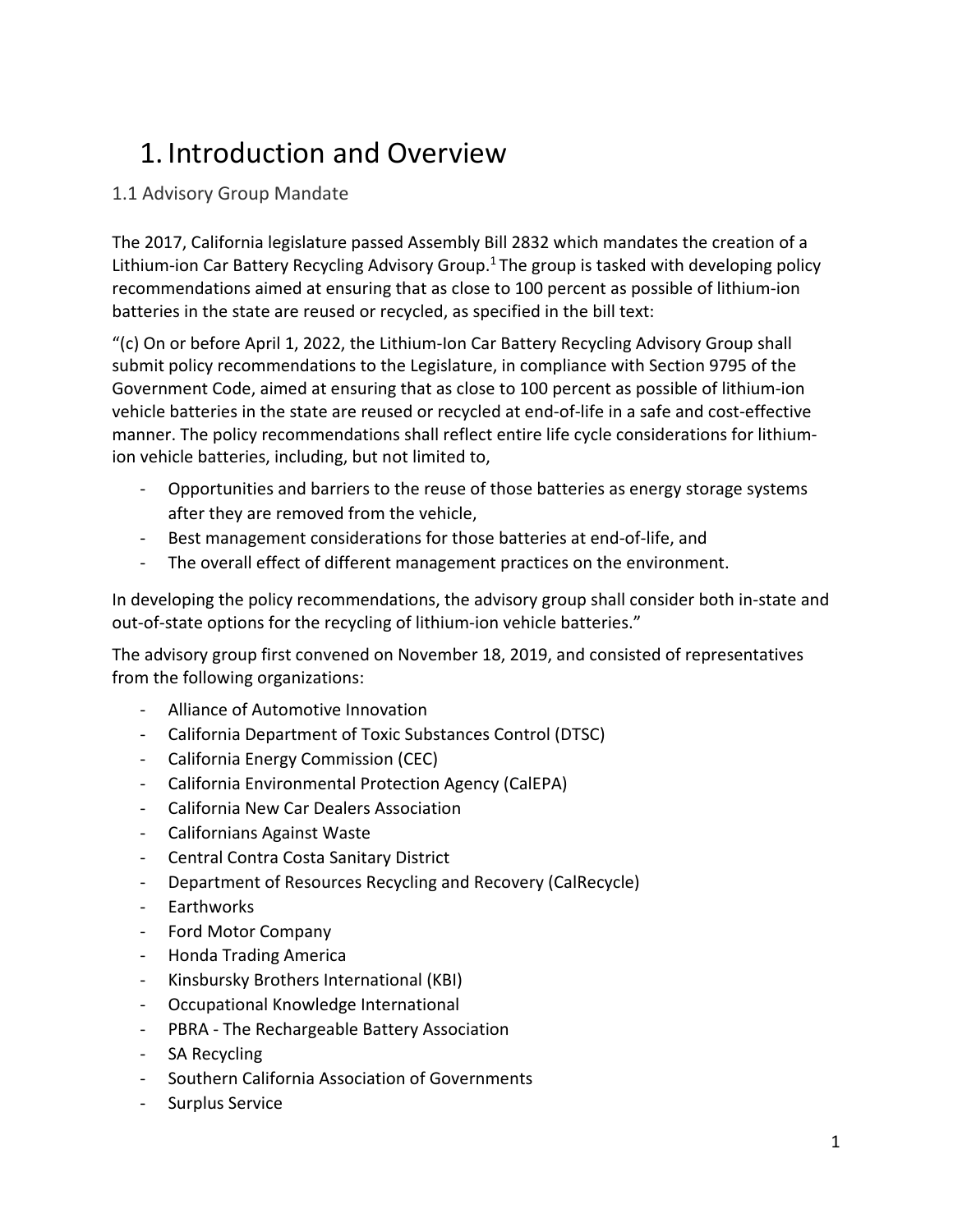// Page 6 of 71 — document 169e6debcd70

# 1. Introduction and Overview

## 1.1 Advisory Group Mandate

The 2017, California legislature passed Assembly Bill 2832 which mandates the creation of a Lithium-ion Car Battery Recycling Advisory Group.[1] The group is tasked with developing policy recommendations aimed at ensuring that as close to 100 percent as possible of lithium-ion batteries in the state are reused or recycled, as specified in the bill text:

"(c) On or before April 1, 2022, the Lithium-Ion Car Battery Recycling Advisory Group shall submit policy recommendations to the Legislature, in compliance with Section 9795 of the Government Code, aimed at ensuring that as close to 100 percent as possible of lithium-ion vehicle batteries in the state are reused or recycled at end-of-life in a safe and cost-effective manner. The policy recommendations shall reflect entire life cycle considerations for lithium-ion vehicle batteries, including, but not limited to,

- Opportunities and barriers to the reuse of those batteries as energy storage systems after they are removed from the vehicle,
- Best management considerations for those batteries at end-of-life, and
- The overall effect of different management practices on the environment.

In developing the policy recommendations, the advisory group shall consider both in-state and out-of-state options for the recycling of lithium-ion vehicle batteries."

The advisory group first convened on November 18, 2019, and consisted of representatives from the following organizations:

- Alliance of Automotive Innovation
- California Department of Toxic Substances Control (DTSC)
- California Energy Commission (CEC)
- California Environmental Protection Agency (CalEPA)
- California New Car Dealers Association
- Californians Against Waste
- Central Contra Costa Sanitary District
- Department of Resources Recycling and Recovery (CalRecycle)
- Earthworks
- Ford Motor Company
- Honda Trading America
- Kinsbursky Brothers International (KBI)
- Occupational Knowledge International
- PBRA - The Rechargeable Battery Association
- SA Recycling
- Southern California Association of Governments
- Surplus Service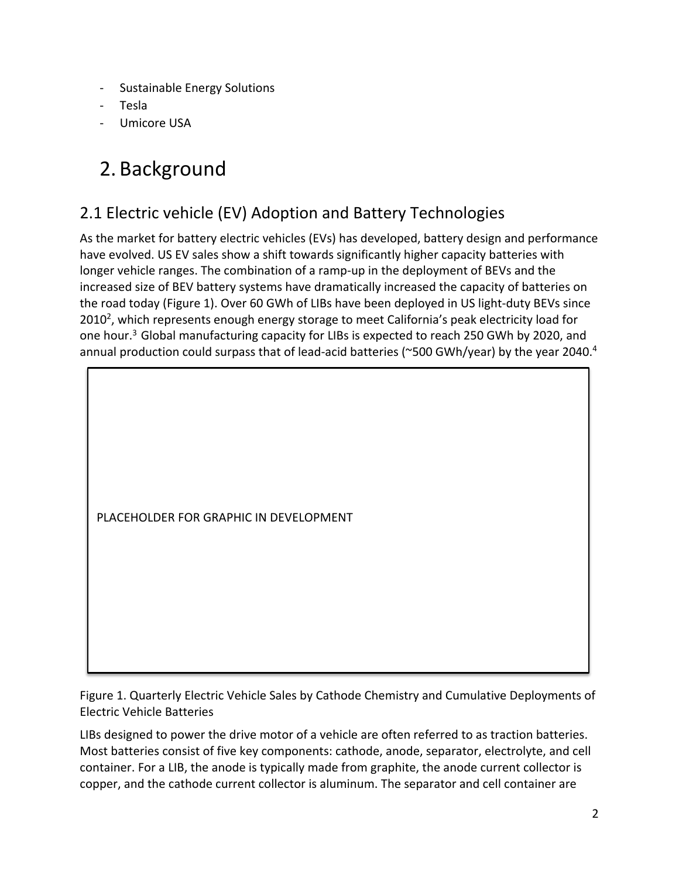- Sustainable Energy Solutions
- Tesla
- Umicore USA

# 2. Background

## 2.1 Electric vehicle (EV) Adoption and Battery Technologies

As the market for battery electric vehicles (EVs) has developed, battery design and performance have evolved. US EV sales show a shift towards significantly higher capacity batteries with longer vehicle ranges. The combination of a ramp-up in the deployment of BEVs and the increased size of BEV battery systems have dramatically increased the capacity of batteries on the road today (Figure 1). Over 60 GWh of LIBs have been deployed in US light-duty BEVs since 2010[2], which represents enough energy storage to meet California's peak electricity load for one hour.[3] Global manufacturing capacity for LIBs is expected to reach 250 GWh by 2020, and annual production could surpass that of lead-acid batteries (~500 GWh/year) by the year 2040.[4]

PLACEHOLDER FOR GRAPHIC IN DEVELOPMENT

Figure 1. Quarterly Electric Vehicle Sales by Cathode Chemistry and Cumulative Deployments of Electric Vehicle Batteries

LIBs designed to power the drive motor of a vehicle are often referred to as traction batteries. Most batteries consist of five key components: cathode, anode, separator, electrolyte, and cell container. For a LIB, the anode is typically made from graphite, the anode current collector is copper, and the cathode current collector is aluminum. The separator and cell container are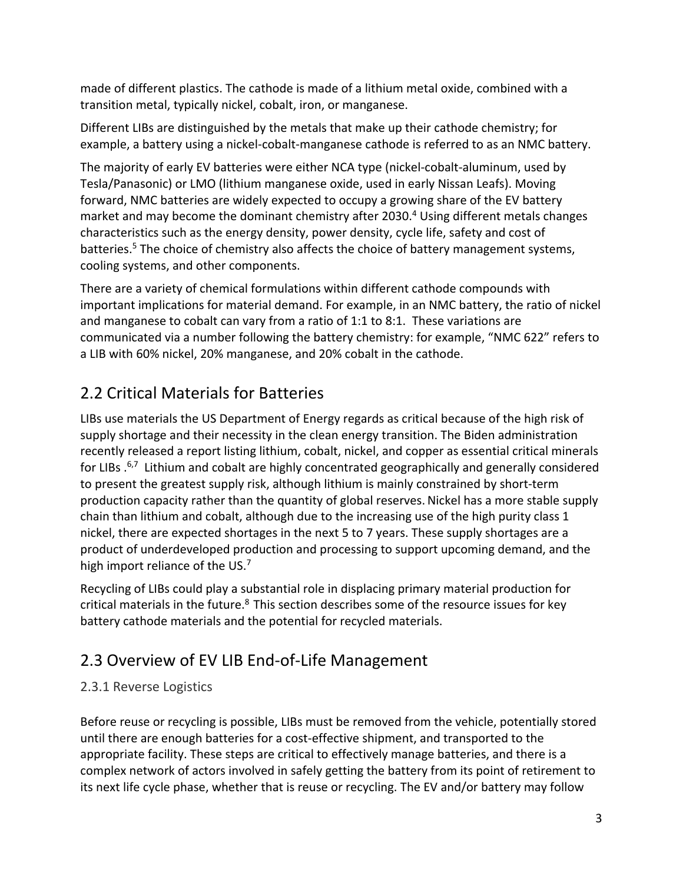made of different plastics. The cathode is made of a lithium metal oxide, combined with a transition metal, typically nickel, cobalt, iron, or manganese.

Different LIBs are distinguished by the metals that make up their cathode chemistry; for example, a battery using a nickel-cobalt-manganese cathode is referred to as an NMC battery.

The majority of early EV batteries were either NCA type (nickel-cobalt-aluminum, used by Tesla/Panasonic) or LMO (lithium manganese oxide, used in early Nissan Leafs). Moving forward, NMC batteries are widely expected to occupy a growing share of the EV battery market and may become the dominant chemistry after 2030.[4] Using different metals changes characteristics such as the energy density, power density, cycle life, safety and cost of batteries.[5] The choice of chemistry also affects the choice of battery management systems, cooling systems, and other components.

There are a variety of chemical formulations within different cathode compounds with important implications for material demand. For example, in an NMC battery, the ratio of nickel and manganese to cobalt can vary from a ratio of 1:1 to 8:1. These variations are communicated via a number following the battery chemistry: for example, "NMC 622" refers to a LIB with 60% nickel, 20% manganese, and 20% cobalt in the cathode.

## 2.2 Critical Materials for Batteries

LIBs use materials the US Department of Energy regards as critical because of the high risk of supply shortage and their necessity in the clean energy transition. The Biden administration recently released a report listing lithium, cobalt, nickel, and copper as essential critical minerals for LIBs .[6,7] Lithium and cobalt are highly concentrated geographically and generally considered to present the greatest supply risk, although lithium is mainly constrained by short-term production capacity rather than the quantity of global reserves. Nickel has a more stable supply chain than lithium and cobalt, although due to the increasing use of the high purity class 1 nickel, there are expected shortages in the next 5 to 7 years. These supply shortages are a product of underdeveloped production and processing to support upcoming demand, and the high import reliance of the US.[7]

Recycling of LIBs could play a substantial role in displacing primary material production for critical materials in the future.[8] This section describes some of the resource issues for key battery cathode materials and the potential for recycled materials.

## 2.3 Overview of EV LIB End-of-Life Management

### 2.3.1 Reverse Logistics

Before reuse or recycling is possible, LIBs must be removed from the vehicle, potentially stored until there are enough batteries for a cost-effective shipment, and transported to the appropriate facility. These steps are critical to effectively manage batteries, and there is a complex network of actors involved in safely getting the battery from its point of retirement to its next life cycle phase, whether that is reuse or recycling. The EV and/or battery may follow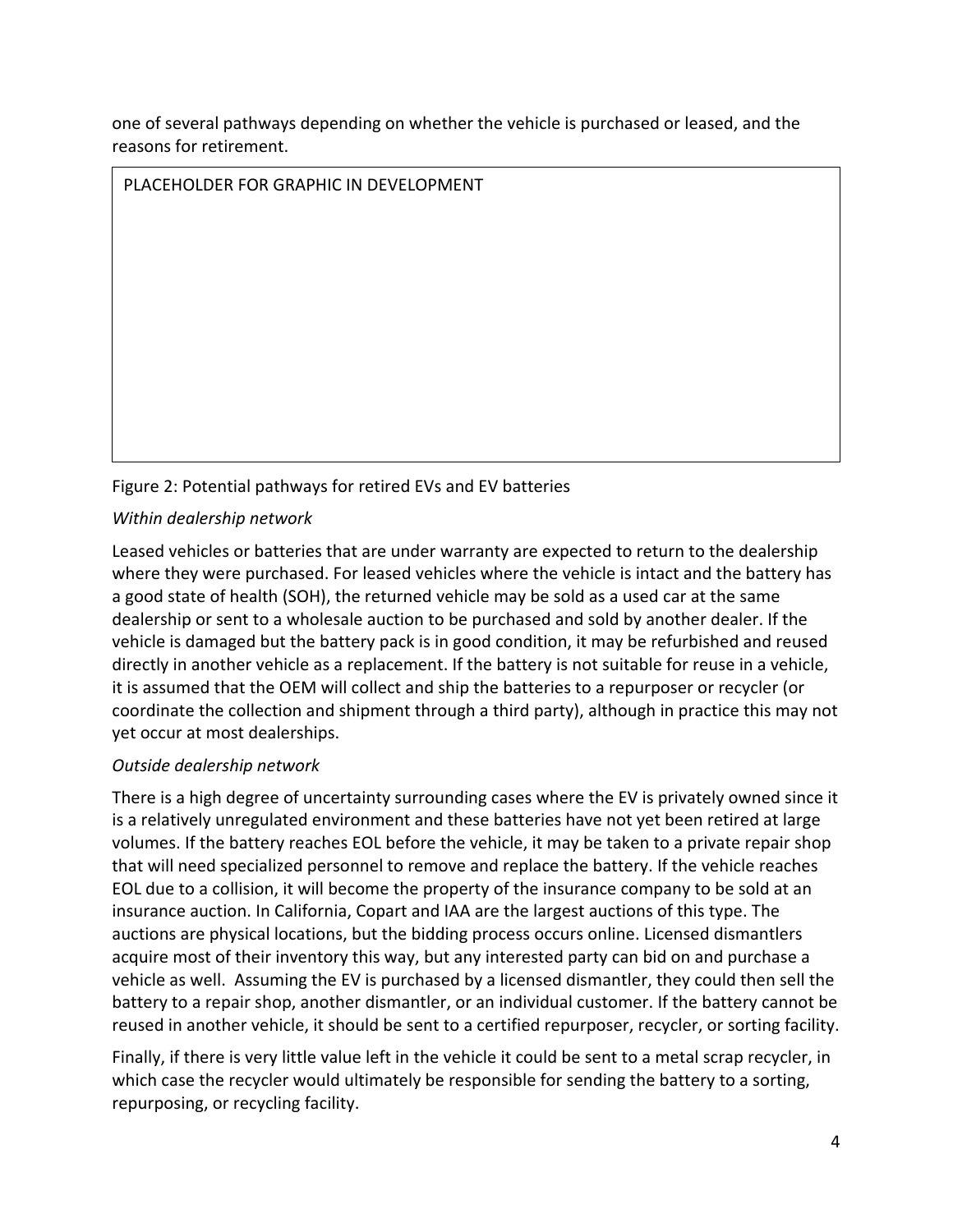one of several pathways depending on whether the vehicle is purchased or leased, and the reasons for retirement.

PLACEHOLDER FOR GRAPHIC IN DEVELOPMENT

Figure 2: Potential pathways for retired EVs and EV batteries

*Within dealership network*

Leased vehicles or batteries that are under warranty are expected to return to the dealership where they were purchased. For leased vehicles where the vehicle is intact and the battery has a good state of health (SOH), the returned vehicle may be sold as a used car at the same dealership or sent to a wholesale auction to be purchased and sold by another dealer. If the vehicle is damaged but the battery pack is in good condition, it may be refurbished and reused directly in another vehicle as a replacement. If the battery is not suitable for reuse in a vehicle, it is assumed that the OEM will collect and ship the batteries to a repurposer or recycler (or coordinate the collection and shipment through a third party), although in practice this may not yet occur at most dealerships.

*Outside dealership network*

There is a high degree of uncertainty surrounding cases where the EV is privately owned since it is a relatively unregulated environment and these batteries have not yet been retired at large volumes. If the battery reaches EOL before the vehicle, it may be taken to a private repair shop that will need specialized personnel to remove and replace the battery. If the vehicle reaches EOL due to a collision, it will become the property of the insurance company to be sold at an insurance auction. In California, Copart and IAA are the largest auctions of this type. The auctions are physical locations, but the bidding process occurs online. Licensed dismantlers acquire most of their inventory this way, but any interested party can bid on and purchase a vehicle as well. Assuming the EV is purchased by a licensed dismantler, they could then sell the battery to a repair shop, another dismantler, or an individual customer. If the battery cannot be reused in another vehicle, it should be sent to a certified repurposer, recycler, or sorting facility.

Finally, if there is very little value left in the vehicle it could be sent to a metal scrap recycler, in which case the recycler would ultimately be responsible for sending the battery to a sorting, repurposing, or recycling facility.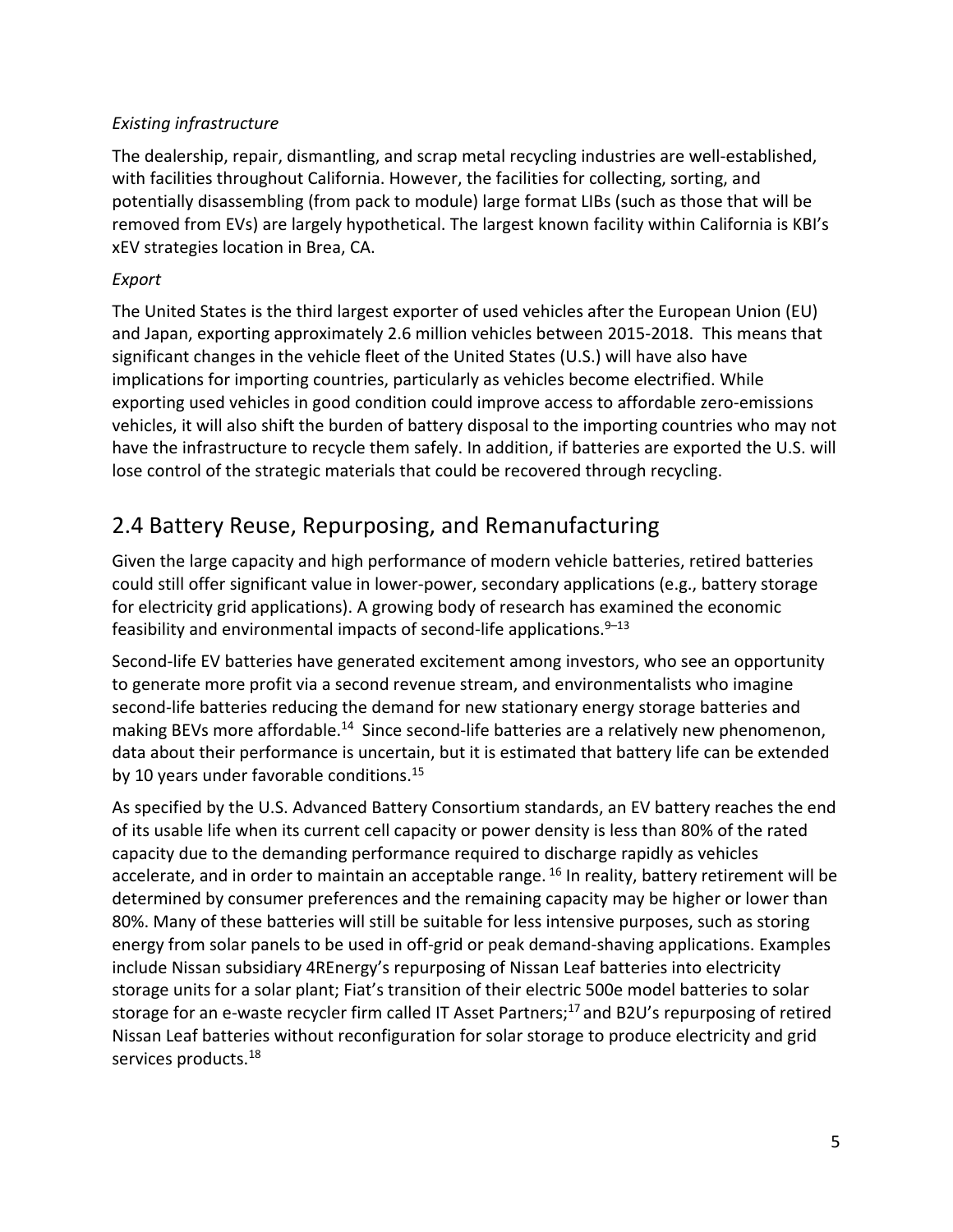*Existing infrastructure*

The dealership, repair, dismantling, and scrap metal recycling industries are well-established, with facilities throughout California. However, the facilities for collecting, sorting, and potentially disassembling (from pack to module) large format LIBs (such as those that will be removed from EVs) are largely hypothetical. The largest known facility within California is KBI's xEV strategies location in Brea, CA.

*Export*

The United States is the third largest exporter of used vehicles after the European Union (EU) and Japan, exporting approximately 2.6 million vehicles between 2015-2018. This means that significant changes in the vehicle fleet of the United States (U.S.) will have also have implications for importing countries, particularly as vehicles become electrified. While exporting used vehicles in good condition could improve access to affordable zero-emissions vehicles, it will also shift the burden of battery disposal to the importing countries who may not have the infrastructure to recycle them safely. In addition, if batteries are exported the U.S. will lose control of the strategic materials that could be recovered through recycling.

## 2.4 Battery Reuse, Repurposing, and Remanufacturing

Given the large capacity and high performance of modern vehicle batteries, retired batteries could still offer significant value in lower-power, secondary applications (e.g., battery storage for electricity grid applications). A growing body of research has examined the economic feasibility and environmental impacts of second-life applications.[9–13]

Second-life EV batteries have generated excitement among investors, who see an opportunity to generate more profit via a second revenue stream, and environmentalists who imagine second-life batteries reducing the demand for new stationary energy storage batteries and making BEVs more affordable.[14] Since second-life batteries are a relatively new phenomenon, data about their performance is uncertain, but it is estimated that battery life can be extended by 10 years under favorable conditions.[15]

As specified by the U.S. Advanced Battery Consortium standards, an EV battery reaches the end of its usable life when its current cell capacity or power density is less than 80% of the rated capacity due to the demanding performance required to discharge rapidly as vehicles accelerate, and in order to maintain an acceptable range.[16] In reality, battery retirement will be determined by consumer preferences and the remaining capacity may be higher or lower than 80%. Many of these batteries will still be suitable for less intensive purposes, such as storing energy from solar panels to be used in off-grid or peak demand-shaving applications. Examples include Nissan subsidiary 4REnergy's repurposing of Nissan Leaf batteries into electricity storage units for a solar plant; Fiat's transition of their electric 500e model batteries to solar storage for an e-waste recycler firm called IT Asset Partners;[17] and B2U's repurposing of retired Nissan Leaf batteries without reconfiguration for solar storage to produce electricity and grid services products.[18]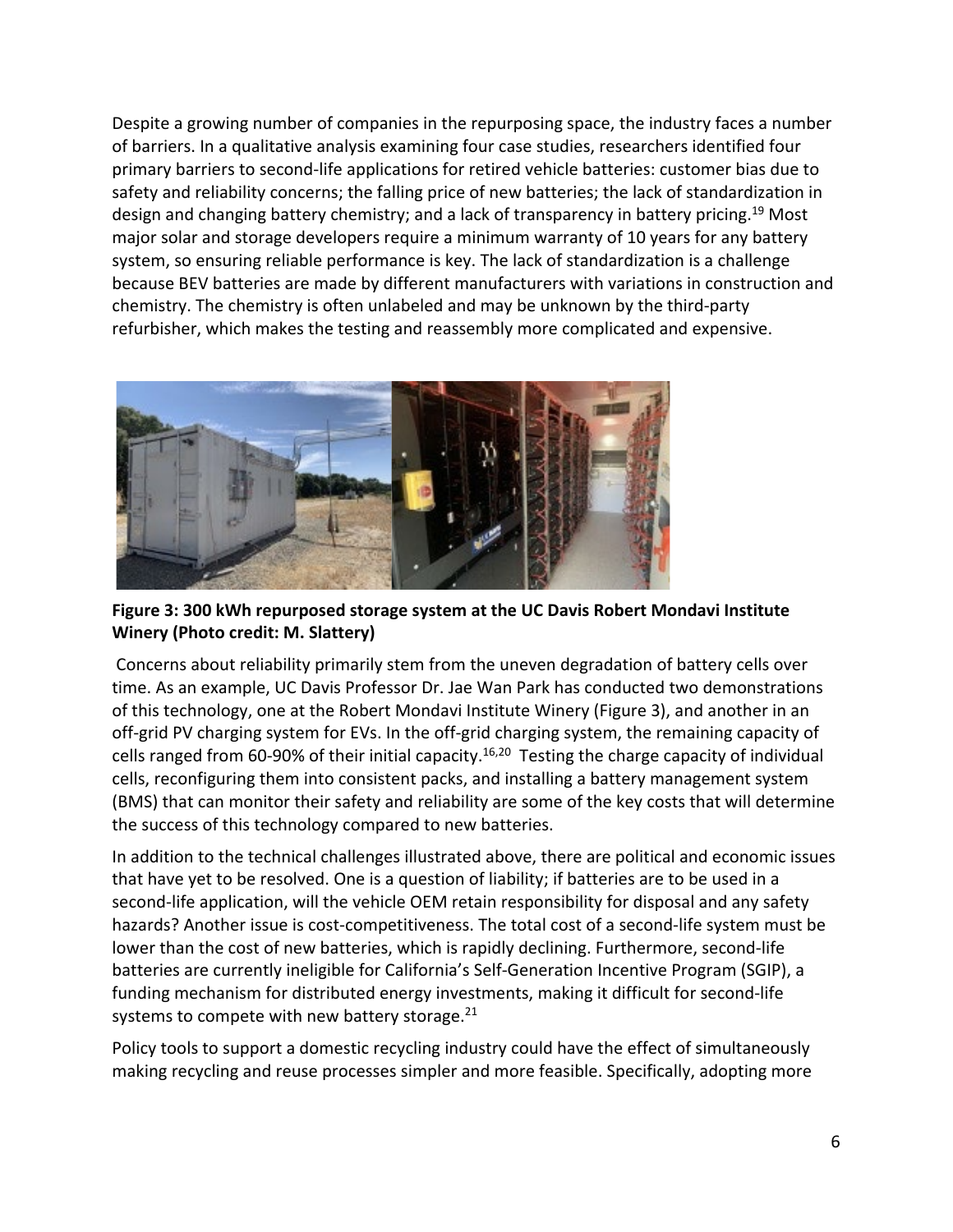Despite a growing number of companies in the repurposing space, the industry faces a number of barriers. In a qualitative analysis examining four case studies, researchers identified four primary barriers to second-life applications for retired vehicle batteries: customer bias due to safety and reliability concerns; the falling price of new batteries; the lack of standardization in design and changing battery chemistry; and a lack of transparency in battery pricing.[19] Most major solar and storage developers require a minimum warranty of 10 years for any battery system, so ensuring reliable performance is key. The lack of standardization is a challenge because BEV batteries are made by different manufacturers with variations in construction and chemistry. The chemistry is often unlabeled and may be unknown by the third-party refurbisher, which makes the testing and reassembly more complicated and expensive.

**Figure 3: 300 kWh repurposed storage system at the UC Davis Robert Mondavi Institute Winery (Photo credit: M. Slattery)**

Concerns about reliability primarily stem from the uneven degradation of battery cells over time. As an example, UC Davis Professor Dr. Jae Wan Park has conducted two demonstrations of this technology, one at the Robert Mondavi Institute Winery (Figure 3), and another in an off-grid PV charging system for EVs. In the off-grid charging system, the remaining capacity of cells ranged from 60-90% of their initial capacity.[16,20] Testing the charge capacity of individual cells, reconfiguring them into consistent packs, and installing a battery management system (BMS) that can monitor their safety and reliability are some of the key costs that will determine the success of this technology compared to new batteries.

In addition to the technical challenges illustrated above, there are political and economic issues that have yet to be resolved. One is a question of liability; if batteries are to be used in a second-life application, will the vehicle OEM retain responsibility for disposal and any safety hazards? Another issue is cost-competitiveness. The total cost of a second-life system must be lower than the cost of new batteries, which is rapidly declining. Furthermore, second-life batteries are currently ineligible for California's Self-Generation Incentive Program (SGIP), a funding mechanism for distributed energy investments, making it difficult for second-life systems to compete with new battery storage.[21]

Policy tools to support a domestic recycling industry could have the effect of simultaneously making recycling and reuse processes simpler and more feasible. Specifically, adopting more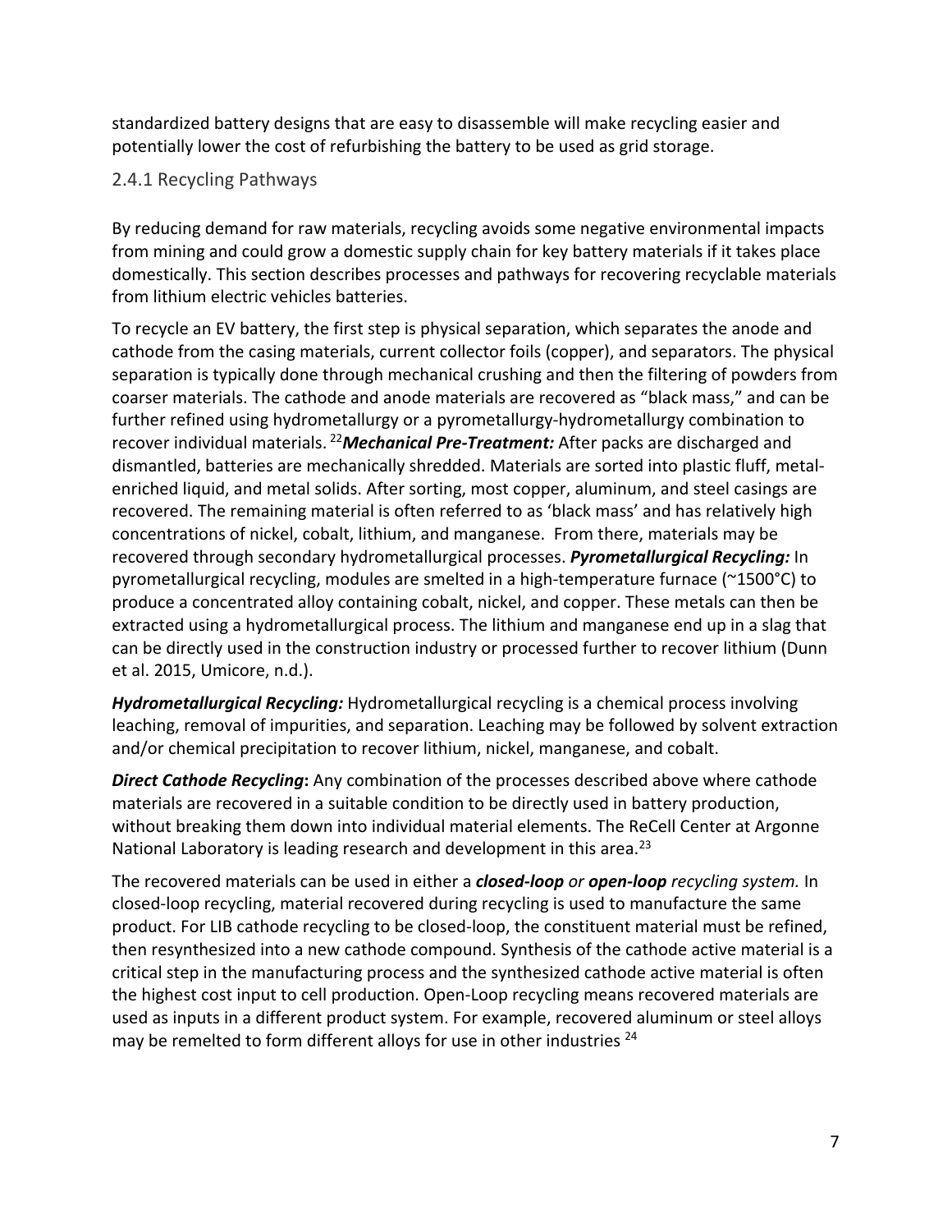standardized battery designs that are easy to disassemble will make recycling easier and potentially lower the cost of refurbishing the battery to be used as grid storage.

### 2.4.1 Recycling Pathways

By reducing demand for raw materials, recycling avoids some negative environmental impacts from mining and could grow a domestic supply chain for key battery materials if it takes place domestically. This section describes processes and pathways for recovering recyclable materials from lithium electric vehicles batteries.

To recycle an EV battery, the first step is physical separation, which separates the anode and cathode from the casing materials, current collector foils (copper), and separators. The physical separation is typically done through mechanical crushing and then the filtering of powders from coarser materials. The cathode and anode materials are recovered as "black mass," and can be further refined using hydrometallurgy or a pyrometallurgy-hydrometallurgy combination to recover individual materials. [22]***Mechanical Pre-Treatment:*** After packs are discharged and dismantled, batteries are mechanically shredded. Materials are sorted into plastic fluff, metal-enriched liquid, and metal solids. After sorting, most copper, aluminum, and steel casings are recovered. The remaining material is often referred to as 'black mass' and has relatively high concentrations of nickel, cobalt, lithium, and manganese. From there, materials may be recovered through secondary hydrometallurgical processes. ***Pyrometallurgical Recycling:*** In pyrometallurgical recycling, modules are smelted in a high-temperature furnace (~1500°C) to produce a concentrated alloy containing cobalt, nickel, and copper. These metals can then be extracted using a hydrometallurgical process. The lithium and manganese end up in a slag that can be directly used in the construction industry or processed further to recover lithium (Dunn et al. 2015, Umicore, n.d.).

***Hydrometallurgical Recycling:*** Hydrometallurgical recycling is a chemical process involving leaching, removal of impurities, and separation. Leaching may be followed by solvent extraction and/or chemical precipitation to recover lithium, nickel, manganese, and cobalt.

***Direct Cathode Recycling*****:** Any combination of the processes described above where cathode materials are recovered in a suitable condition to be directly used in battery production, without breaking them down into individual material elements. The ReCell Center at Argonne National Laboratory is leading research and development in this area.[23]

The recovered materials can be used in either a ***closed-loop*** *or* ***open-loop*** *recycling system.* In closed-loop recycling, material recovered during recycling is used to manufacture the same product. For LIB cathode recycling to be closed-loop, the constituent material must be refined, then resynthesized into a new cathode compound. Synthesis of the cathode active material is a critical step in the manufacturing process and the synthesized cathode active material is often the highest cost input to cell production. Open-Loop recycling means recovered materials are used as inputs in a different product system. For example, recovered aluminum or steel alloys may be remelted to form different alloys for use in other industries [24]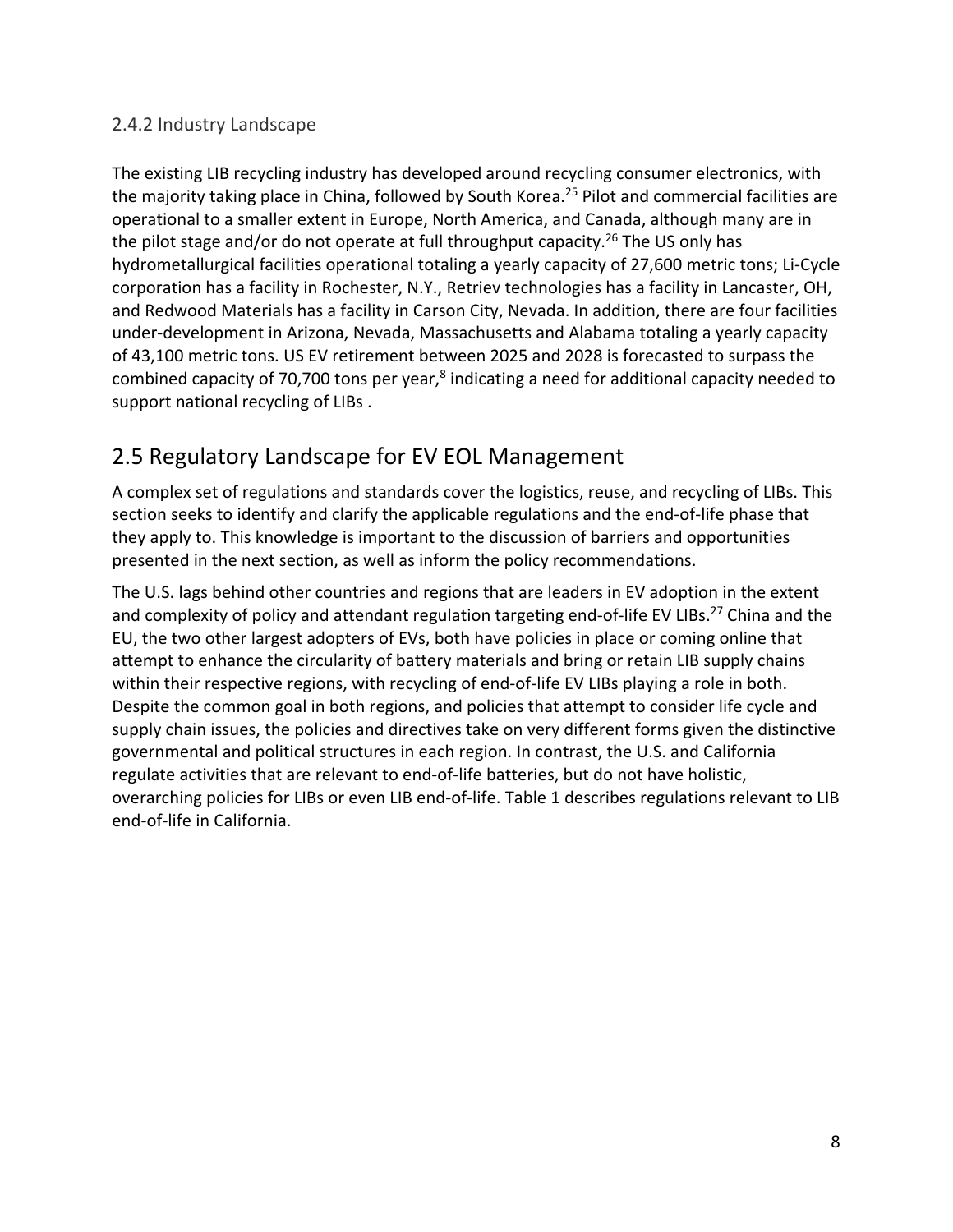### 2.4.2 Industry Landscape

The existing LIB recycling industry has developed around recycling consumer electronics, with the majority taking place in China, followed by South Korea.[25] Pilot and commercial facilities are operational to a smaller extent in Europe, North America, and Canada, although many are in the pilot stage and/or do not operate at full throughput capacity.[26] The US only has hydrometallurgical facilities operational totaling a yearly capacity of 27,600 metric tons; Li-Cycle corporation has a facility in Rochester, N.Y., Retriev technologies has a facility in Lancaster, OH, and Redwood Materials has a facility in Carson City, Nevada. In addition, there are four facilities under-development in Arizona, Nevada, Massachusetts and Alabama totaling a yearly capacity of 43,100 metric tons. US EV retirement between 2025 and 2028 is forecasted to surpass the combined capacity of 70,700 tons per year,[8] indicating a need for additional capacity needed to support national recycling of LIBs .

## 2.5 Regulatory Landscape for EV EOL Management

A complex set of regulations and standards cover the logistics, reuse, and recycling of LIBs. This section seeks to identify and clarify the applicable regulations and the end-of-life phase that they apply to. This knowledge is important to the discussion of barriers and opportunities presented in the next section, as well as inform the policy recommendations.

The U.S. lags behind other countries and regions that are leaders in EV adoption in the extent and complexity of policy and attendant regulation targeting end-of-life EV LIBs.[27] China and the EU, the two other largest adopters of EVs, both have policies in place or coming online that attempt to enhance the circularity of battery materials and bring or retain LIB supply chains within their respective regions, with recycling of end-of-life EV LIBs playing a role in both. Despite the common goal in both regions, and policies that attempt to consider life cycle and supply chain issues, the policies and directives take on very different forms given the distinctive governmental and political structures in each region. In contrast, the U.S. and California regulate activities that are relevant to end-of-life batteries, but do not have holistic, overarching policies for LIBs or even LIB end-of-life. Table 1 describes regulations relevant to LIB end-of-life in California.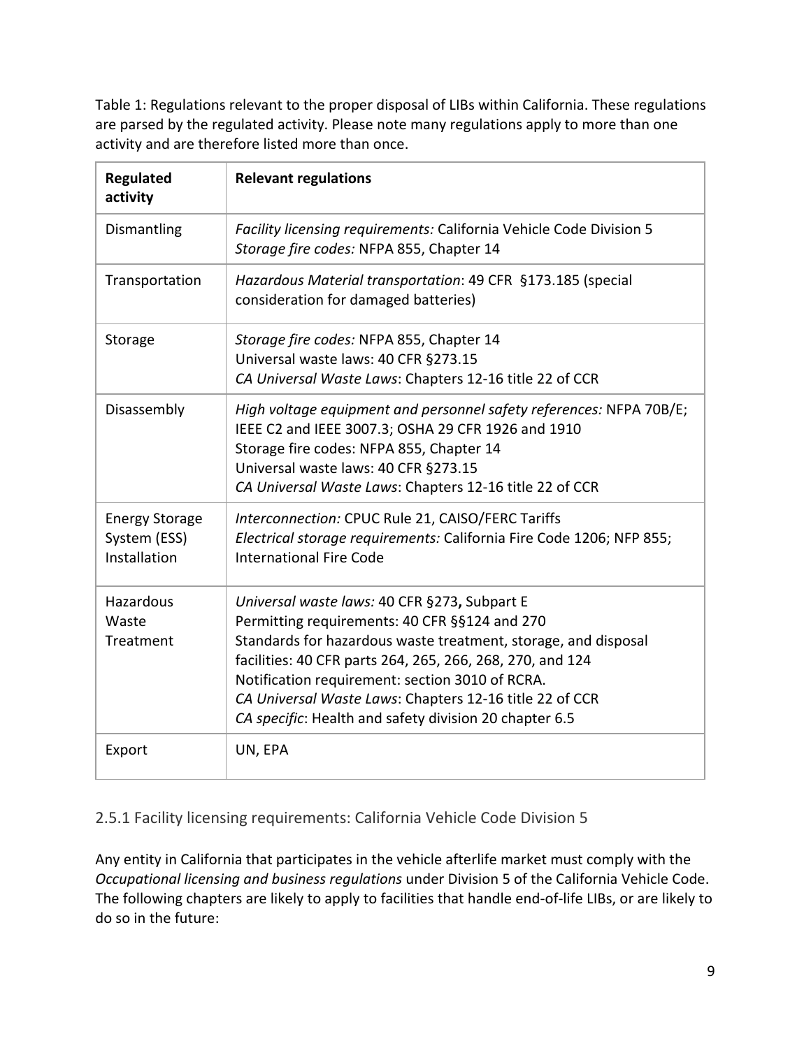Table 1: Regulations relevant to the proper disposal of LIBs within California. These regulations are parsed by the regulated activity. Please note many regulations apply to more than one activity and are therefore listed more than once.

| **Regulated activity** | **Relevant regulations** |
|---|---|
| Dismantling | *Facility licensing requirements:* California Vehicle Code Division 5<br>*Storage fire codes:* NFPA 855, Chapter 14 |
| Transportation | *Hazardous Material transportation*: 49 CFR §173.185 (special consideration for damaged batteries) |
| Storage | *Storage fire codes:* NFPA 855, Chapter 14<br>Universal waste laws: 40 CFR §273.15<br>*CA Universal Waste Laws*: Chapters 12-16 title 22 of CCR |
| Disassembly | *High voltage equipment and personnel safety references:* NFPA 70B/E; IEEE C2 and IEEE 3007.3; OSHA 29 CFR 1926 and 1910<br>Storage fire codes: NFPA 855, Chapter 14<br>Universal waste laws: 40 CFR §273.15<br>*CA Universal Waste Laws*: Chapters 12-16 title 22 of CCR |
| Energy Storage System (ESS) Installation | *Interconnection:* CPUC Rule 21, CAISO/FERC Tariffs<br>*Electrical storage requirements:* California Fire Code 1206; NFP 855; International Fire Code |
| Hazardous Waste Treatment | *Universal waste laws:* 40 CFR §273**,** Subpart E<br>Permitting requirements: 40 CFR §§124 and 270<br>Standards for hazardous waste treatment, storage, and disposal facilities: 40 CFR parts 264, 265, 266, 268, 270, and 124<br>Notification requirement: section 3010 of RCRA.<br>*CA Universal Waste Laws*: Chapters 12-16 title 22 of CCR<br>*CA specific*: Health and safety division 20 chapter 6.5 |
| Export | UN, EPA |

### 2.5.1 Facility licensing requirements: California Vehicle Code Division 5

Any entity in California that participates in the vehicle afterlife market must comply with the *Occupational licensing and business regulations* under Division 5 of the California Vehicle Code. The following chapters are likely to apply to facilities that handle end-of-life LIBs, or are likely to do so in the future: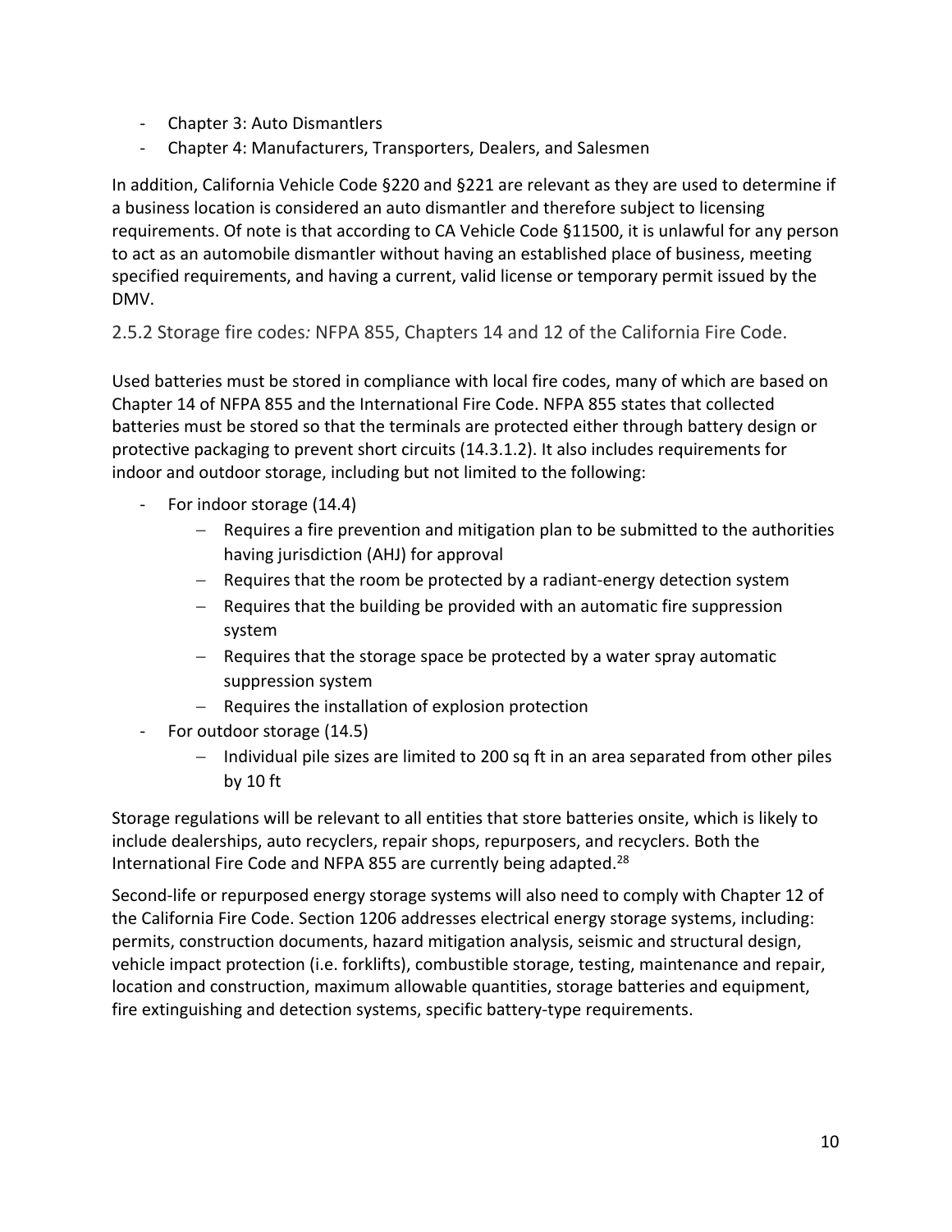- Chapter 3: Auto Dismantlers
- Chapter 4: Manufacturers, Transporters, Dealers, and Salesmen

In addition, California Vehicle Code §220 and §221 are relevant as they are used to determine if a business location is considered an auto dismantler and therefore subject to licensing requirements. Of note is that according to CA Vehicle Code §11500, it is unlawful for any person to act as an automobile dismantler without having an established place of business, meeting specified requirements, and having a current, valid license or temporary permit issued by the DMV.

### 2.5.2 Storage fire codes*:* NFPA 855, Chapters 14 and 12 of the California Fire Code.

Used batteries must be stored in compliance with local fire codes, many of which are based on Chapter 14 of NFPA 855 and the International Fire Code. NFPA 855 states that collected batteries must be stored so that the terminals are protected either through battery design or protective packaging to prevent short circuits (14.3.1.2). It also includes requirements for indoor and outdoor storage, including but not limited to the following:

- For indoor storage (14.4)
  - Requires a fire prevention and mitigation plan to be submitted to the authorities having jurisdiction (AHJ) for approval
  - Requires that the room be protected by a radiant-energy detection system
  - Requires that the building be provided with an automatic fire suppression system
  - Requires that the storage space be protected by a water spray automatic suppression system
  - Requires the installation of explosion protection
- For outdoor storage (14.5)
  - Individual pile sizes are limited to 200 sq ft in an area separated from other piles by 10 ft

Storage regulations will be relevant to all entities that store batteries onsite, which is likely to include dealerships, auto recyclers, repair shops, repurposers, and recyclers. Both the International Fire Code and NFPA 855 are currently being adapted.[28]

Second-life or repurposed energy storage systems will also need to comply with Chapter 12 of the California Fire Code. Section 1206 addresses electrical energy storage systems, including: permits, construction documents, hazard mitigation analysis, seismic and structural design, vehicle impact protection (i.e. forklifts), combustible storage, testing, maintenance and repair, location and construction, maximum allowable quantities, storage batteries and equipment, fire extinguishing and detection systems, specific battery-type requirements.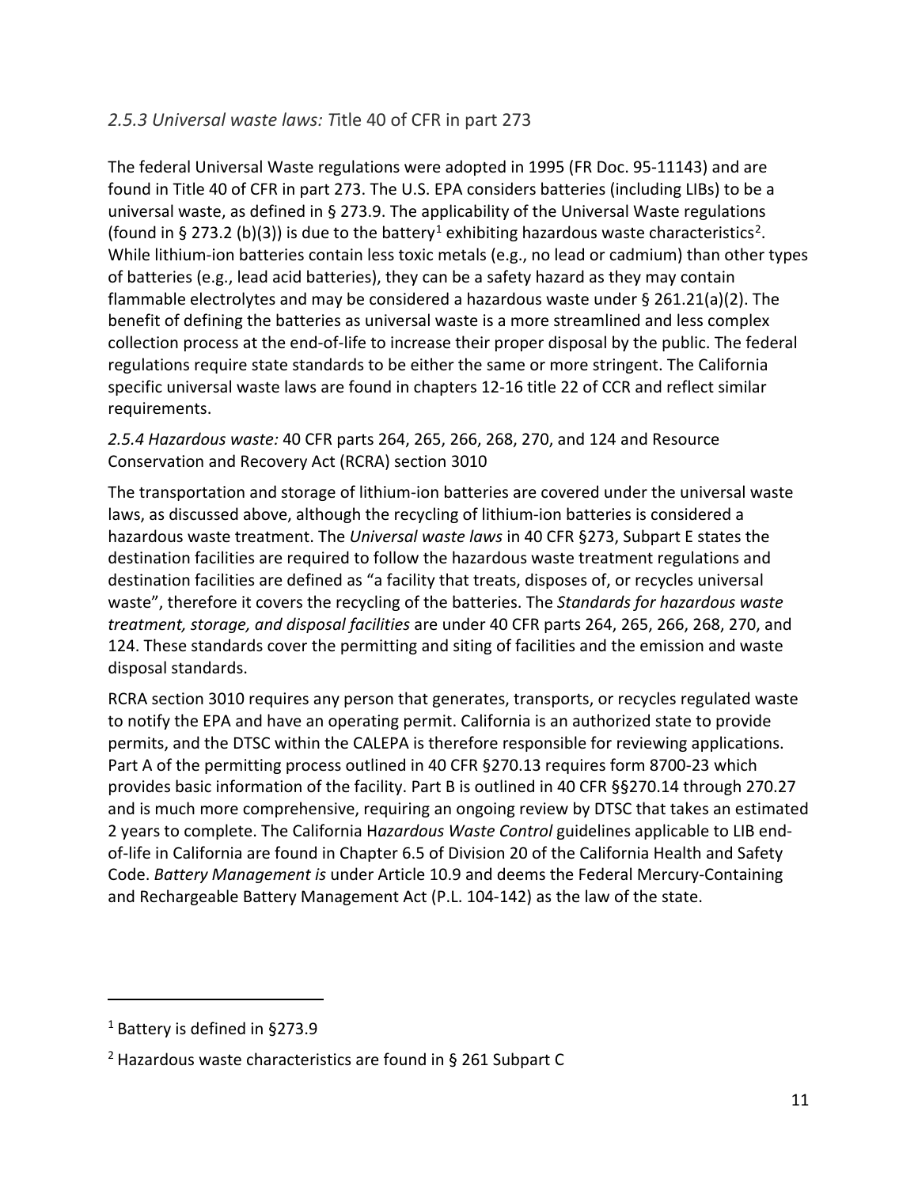### *2.5.3 Universal waste laws: T*itle 40 of CFR in part 273

The federal Universal Waste regulations were adopted in 1995 (FR Doc. 95-11143) and are found in Title 40 of CFR in part 273. The U.S. EPA considers batteries (including LIBs) to be a universal waste, as defined in § 273.9. The applicability of the Universal Waste regulations (found in § 273.2 (b)(3)) is due to the battery[1] exhibiting hazardous waste characteristics[2]. While lithium-ion batteries contain less toxic metals (e.g., no lead or cadmium) than other types of batteries (e.g., lead acid batteries), they can be a safety hazard as they may contain flammable electrolytes and may be considered a hazardous waste under § 261.21(a)(2). The benefit of defining the batteries as universal waste is a more streamlined and less complex collection process at the end-of-life to increase their proper disposal by the public. The federal regulations require state standards to be either the same or more stringent. The California specific universal waste laws are found in chapters 12-16 title 22 of CCR and reflect similar requirements.

### *2.5.4 Hazardous waste:* 40 CFR parts 264, 265, 266, 268, 270, and 124 and Resource Conservation and Recovery Act (RCRA) section 3010

The transportation and storage of lithium-ion batteries are covered under the universal waste laws, as discussed above, although the recycling of lithium-ion batteries is considered a hazardous waste treatment. The *Universal waste laws* in 40 CFR §273, Subpart E states the destination facilities are required to follow the hazardous waste treatment regulations and destination facilities are defined as "a facility that treats, disposes of, or recycles universal waste", therefore it covers the recycling of the batteries. The *Standards for hazardous waste treatment, storage, and disposal facilities* are under 40 CFR parts 264, 265, 266, 268, 270, and 124. These standards cover the permitting and siting of facilities and the emission and waste disposal standards.

RCRA section 3010 requires any person that generates, transports, or recycles regulated waste to notify the EPA and have an operating permit. California is an authorized state to provide permits, and the DTSC within the CALEPA is therefore responsible for reviewing applications. Part A of the permitting process outlined in 40 CFR §270.13 requires form 8700-23 which provides basic information of the facility. Part B is outlined in 40 CFR §§270.14 through 270.27 and is much more comprehensive, requiring an ongoing review by DTSC that takes an estimated 2 years to complete. The California H*azardous Waste Control* guidelines applicable to LIB end-of-life in California are found in Chapter 6.5 of Division 20 of the California Health and Safety Code. *Battery Management is* under Article 10.9 and deems the Federal Mercury-Containing and Rechargeable Battery Management Act (P.L. 104-142) as the law of the state.

---

[1] Battery is defined in §273.9

[2] Hazardous waste characteristics are found in § 261 Subpart C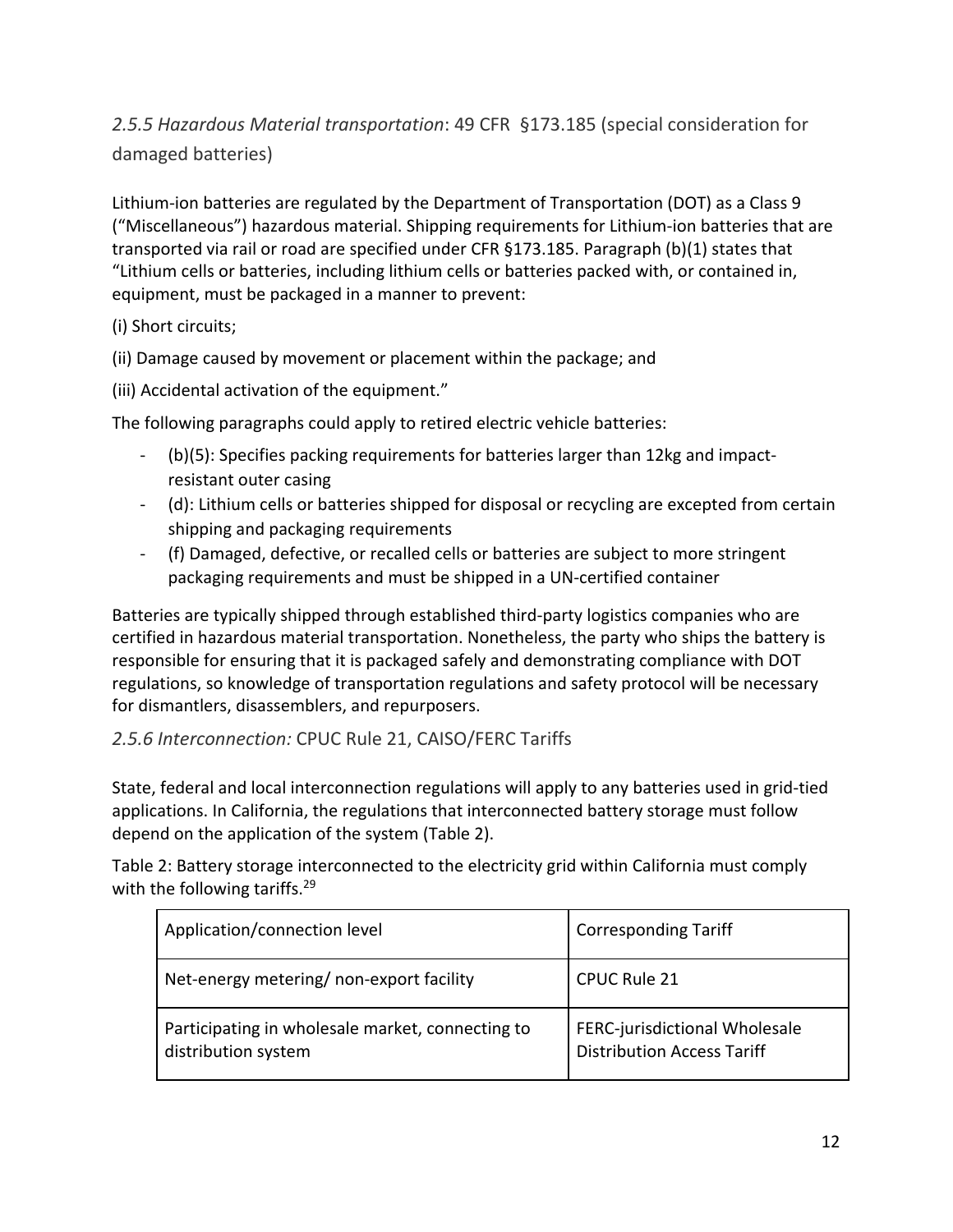### *2.5.5 Hazardous Material transportation*: 49 CFR §173.185 (special consideration for damaged batteries)

Lithium-ion batteries are regulated by the Department of Transportation (DOT) as a Class 9 ("Miscellaneous") hazardous material. Shipping requirements for Lithium-ion batteries that are transported via rail or road are specified under CFR §173.185. Paragraph (b)(1) states that "Lithium cells or batteries, including lithium cells or batteries packed with, or contained in, equipment, must be packaged in a manner to prevent:

(i) Short circuits;

(ii) Damage caused by movement or placement within the package; and

(iii) Accidental activation of the equipment."

The following paragraphs could apply to retired electric vehicle batteries:

- (b)(5): Specifies packing requirements for batteries larger than 12kg and impact-resistant outer casing
- (d): Lithium cells or batteries shipped for disposal or recycling are excepted from certain shipping and packaging requirements
- (f) Damaged, defective, or recalled cells or batteries are subject to more stringent packaging requirements and must be shipped in a UN-certified container

Batteries are typically shipped through established third-party logistics companies who are certified in hazardous material transportation. Nonetheless, the party who ships the battery is responsible for ensuring that it is packaged safely and demonstrating compliance with DOT regulations, so knowledge of transportation regulations and safety protocol will be necessary for dismantlers, disassemblers, and repurposers.

### *2.5.6 Interconnection:* CPUC Rule 21, CAISO/FERC Tariffs

State, federal and local interconnection regulations will apply to any batteries used in grid-tied applications. In California, the regulations that interconnected battery storage must follow depend on the application of the system (Table 2).

Table 2: Battery storage interconnected to the electricity grid within California must comply with the following tariffs.[29]

| Application/connection level | Corresponding Tariff |
|---|---|
| Net-energy metering/ non-export facility | CPUC Rule 21 |
| Participating in wholesale market, connecting to distribution system | FERC-jurisdictional Wholesale Distribution Access Tariff |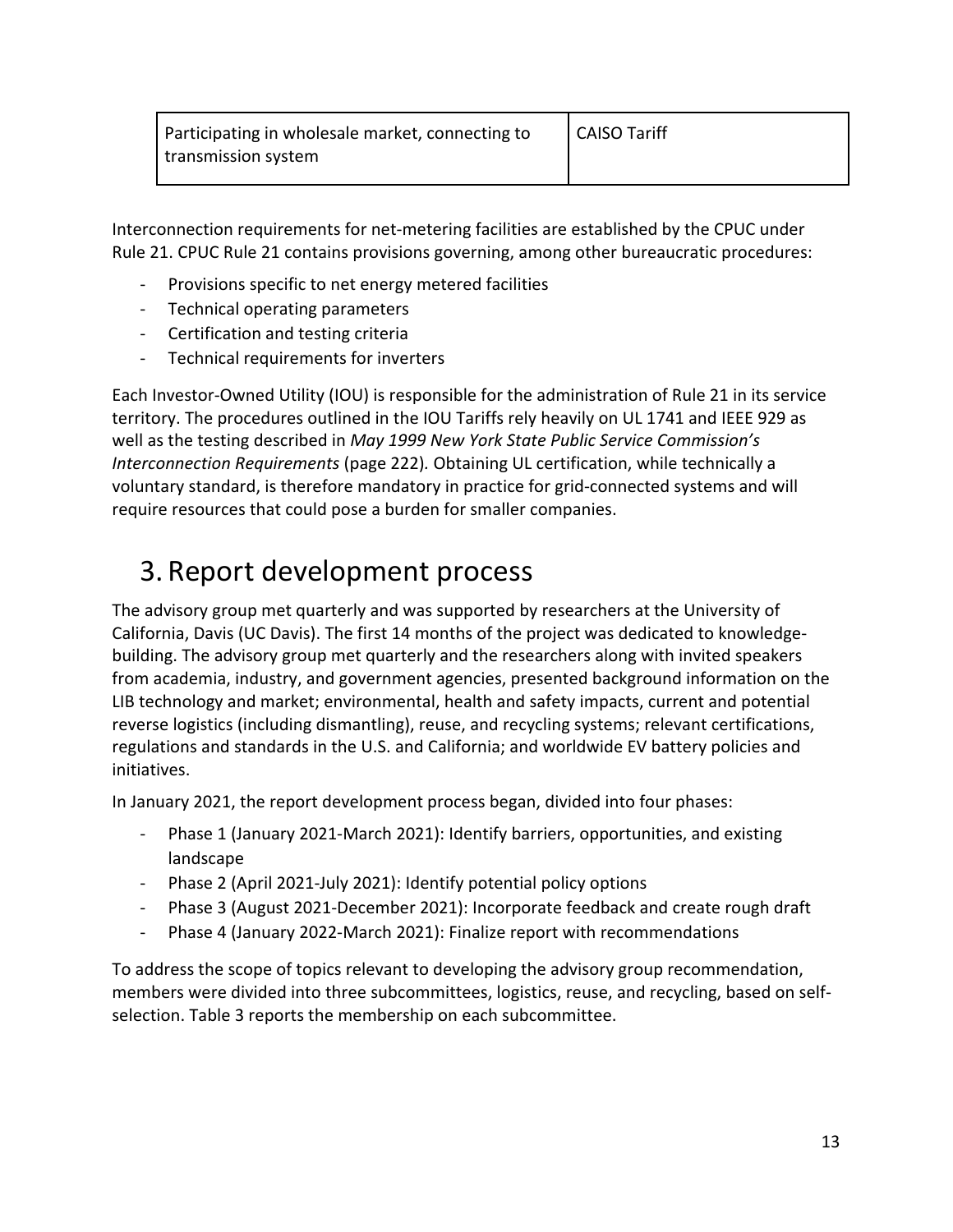| Participating in wholesale market, connecting to transmission system | CAISO Tariff |
|---|---|

Interconnection requirements for net-metering facilities are established by the CPUC under Rule 21. CPUC Rule 21 contains provisions governing, among other bureaucratic procedures:

- Provisions specific to net energy metered facilities
- Technical operating parameters
- Certification and testing criteria
- Technical requirements for inverters

Each Investor-Owned Utility (IOU) is responsible for the administration of Rule 21 in its service territory. The procedures outlined in the IOU Tariffs rely heavily on UL 1741 and IEEE 929 as well as the testing described in *May 1999 New York State Public Service Commission's Interconnection Requirements* (page 222). Obtaining UL certification, while technically a voluntary standard, is therefore mandatory in practice for grid-connected systems and will require resources that could pose a burden for smaller companies.

# 3. Report development process

The advisory group met quarterly and was supported by researchers at the University of California, Davis (UC Davis). The first 14 months of the project was dedicated to knowledge-building. The advisory group met quarterly and the researchers along with invited speakers from academia, industry, and government agencies, presented background information on the LIB technology and market; environmental, health and safety impacts, current and potential reverse logistics (including dismantling), reuse, and recycling systems; relevant certifications, regulations and standards in the U.S. and California; and worldwide EV battery policies and initiatives.

In January 2021, the report development process began, divided into four phases:

- Phase 1 (January 2021-March 2021): Identify barriers, opportunities, and existing landscape
- Phase 2 (April 2021-July 2021): Identify potential policy options
- Phase 3 (August 2021-December 2021): Incorporate feedback and create rough draft
- Phase 4 (January 2022-March 2021): Finalize report with recommendations

To address the scope of topics relevant to developing the advisory group recommendation, members were divided into three subcommittees, logistics, reuse, and recycling, based on self-selection. Table 3 reports the membership on each subcommittee.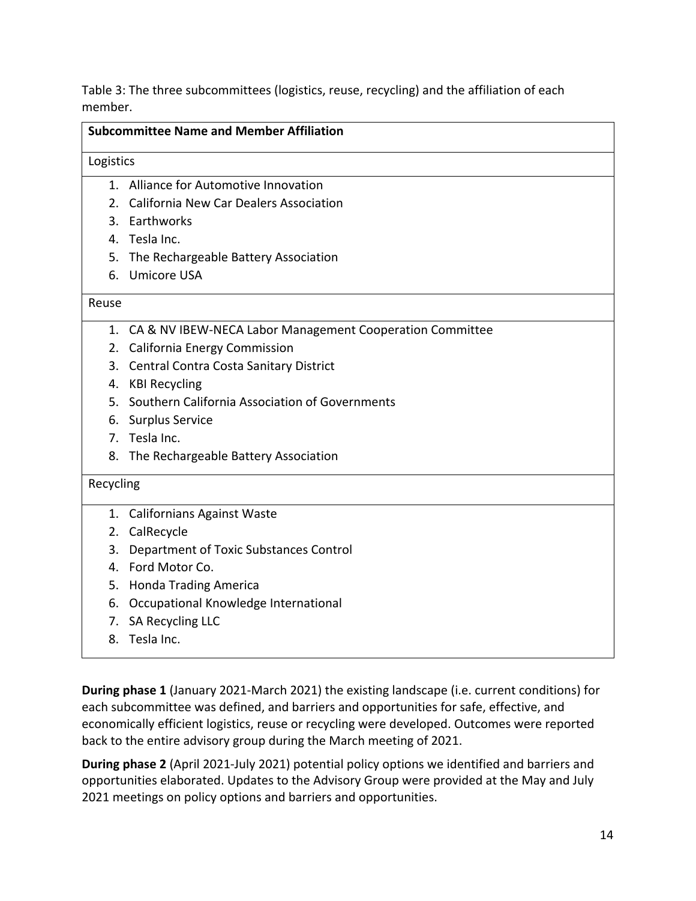Table 3: The three subcommittees (logistics, reuse, recycling) and the affiliation of each member.

| Subcommittee Name and Member Affiliation |
|---|
| Logistics |
| 1. Alliance for Automotive Innovation<br>2. California New Car Dealers Association<br>3. Earthworks<br>4. Tesla Inc.<br>5. The Rechargeable Battery Association<br>6. Umicore USA |
| Reuse |
| 1. CA & NV IBEW-NECA Labor Management Cooperation Committee<br>2. California Energy Commission<br>3. Central Contra Costa Sanitary District<br>4. KBI Recycling<br>5. Southern California Association of Governments<br>6. Surplus Service<br>7. Tesla Inc.<br>8. The Rechargeable Battery Association |
| Recycling |
| 1. Californians Against Waste<br>2. CalRecycle<br>3. Department of Toxic Substances Control<br>4. Ford Motor Co.<br>5. Honda Trading America<br>6. Occupational Knowledge International<br>7. SA Recycling LLC<br>8. Tesla Inc. |

**During phase 1** (January 2021-March 2021) the existing landscape (i.e. current conditions) for each subcommittee was defined, and barriers and opportunities for safe, effective, and economically efficient logistics, reuse or recycling were developed. Outcomes were reported back to the entire advisory group during the March meeting of 2021.

**During phase 2** (April 2021-July 2021) potential policy options we identified and barriers and opportunities elaborated. Updates to the Advisory Group were provided at the May and July 2021 meetings on policy options and barriers and opportunities.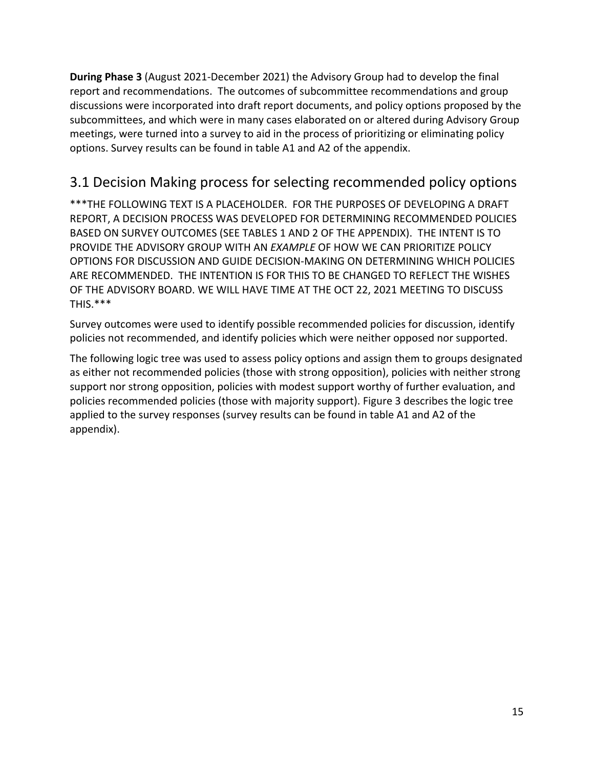**During Phase 3** (August 2021-December 2021) the Advisory Group had to develop the final report and recommendations. The outcomes of subcommittee recommendations and group discussions were incorporated into draft report documents, and policy options proposed by the subcommittees, and which were in many cases elaborated on or altered during Advisory Group meetings, were turned into a survey to aid in the process of prioritizing or eliminating policy options. Survey results can be found in table A1 and A2 of the appendix.

## 3.1 Decision Making process for selecting recommended policy options

***THE FOLLOWING TEXT IS A PLACEHOLDER. FOR THE PURPOSES OF DEVELOPING A DRAFT REPORT, A DECISION PROCESS WAS DEVELOPED FOR DETERMINING RECOMMENDED POLICIES BASED ON SURVEY OUTCOMES (SEE TABLES 1 AND 2 OF THE APPENDIX). THE INTENT IS TO PROVIDE THE ADVISORY GROUP WITH AN *EXAMPLE* OF HOW WE CAN PRIORITIZE POLICY OPTIONS FOR DISCUSSION AND GUIDE DECISION-MAKING ON DETERMINING WHICH POLICIES ARE RECOMMENDED. THE INTENTION IS FOR THIS TO BE CHANGED TO REFLECT THE WISHES OF THE ADVISORY BOARD. WE WILL HAVE TIME AT THE OCT 22, 2021 MEETING TO DISCUSS THIS.***

Survey outcomes were used to identify possible recommended policies for discussion, identify policies not recommended, and identify policies which were neither opposed nor supported.

The following logic tree was used to assess policy options and assign them to groups designated as either not recommended policies (those with strong opposition), policies with neither strong support nor strong opposition, policies with modest support worthy of further evaluation, and policies recommended policies (those with majority support). Figure 3 describes the logic tree applied to the survey responses (survey results can be found in table A1 and A2 of the appendix).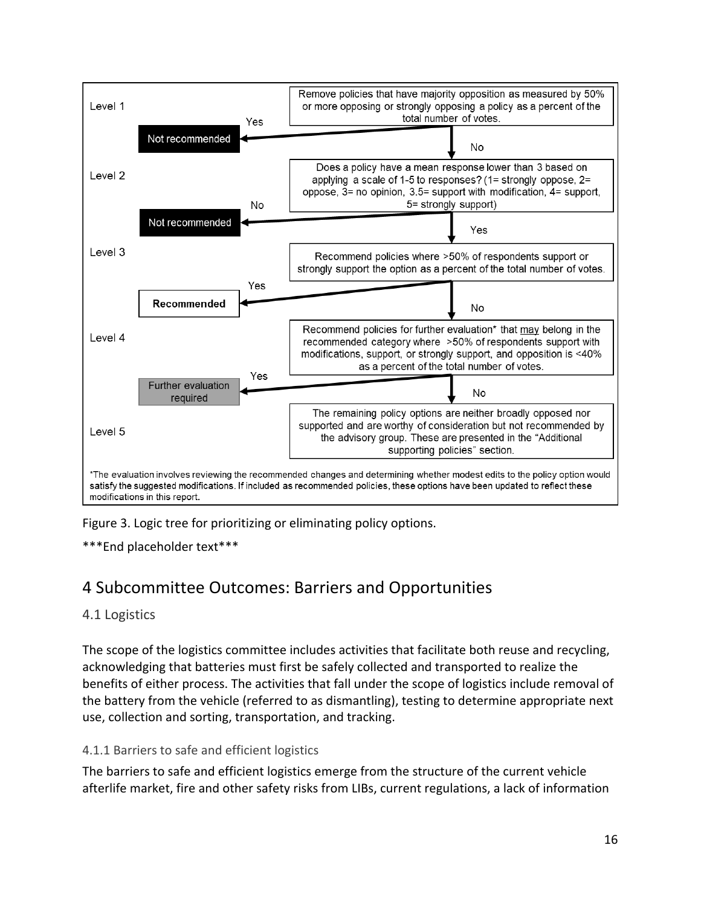Level 1

Remove policies that have majority opposition as measured by 50% or more opposing or strongly opposing a policy as a percent of the total number of votes.

Yes → **Not recommended**

No ↓

Level 2

Does a policy have a mean response lower than 3 based on applying a scale of 1-5 to responses? (1= strongly oppose, 2= oppose, 3= no opinion, 3.5= support with modification, 4= support, 5= strongly support)

No → **Not recommended**

Yes ↓

Level 3

Recommend policies where >50% of respondents support or strongly support the option as a percent of the total number of votes.

Yes → **Recommended**

No ↓

Level 4

Recommend policies for further evaluation* that may belong in the recommended category where >50% of respondents support with modifications, support, or strongly support, and opposition is <40% as a percent of the total number of votes.

Yes → Further evaluation required

No ↓

Level 5

The remaining policy options are neither broadly opposed nor supported and are worthy of consideration but not recommended by the advisory group. These are presented in the "Additional supporting policies" section.

*The evaluation involves reviewing the recommended changes and determining whether modest edits to the policy option would satisfy the suggested modifications. If included as recommended policies, these options have been updated to reflect these modifications in this report.

Figure 3. Logic tree for prioritizing or eliminating policy options.

***End placeholder text***

# 4 Subcommittee Outcomes: Barriers and Opportunities

## 4.1 Logistics

The scope of the logistics committee includes activities that facilitate both reuse and recycling, acknowledging that batteries must first be safely collected and transported to realize the benefits of either process. The activities that fall under the scope of logistics include removal of the battery from the vehicle (referred to as dismantling), testing to determine appropriate next use, collection and sorting, transportation, and tracking.

### 4.1.1 Barriers to safe and efficient logistics

The barriers to safe and efficient logistics emerge from the structure of the current vehicle afterlife market, fire and other safety risks from LIBs, current regulations, a lack of information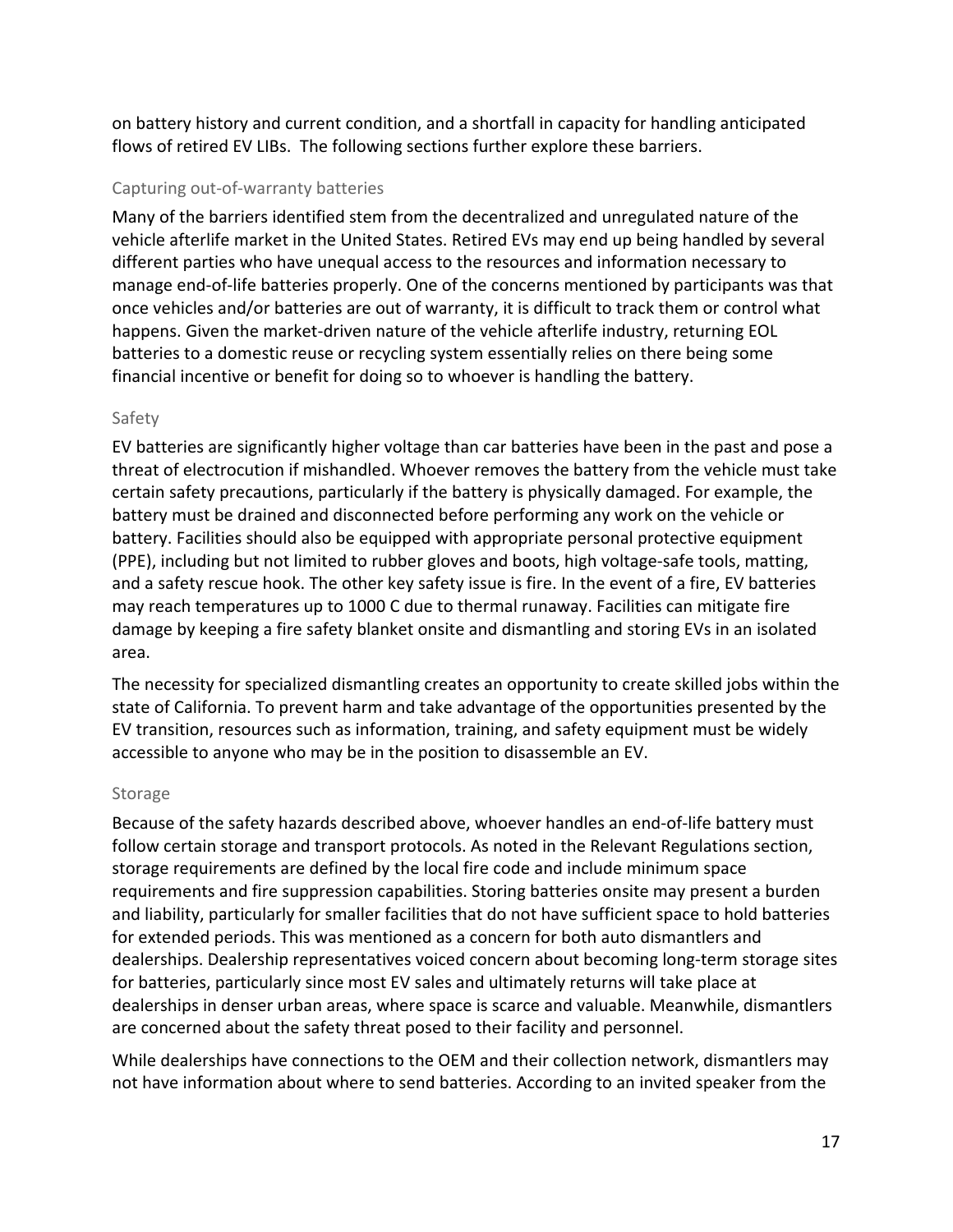on battery history and current condition, and a shortfall in capacity for handling anticipated flows of retired EV LIBs. The following sections further explore these barriers.

### Capturing out-of-warranty batteries

Many of the barriers identified stem from the decentralized and unregulated nature of the vehicle afterlife market in the United States. Retired EVs may end up being handled by several different parties who have unequal access to the resources and information necessary to manage end-of-life batteries properly. One of the concerns mentioned by participants was that once vehicles and/or batteries are out of warranty, it is difficult to track them or control what happens. Given the market-driven nature of the vehicle afterlife industry, returning EOL batteries to a domestic reuse or recycling system essentially relies on there being some financial incentive or benefit for doing so to whoever is handling the battery.

### Safety

EV batteries are significantly higher voltage than car batteries have been in the past and pose a threat of electrocution if mishandled. Whoever removes the battery from the vehicle must take certain safety precautions, particularly if the battery is physically damaged. For example, the battery must be drained and disconnected before performing any work on the vehicle or battery. Facilities should also be equipped with appropriate personal protective equipment (PPE), including but not limited to rubber gloves and boots, high voltage-safe tools, matting, and a safety rescue hook. The other key safety issue is fire. In the event of a fire, EV batteries may reach temperatures up to 1000 C due to thermal runaway. Facilities can mitigate fire damage by keeping a fire safety blanket onsite and dismantling and storing EVs in an isolated area.

The necessity for specialized dismantling creates an opportunity to create skilled jobs within the state of California. To prevent harm and take advantage of the opportunities presented by the EV transition, resources such as information, training, and safety equipment must be widely accessible to anyone who may be in the position to disassemble an EV.

### Storage

Because of the safety hazards described above, whoever handles an end-of-life battery must follow certain storage and transport protocols. As noted in the Relevant Regulations section, storage requirements are defined by the local fire code and include minimum space requirements and fire suppression capabilities. Storing batteries onsite may present a burden and liability, particularly for smaller facilities that do not have sufficient space to hold batteries for extended periods. This was mentioned as a concern for both auto dismantlers and dealerships. Dealership representatives voiced concern about becoming long-term storage sites for batteries, particularly since most EV sales and ultimately returns will take place at dealerships in denser urban areas, where space is scarce and valuable. Meanwhile, dismantlers are concerned about the safety threat posed to their facility and personnel.

While dealerships have connections to the OEM and their collection network, dismantlers may not have information about where to send batteries. According to an invited speaker from the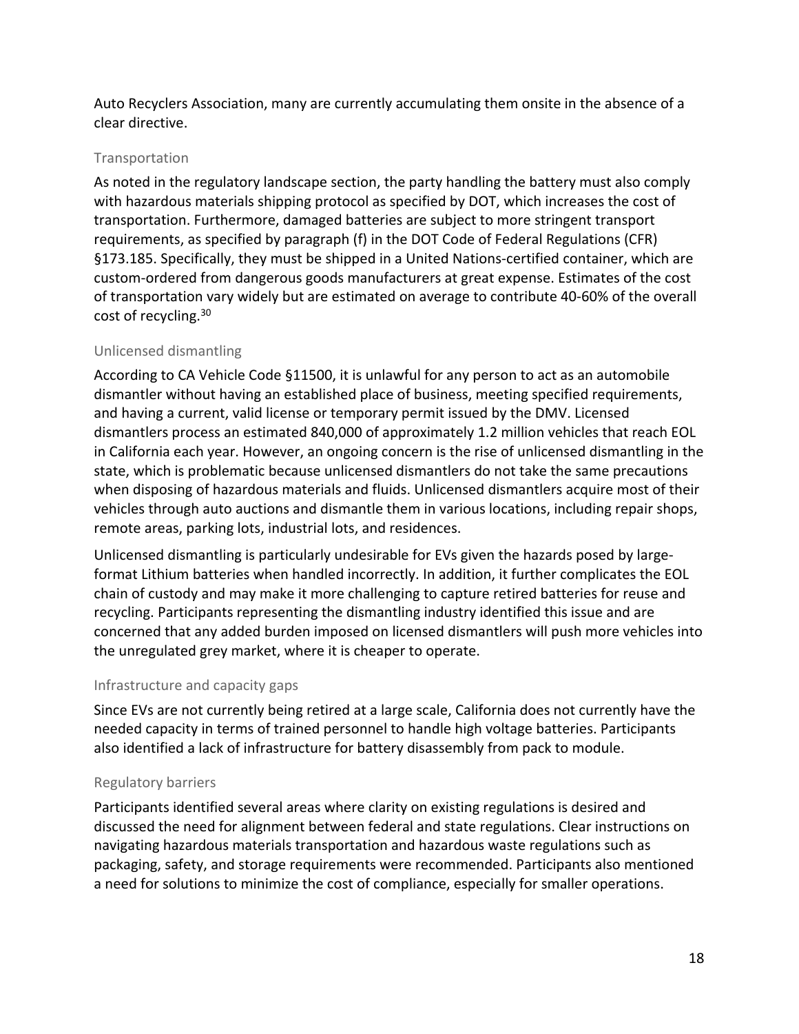Auto Recyclers Association, many are currently accumulating them onsite in the absence of a clear directive.

### Transportation

As noted in the regulatory landscape section, the party handling the battery must also comply with hazardous materials shipping protocol as specified by DOT, which increases the cost of transportation. Furthermore, damaged batteries are subject to more stringent transport requirements, as specified by paragraph (f) in the DOT Code of Federal Regulations (CFR) §173.185. Specifically, they must be shipped in a United Nations-certified container, which are custom-ordered from dangerous goods manufacturers at great expense. Estimates of the cost of transportation vary widely but are estimated on average to contribute 40-60% of the overall cost of recycling.[30]

### Unlicensed dismantling

According to CA Vehicle Code §11500, it is unlawful for any person to act as an automobile dismantler without having an established place of business, meeting specified requirements, and having a current, valid license or temporary permit issued by the DMV. Licensed dismantlers process an estimated 840,000 of approximately 1.2 million vehicles that reach EOL in California each year. However, an ongoing concern is the rise of unlicensed dismantling in the state, which is problematic because unlicensed dismantlers do not take the same precautions when disposing of hazardous materials and fluids. Unlicensed dismantlers acquire most of their vehicles through auto auctions and dismantle them in various locations, including repair shops, remote areas, parking lots, industrial lots, and residences.

Unlicensed dismantling is particularly undesirable for EVs given the hazards posed by large-format Lithium batteries when handled incorrectly. In addition, it further complicates the EOL chain of custody and may make it more challenging to capture retired batteries for reuse and recycling. Participants representing the dismantling industry identified this issue and are concerned that any added burden imposed on licensed dismantlers will push more vehicles into the unregulated grey market, where it is cheaper to operate.

### Infrastructure and capacity gaps

Since EVs are not currently being retired at a large scale, California does not currently have the needed capacity in terms of trained personnel to handle high voltage batteries. Participants also identified a lack of infrastructure for battery disassembly from pack to module.

### Regulatory barriers

Participants identified several areas where clarity on existing regulations is desired and discussed the need for alignment between federal and state regulations. Clear instructions on navigating hazardous materials transportation and hazardous waste regulations such as packaging, safety, and storage requirements were recommended. Participants also mentioned a need for solutions to minimize the cost of compliance, especially for smaller operations.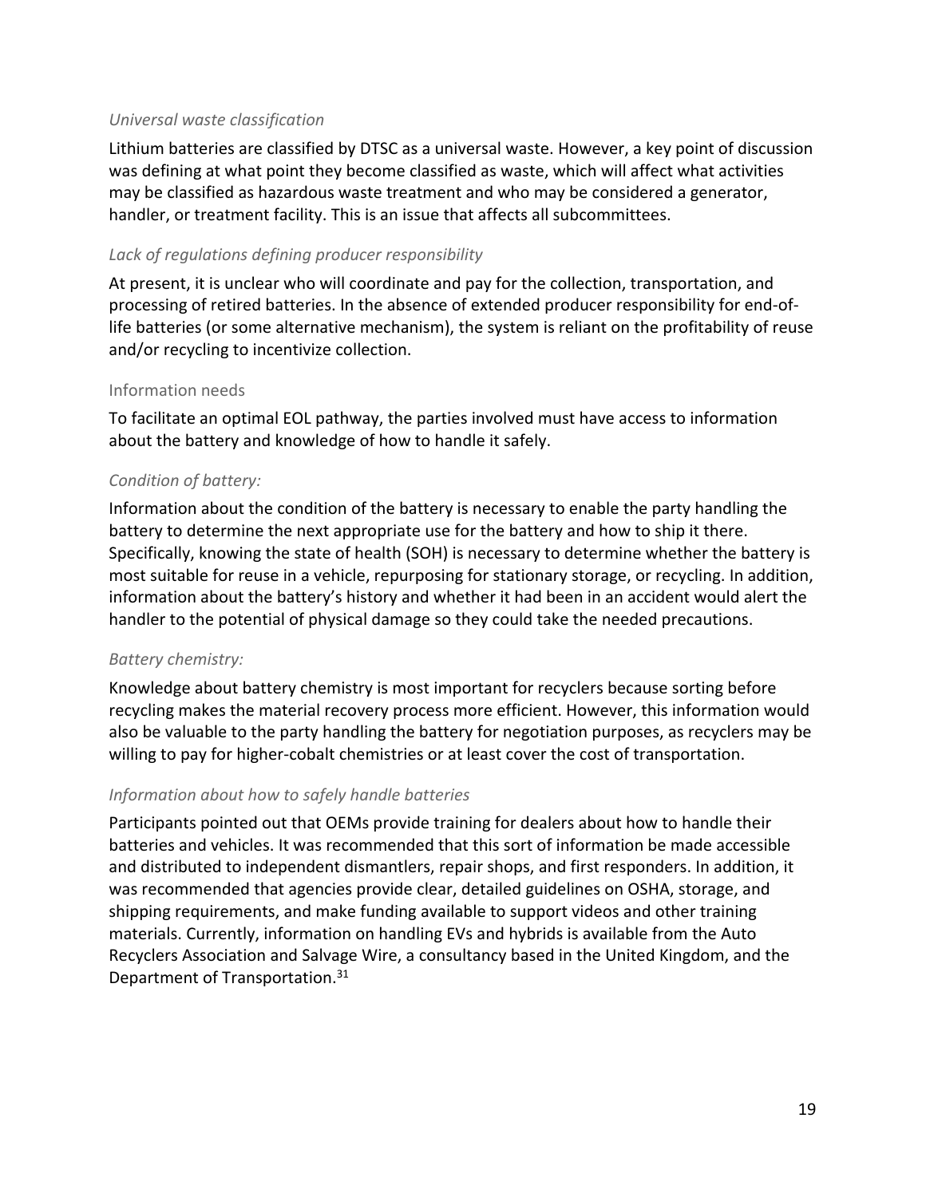*Universal waste classification*

Lithium batteries are classified by DTSC as a universal waste. However, a key point of discussion was defining at what point they become classified as waste, which will affect what activities may be classified as hazardous waste treatment and who may be considered a generator, handler, or treatment facility. This is an issue that affects all subcommittees.

*Lack of regulations defining producer responsibility*

At present, it is unclear who will coordinate and pay for the collection, transportation, and processing of retired batteries. In the absence of extended producer responsibility for end-of-life batteries (or some alternative mechanism), the system is reliant on the profitability of reuse and/or recycling to incentivize collection.

### Information needs

To facilitate an optimal EOL pathway, the parties involved must have access to information about the battery and knowledge of how to handle it safely.

*Condition of battery:*

Information about the condition of the battery is necessary to enable the party handling the battery to determine the next appropriate use for the battery and how to ship it there. Specifically, knowing the state of health (SOH) is necessary to determine whether the battery is most suitable for reuse in a vehicle, repurposing for stationary storage, or recycling. In addition, information about the battery's history and whether it had been in an accident would alert the handler to the potential of physical damage so they could take the needed precautions.

*Battery chemistry:*

Knowledge about battery chemistry is most important for recyclers because sorting before recycling makes the material recovery process more efficient. However, this information would also be valuable to the party handling the battery for negotiation purposes, as recyclers may be willing to pay for higher-cobalt chemistries or at least cover the cost of transportation.

*Information about how to safely handle batteries*

Participants pointed out that OEMs provide training for dealers about how to handle their batteries and vehicles. It was recommended that this sort of information be made accessible and distributed to independent dismantlers, repair shops, and first responders. In addition, it was recommended that agencies provide clear, detailed guidelines on OSHA, storage, and shipping requirements, and make funding available to support videos and other training materials. Currently, information on handling EVs and hybrids is available from the Auto Recyclers Association and Salvage Wire, a consultancy based in the United Kingdom, and the Department of Transportation.[31]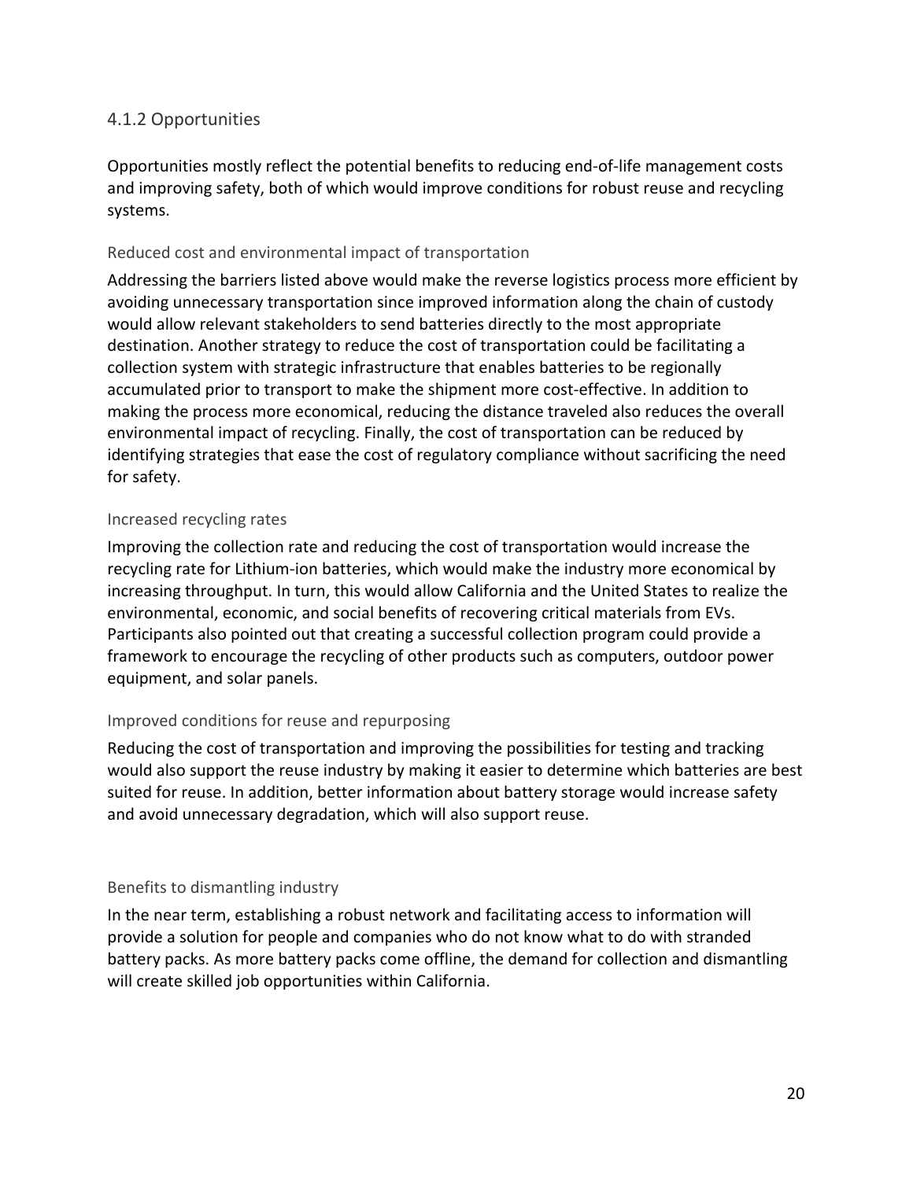### 4.1.2 Opportunities

Opportunities mostly reflect the potential benefits to reducing end-of-life management costs and improving safety, both of which would improve conditions for robust reuse and recycling systems.

#### Reduced cost and environmental impact of transportation

Addressing the barriers listed above would make the reverse logistics process more efficient by avoiding unnecessary transportation since improved information along the chain of custody would allow relevant stakeholders to send batteries directly to the most appropriate destination. Another strategy to reduce the cost of transportation could be facilitating a collection system with strategic infrastructure that enables batteries to be regionally accumulated prior to transport to make the shipment more cost-effective. In addition to making the process more economical, reducing the distance traveled also reduces the overall environmental impact of recycling. Finally, the cost of transportation can be reduced by identifying strategies that ease the cost of regulatory compliance without sacrificing the need for safety.

#### Increased recycling rates

Improving the collection rate and reducing the cost of transportation would increase the recycling rate for Lithium-ion batteries, which would make the industry more economical by increasing throughput. In turn, this would allow California and the United States to realize the environmental, economic, and social benefits of recovering critical materials from EVs. Participants also pointed out that creating a successful collection program could provide a framework to encourage the recycling of other products such as computers, outdoor power equipment, and solar panels.

#### Improved conditions for reuse and repurposing

Reducing the cost of transportation and improving the possibilities for testing and tracking would also support the reuse industry by making it easier to determine which batteries are best suited for reuse. In addition, better information about battery storage would increase safety and avoid unnecessary degradation, which will also support reuse.

#### Benefits to dismantling industry

In the near term, establishing a robust network and facilitating access to information will provide a solution for people and companies who do not know what to do with stranded battery packs. As more battery packs come offline, the demand for collection and dismantling will create skilled job opportunities within California.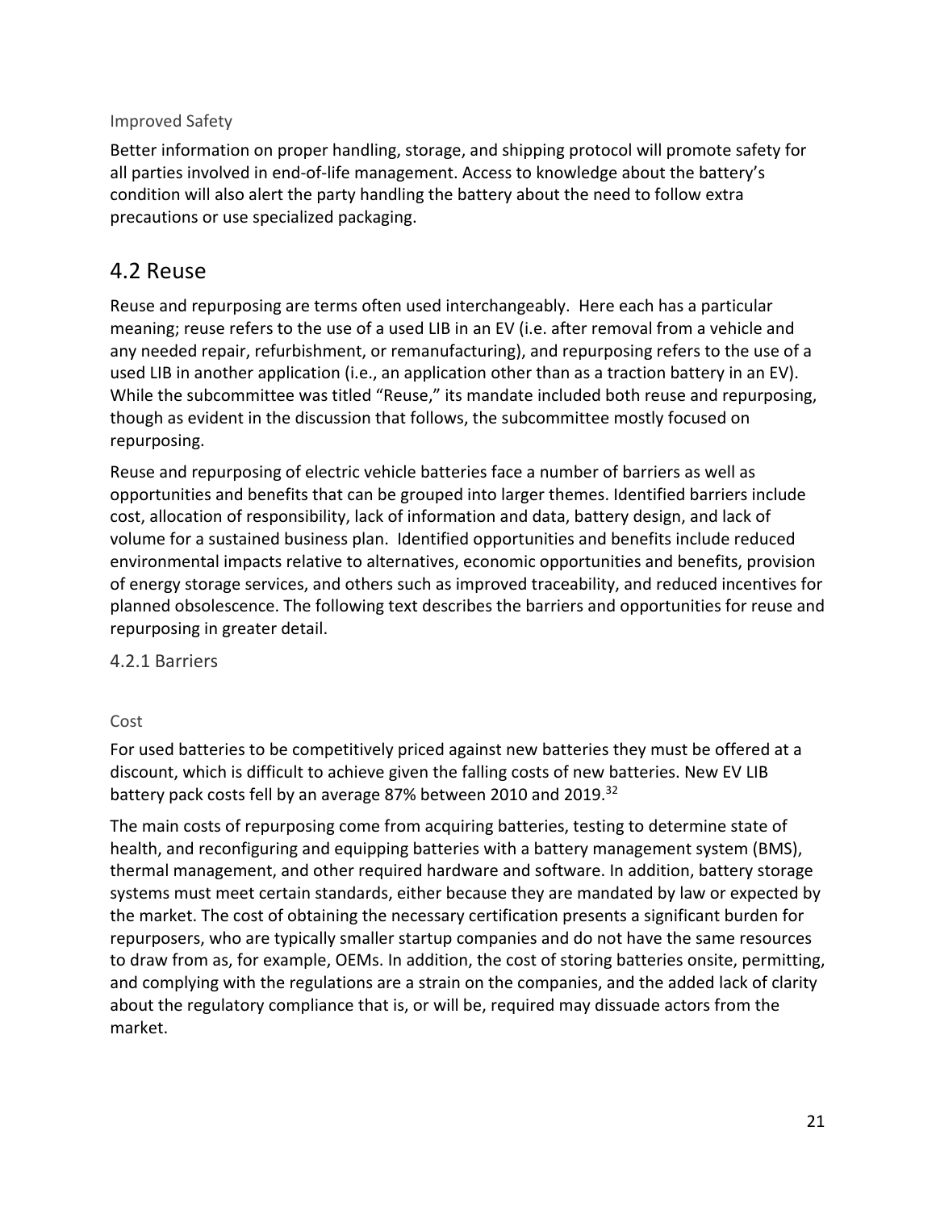#### Improved Safety

Better information on proper handling, storage, and shipping protocol will promote safety for all parties involved in end-of-life management. Access to knowledge about the battery's condition will also alert the party handling the battery about the need to follow extra precautions or use specialized packaging.

## 4.2 Reuse

Reuse and repurposing are terms often used interchangeably. Here each has a particular meaning; reuse refers to the use of a used LIB in an EV (i.e. after removal from a vehicle and any needed repair, refurbishment, or remanufacturing), and repurposing refers to the use of a used LIB in another application (i.e., an application other than as a traction battery in an EV). While the subcommittee was titled "Reuse," its mandate included both reuse and repurposing, though as evident in the discussion that follows, the subcommittee mostly focused on repurposing.

Reuse and repurposing of electric vehicle batteries face a number of barriers as well as opportunities and benefits that can be grouped into larger themes. Identified barriers include cost, allocation of responsibility, lack of information and data, battery design, and lack of volume for a sustained business plan. Identified opportunities and benefits include reduced environmental impacts relative to alternatives, economic opportunities and benefits, provision of energy storage services, and others such as improved traceability, and reduced incentives for planned obsolescence. The following text describes the barriers and opportunities for reuse and repurposing in greater detail.

### 4.2.1 Barriers

#### Cost

For used batteries to be competitively priced against new batteries they must be offered at a discount, which is difficult to achieve given the falling costs of new batteries. New EV LIB battery pack costs fell by an average 87% between 2010 and 2019.[32]

The main costs of repurposing come from acquiring batteries, testing to determine state of health, and reconfiguring and equipping batteries with a battery management system (BMS), thermal management, and other required hardware and software. In addition, battery storage systems must meet certain standards, either because they are mandated by law or expected by the market. The cost of obtaining the necessary certification presents a significant burden for repurposers, who are typically smaller startup companies and do not have the same resources to draw from as, for example, OEMs. In addition, the cost of storing batteries onsite, permitting, and complying with the regulations are a strain on the companies, and the added lack of clarity about the regulatory compliance that is, or will be, required may dissuade actors from the market.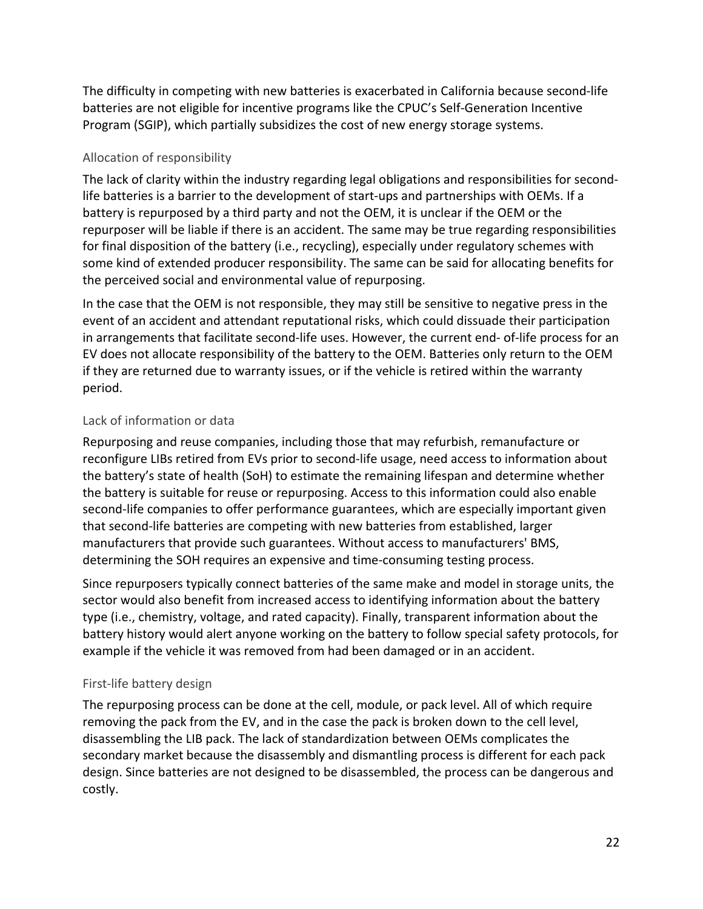The difficulty in competing with new batteries is exacerbated in California because second-life batteries are not eligible for incentive programs like the CPUC's Self-Generation Incentive Program (SGIP), which partially subsidizes the cost of new energy storage systems.

### Allocation of responsibility

The lack of clarity within the industry regarding legal obligations and responsibilities for second-life batteries is a barrier to the development of start-ups and partnerships with OEMs. If a battery is repurposed by a third party and not the OEM, it is unclear if the OEM or the repurposer will be liable if there is an accident. The same may be true regarding responsibilities for final disposition of the battery (i.e., recycling), especially under regulatory schemes with some kind of extended producer responsibility. The same can be said for allocating benefits for the perceived social and environmental value of repurposing.

In the case that the OEM is not responsible, they may still be sensitive to negative press in the event of an accident and attendant reputational risks, which could dissuade their participation in arrangements that facilitate second-life uses. However, the current end- of-life process for an EV does not allocate responsibility of the battery to the OEM. Batteries only return to the OEM if they are returned due to warranty issues, or if the vehicle is retired within the warranty period.

### Lack of information or data

Repurposing and reuse companies, including those that may refurbish, remanufacture or reconfigure LIBs retired from EVs prior to second-life usage, need access to information about the battery's state of health (SoH) to estimate the remaining lifespan and determine whether the battery is suitable for reuse or repurposing. Access to this information could also enable second-life companies to offer performance guarantees, which are especially important given that second-life batteries are competing with new batteries from established, larger manufacturers that provide such guarantees. Without access to manufacturers' BMS, determining the SOH requires an expensive and time-consuming testing process.

Since repurposers typically connect batteries of the same make and model in storage units, the sector would also benefit from increased access to identifying information about the battery type (i.e., chemistry, voltage, and rated capacity). Finally, transparent information about the battery history would alert anyone working on the battery to follow special safety protocols, for example if the vehicle it was removed from had been damaged or in an accident.

### First-life battery design

The repurposing process can be done at the cell, module, or pack level. All of which require removing the pack from the EV, and in the case the pack is broken down to the cell level, disassembling the LIB pack. The lack of standardization between OEMs complicates the secondary market because the disassembly and dismantling process is different for each pack design. Since batteries are not designed to be disassembled, the process can be dangerous and costly.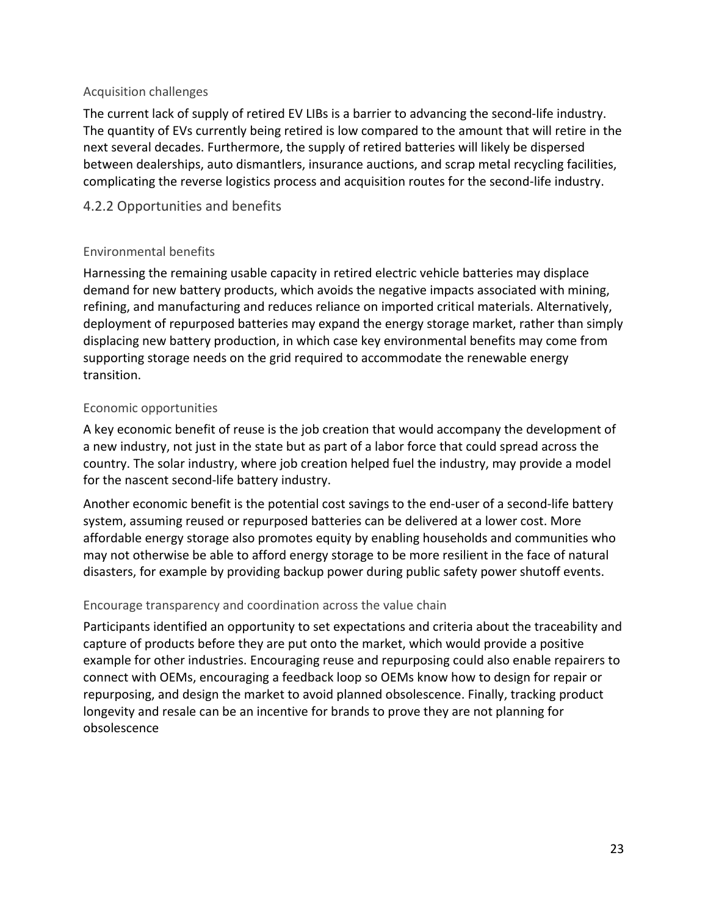#### Acquisition challenges

The current lack of supply of retired EV LIBs is a barrier to advancing the second-life industry. The quantity of EVs currently being retired is low compared to the amount that will retire in the next several decades. Furthermore, the supply of retired batteries will likely be dispersed between dealerships, auto dismantlers, insurance auctions, and scrap metal recycling facilities, complicating the reverse logistics process and acquisition routes for the second-life industry.

### 4.2.2 Opportunities and benefits

#### Environmental benefits

Harnessing the remaining usable capacity in retired electric vehicle batteries may displace demand for new battery products, which avoids the negative impacts associated with mining, refining, and manufacturing and reduces reliance on imported critical materials. Alternatively, deployment of repurposed batteries may expand the energy storage market, rather than simply displacing new battery production, in which case key environmental benefits may come from supporting storage needs on the grid required to accommodate the renewable energy transition.

#### Economic opportunities

A key economic benefit of reuse is the job creation that would accompany the development of a new industry, not just in the state but as part of a labor force that could spread across the country. The solar industry, where job creation helped fuel the industry, may provide a model for the nascent second-life battery industry.

Another economic benefit is the potential cost savings to the end-user of a second-life battery system, assuming reused or repurposed batteries can be delivered at a lower cost. More affordable energy storage also promotes equity by enabling households and communities who may not otherwise be able to afford energy storage to be more resilient in the face of natural disasters, for example by providing backup power during public safety power shutoff events.

#### Encourage transparency and coordination across the value chain

Participants identified an opportunity to set expectations and criteria about the traceability and capture of products before they are put onto the market, which would provide a positive example for other industries. Encouraging reuse and repurposing could also enable repairers to connect with OEMs, encouraging a feedback loop so OEMs know how to design for repair or repurposing, and design the market to avoid planned obsolescence. Finally, tracking product longevity and resale can be an incentive for brands to prove they are not planning for obsolescence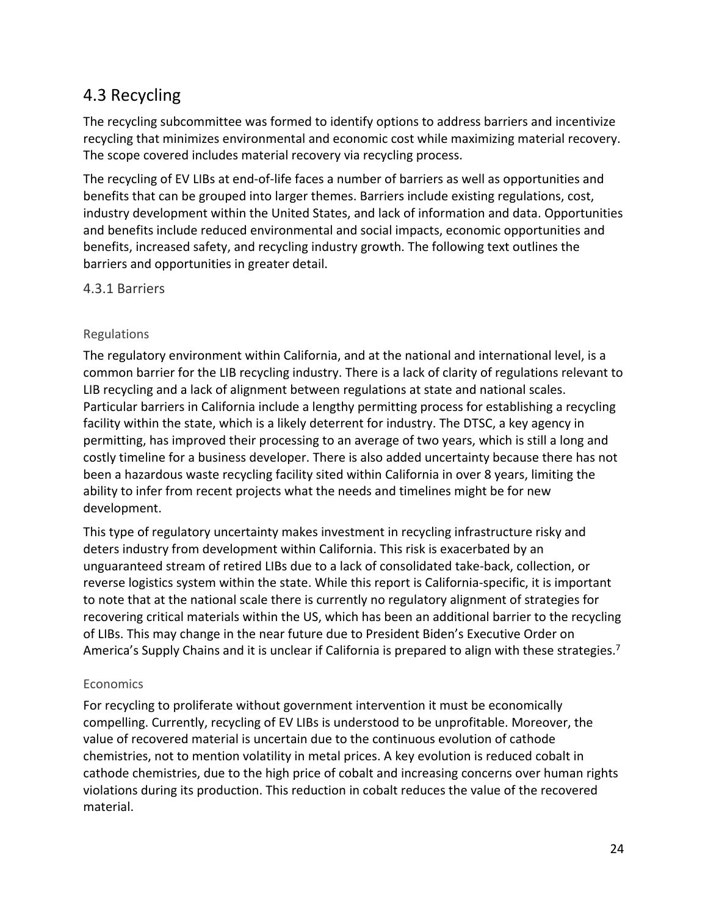## 4.3 Recycling

The recycling subcommittee was formed to identify options to address barriers and incentivize recycling that minimizes environmental and economic cost while maximizing material recovery. The scope covered includes material recovery via recycling process.

The recycling of EV LIBs at end-of-life faces a number of barriers as well as opportunities and benefits that can be grouped into larger themes. Barriers include existing regulations, cost, industry development within the United States, and lack of information and data. Opportunities and benefits include reduced environmental and social impacts, economic opportunities and benefits, increased safety, and recycling industry growth. The following text outlines the barriers and opportunities in greater detail.

### 4.3.1 Barriers

#### Regulations

The regulatory environment within California, and at the national and international level, is a common barrier for the LIB recycling industry. There is a lack of clarity of regulations relevant to LIB recycling and a lack of alignment between regulations at state and national scales. Particular barriers in California include a lengthy permitting process for establishing a recycling facility within the state, which is a likely deterrent for industry. The DTSC, a key agency in permitting, has improved their processing to an average of two years, which is still a long and costly timeline for a business developer. There is also added uncertainty because there has not been a hazardous waste recycling facility sited within California in over 8 years, limiting the ability to infer from recent projects what the needs and timelines might be for new development.

This type of regulatory uncertainty makes investment in recycling infrastructure risky and deters industry from development within California. This risk is exacerbated by an unguaranteed stream of retired LIBs due to a lack of consolidated take-back, collection, or reverse logistics system within the state. While this report is California-specific, it is important to note that at the national scale there is currently no regulatory alignment of strategies for recovering critical materials within the US, which has been an additional barrier to the recycling of LIBs. This may change in the near future due to President Biden's Executive Order on America's Supply Chains and it is unclear if California is prepared to align with these strategies.[7]

#### Economics

For recycling to proliferate without government intervention it must be economically compelling. Currently, recycling of EV LIBs is understood to be unprofitable. Moreover, the value of recovered material is uncertain due to the continuous evolution of cathode chemistries, not to mention volatility in metal prices. A key evolution is reduced cobalt in cathode chemistries, due to the high price of cobalt and increasing concerns over human rights violations during its production. This reduction in cobalt reduces the value of the recovered material.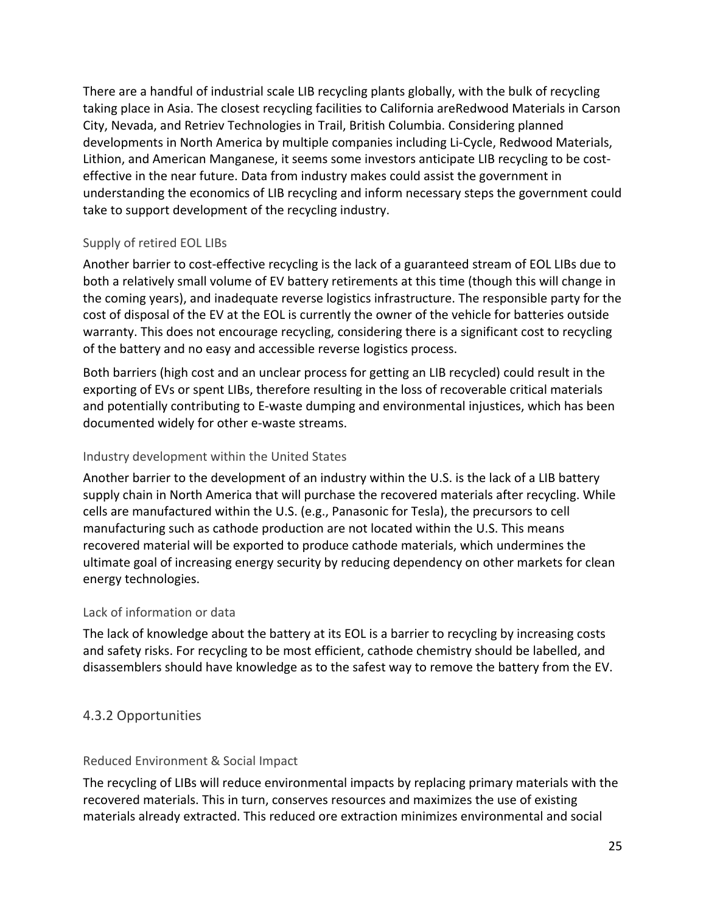There are a handful of industrial scale LIB recycling plants globally, with the bulk of recycling taking place in Asia. The closest recycling facilities to California areRedwood Materials in Carson City, Nevada, and Retriev Technologies in Trail, British Columbia. Considering planned developments in North America by multiple companies including Li-Cycle, Redwood Materials, Lithion, and American Manganese, it seems some investors anticipate LIB recycling to be cost-effective in the near future. Data from industry makes could assist the government in understanding the economics of LIB recycling and inform necessary steps the government could take to support development of the recycling industry.

#### Supply of retired EOL LIBs

Another barrier to cost-effective recycling is the lack of a guaranteed stream of EOL LIBs due to both a relatively small volume of EV battery retirements at this time (though this will change in the coming years), and inadequate reverse logistics infrastructure. The responsible party for the cost of disposal of the EV at the EOL is currently the owner of the vehicle for batteries outside warranty. This does not encourage recycling, considering there is a significant cost to recycling of the battery and no easy and accessible reverse logistics process.

Both barriers (high cost and an unclear process for getting an LIB recycled) could result in the exporting of EVs or spent LIBs, therefore resulting in the loss of recoverable critical materials and potentially contributing to E-waste dumping and environmental injustices, which has been documented widely for other e-waste streams.

#### Industry development within the United States

Another barrier to the development of an industry within the U.S. is the lack of a LIB battery supply chain in North America that will purchase the recovered materials after recycling. While cells are manufactured within the U.S. (e.g., Panasonic for Tesla), the precursors to cell manufacturing such as cathode production are not located within the U.S. This means recovered material will be exported to produce cathode materials, which undermines the ultimate goal of increasing energy security by reducing dependency on other markets for clean energy technologies.

#### Lack of information or data

The lack of knowledge about the battery at its EOL is a barrier to recycling by increasing costs and safety risks. For recycling to be most efficient, cathode chemistry should be labelled, and disassemblers should have knowledge as to the safest way to remove the battery from the EV.

### 4.3.2 Opportunities

#### Reduced Environment & Social Impact

The recycling of LIBs will reduce environmental impacts by replacing primary materials with the recovered materials. This in turn, conserves resources and maximizes the use of existing materials already extracted. This reduced ore extraction minimizes environmental and social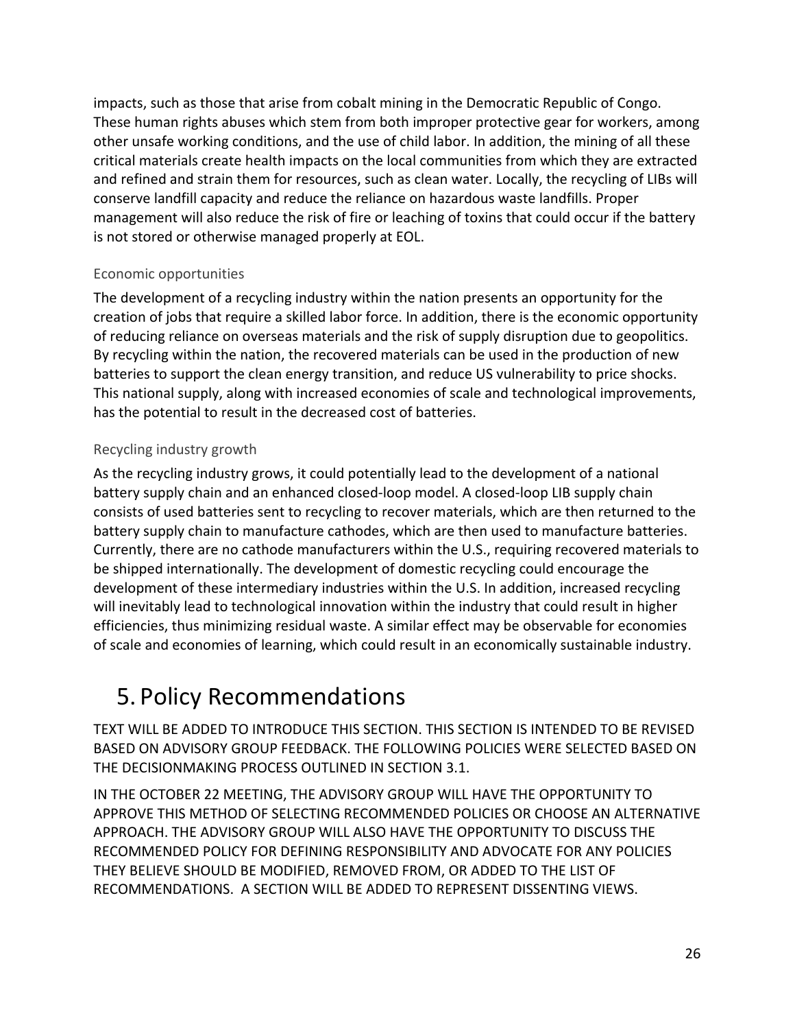impacts, such as those that arise from cobalt mining in the Democratic Republic of Congo. These human rights abuses which stem from both improper protective gear for workers, among other unsafe working conditions, and the use of child labor. In addition, the mining of all these critical materials create health impacts on the local communities from which they are extracted and refined and strain them for resources, such as clean water. Locally, the recycling of LIBs will conserve landfill capacity and reduce the reliance on hazardous waste landfills. Proper management will also reduce the risk of fire or leaching of toxins that could occur if the battery is not stored or otherwise managed properly at EOL.

### Economic opportunities

The development of a recycling industry within the nation presents an opportunity for the creation of jobs that require a skilled labor force. In addition, there is the economic opportunity of reducing reliance on overseas materials and the risk of supply disruption due to geopolitics. By recycling within the nation, the recovered materials can be used in the production of new batteries to support the clean energy transition, and reduce US vulnerability to price shocks. This national supply, along with increased economies of scale and technological improvements, has the potential to result in the decreased cost of batteries.

### Recycling industry growth

As the recycling industry grows, it could potentially lead to the development of a national battery supply chain and an enhanced closed-loop model. A closed-loop LIB supply chain consists of used batteries sent to recycling to recover materials, which are then returned to the battery supply chain to manufacture cathodes, which are then used to manufacture batteries. Currently, there are no cathode manufacturers within the U.S., requiring recovered materials to be shipped internationally. The development of domestic recycling could encourage the development of these intermediary industries within the U.S. In addition, increased recycling will inevitably lead to technological innovation within the industry that could result in higher efficiencies, thus minimizing residual waste. A similar effect may be observable for economies of scale and economies of learning, which could result in an economically sustainable industry.

# 5. Policy Recommendations

TEXT WILL BE ADDED TO INTRODUCE THIS SECTION. THIS SECTION IS INTENDED TO BE REVISED BASED ON ADVISORY GROUP FEEDBACK. THE FOLLOWING POLICIES WERE SELECTED BASED ON THE DECISIONMAKING PROCESS OUTLINED IN SECTION 3.1.

IN THE OCTOBER 22 MEETING, THE ADVISORY GROUP WILL HAVE THE OPPORTUNITY TO APPROVE THIS METHOD OF SELECTING RECOMMENDED POLICIES OR CHOOSE AN ALTERNATIVE APPROACH. THE ADVISORY GROUP WILL ALSO HAVE THE OPPORTUNITY TO DISCUSS THE RECOMMENDED POLICY FOR DEFINING RESPONSIBILITY AND ADVOCATE FOR ANY POLICIES THEY BELIEVE SHOULD BE MODIFIED, REMOVED FROM, OR ADDED TO THE LIST OF RECOMMENDATIONS. A SECTION WILL BE ADDED TO REPRESENT DISSENTING VIEWS.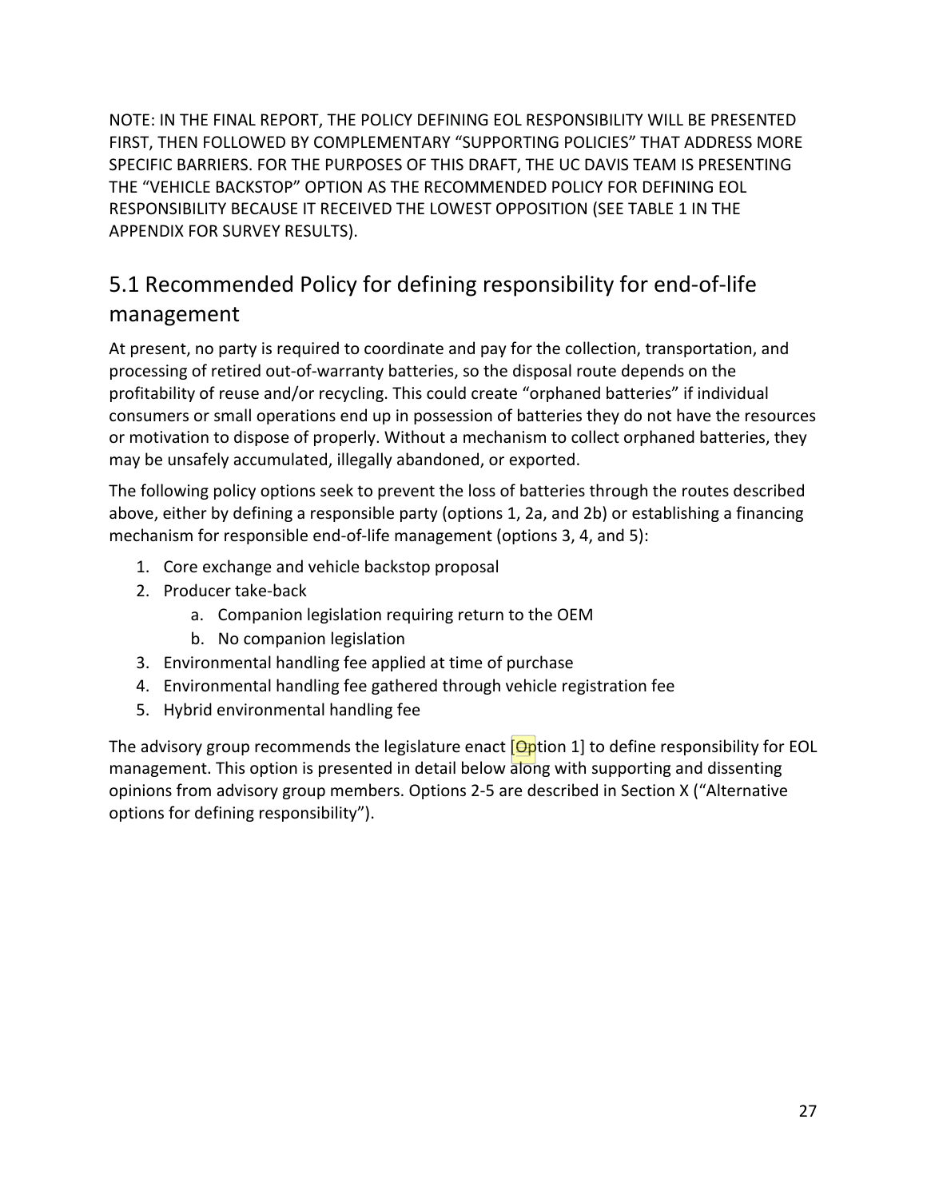NOTE: IN THE FINAL REPORT, THE POLICY DEFINING EOL RESPONSIBILITY WILL BE PRESENTED FIRST, THEN FOLLOWED BY COMPLEMENTARY "SUPPORTING POLICIES" THAT ADDRESS MORE SPECIFIC BARRIERS. FOR THE PURPOSES OF THIS DRAFT, THE UC DAVIS TEAM IS PRESENTING THE "VEHICLE BACKSTOP" OPTION AS THE RECOMMENDED POLICY FOR DEFINING EOL RESPONSIBILITY BECAUSE IT RECEIVED THE LOWEST OPPOSITION (SEE TABLE 1 IN THE APPENDIX FOR SURVEY RESULTS).

## 5.1 Recommended Policy for defining responsibility for end-of-life management

At present, no party is required to coordinate and pay for the collection, transportation, and processing of retired out-of-warranty batteries, so the disposal route depends on the profitability of reuse and/or recycling. This could create "orphaned batteries" if individual consumers or small operations end up in possession of batteries they do not have the resources or motivation to dispose of properly. Without a mechanism to collect orphaned batteries, they may be unsafely accumulated, illegally abandoned, or exported.

The following policy options seek to prevent the loss of batteries through the routes described above, either by defining a responsible party (options 1, 2a, and 2b) or establishing a financing mechanism for responsible end-of-life management (options 3, 4, and 5):

1. Core exchange and vehicle backstop proposal
2. Producer take-back
    a. Companion legislation requiring return to the OEM
    b. No companion legislation
3. Environmental handling fee applied at time of purchase
4. Environmental handling fee gathered through vehicle registration fee
5. Hybrid environmental handling fee

The advisory group recommends the legislature enact [Option 1] to define responsibility for EOL management. This option is presented in detail below along with supporting and dissenting opinions from advisory group members. Options 2-5 are described in Section X ("Alternative options for defining responsibility").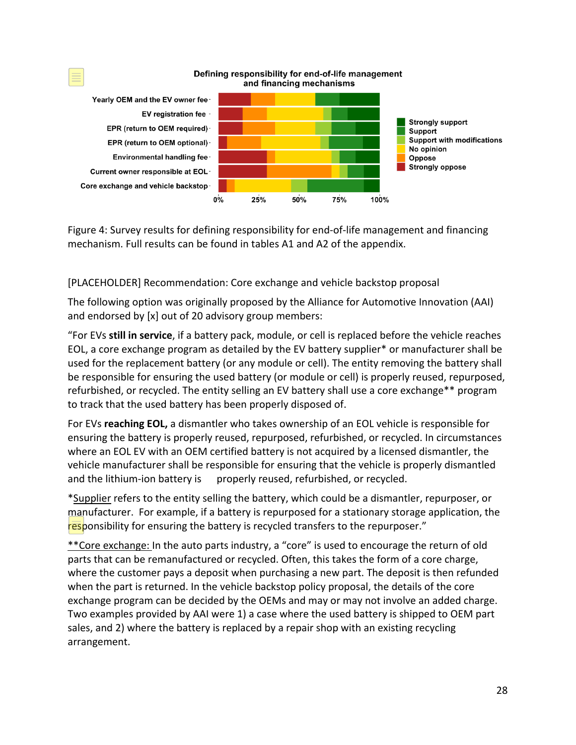Figure 4: Survey results for defining responsibility for end-of-life management and financing mechanism. Full results can be found in tables A1 and A2 of the appendix.

[PLACEHOLDER] Recommendation: Core exchange and vehicle backstop proposal

The following option was originally proposed by the Alliance for Automotive Innovation (AAI) and endorsed by [x] out of 20 advisory group members:

"For EVs **still in service**, if a battery pack, module, or cell is replaced before the vehicle reaches EOL, a core exchange program as detailed by the EV battery supplier* or manufacturer shall be used for the replacement battery (or any module or cell). The entity removing the battery shall be responsible for ensuring the used battery (or module or cell) is properly reused, repurposed, refurbished, or recycled. The entity selling an EV battery shall use a core exchange** program to track that the used battery has been properly disposed of.

For EVs **reaching EOL,** a dismantler who takes ownership of an EOL vehicle is responsible for ensuring the battery is properly reused, repurposed, refurbished, or recycled. In circumstances where an EOL EV with an OEM certified battery is not acquired by a licensed dismantler, the vehicle manufacturer shall be responsible for ensuring that the vehicle is properly dismantled and the lithium-ion battery is properly reused, refurbished, or recycled.

*Supplier refers to the entity selling the battery, which could be a dismantler, repurposer, or manufacturer. For example, if a battery is repurposed for a stationary storage application, the responsibility for ensuring the battery is recycled transfers to the repurposer."

**Core exchange: In the auto parts industry, a "core" is used to encourage the return of old parts that can be remanufactured or recycled. Often, this takes the form of a core charge, where the customer pays a deposit when purchasing a new part. The deposit is then refunded when the part is returned. In the vehicle backstop policy proposal, the details of the core exchange program can be decided by the OEMs and may or may not involve an added charge. Two examples provided by AAI were 1) a case where the used battery is shipped to OEM part sales, and 2) where the battery is replaced by a repair shop with an existing recycling arrangement.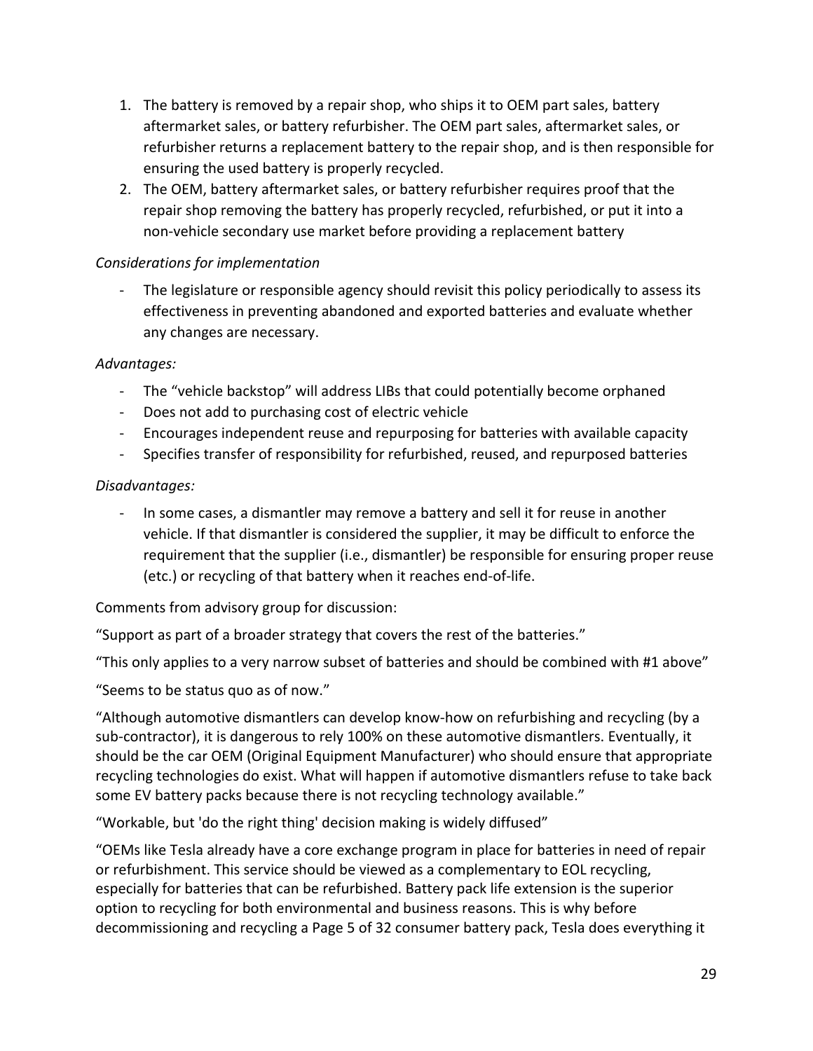1. The battery is removed by a repair shop, who ships it to OEM part sales, battery aftermarket sales, or battery refurbisher. The OEM part sales, aftermarket sales, or refurbisher returns a replacement battery to the repair shop, and is then responsible for ensuring the used battery is properly recycled.
2. The OEM, battery aftermarket sales, or battery refurbisher requires proof that the repair shop removing the battery has properly recycled, refurbished, or put it into a non-vehicle secondary use market before providing a replacement battery

*Considerations for implementation*

- The legislature or responsible agency should revisit this policy periodically to assess its effectiveness in preventing abandoned and exported batteries and evaluate whether any changes are necessary.

*Advantages:*

- The "vehicle backstop" will address LIBs that could potentially become orphaned
- Does not add to purchasing cost of electric vehicle
- Encourages independent reuse and repurposing for batteries with available capacity
- Specifies transfer of responsibility for refurbished, reused, and repurposed batteries

*Disadvantages:*

- In some cases, a dismantler may remove a battery and sell it for reuse in another vehicle. If that dismantler is considered the supplier, it may be difficult to enforce the requirement that the supplier (i.e., dismantler) be responsible for ensuring proper reuse (etc.) or recycling of that battery when it reaches end-of-life.

Comments from advisory group for discussion:

"Support as part of a broader strategy that covers the rest of the batteries."

"This only applies to a very narrow subset of batteries and should be combined with #1 above"

"Seems to be status quo as of now."

"Although automotive dismantlers can develop know-how on refurbishing and recycling (by a sub-contractor), it is dangerous to rely 100% on these automotive dismantlers. Eventually, it should be the car OEM (Original Equipment Manufacturer) who should ensure that appropriate recycling technologies do exist. What will happen if automotive dismantlers refuse to take back some EV battery packs because there is not recycling technology available."

"Workable, but 'do the right thing' decision making is widely diffused"

"OEMs like Tesla already have a core exchange program in place for batteries in need of repair or refurbishment. This service should be viewed as a complementary to EOL recycling, especially for batteries that can be refurbished. Battery pack life extension is the superior option to recycling for both environmental and business reasons. This is why before decommissioning and recycling a Page 5 of 32 consumer battery pack, Tesla does everything it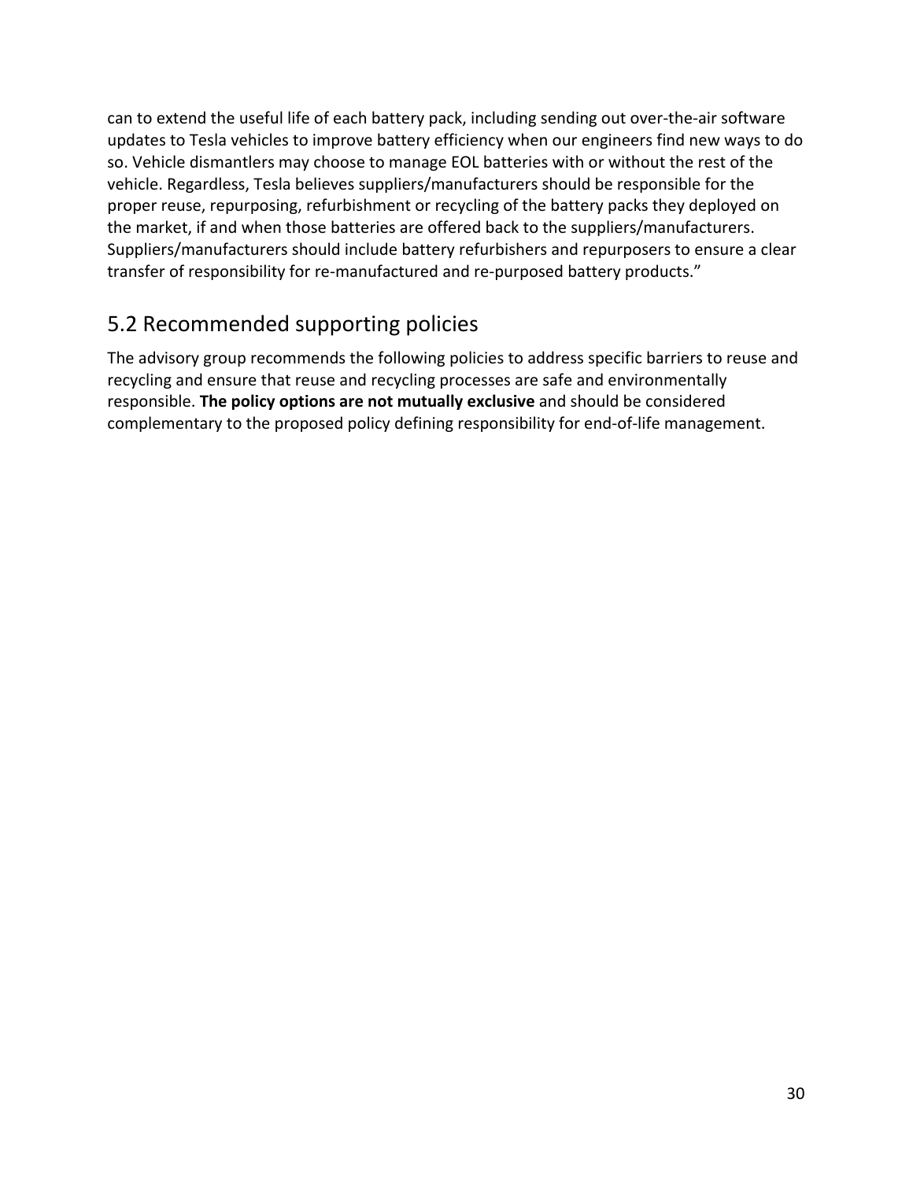can to extend the useful life of each battery pack, including sending out over-the-air software updates to Tesla vehicles to improve battery efficiency when our engineers find new ways to do so. Vehicle dismantlers may choose to manage EOL batteries with or without the rest of the vehicle. Regardless, Tesla believes suppliers/manufacturers should be responsible for the proper reuse, repurposing, refurbishment or recycling of the battery packs they deployed on the market, if and when those batteries are offered back to the suppliers/manufacturers. Suppliers/manufacturers should include battery refurbishers and repurposers to ensure a clear transfer of responsibility for re-manufactured and re-purposed battery products."

## 5.2 Recommended supporting policies

The advisory group recommends the following policies to address specific barriers to reuse and recycling and ensure that reuse and recycling processes are safe and environmentally responsible. **The policy options are not mutually exclusive** and should be considered complementary to the proposed policy defining responsibility for end-of-life management.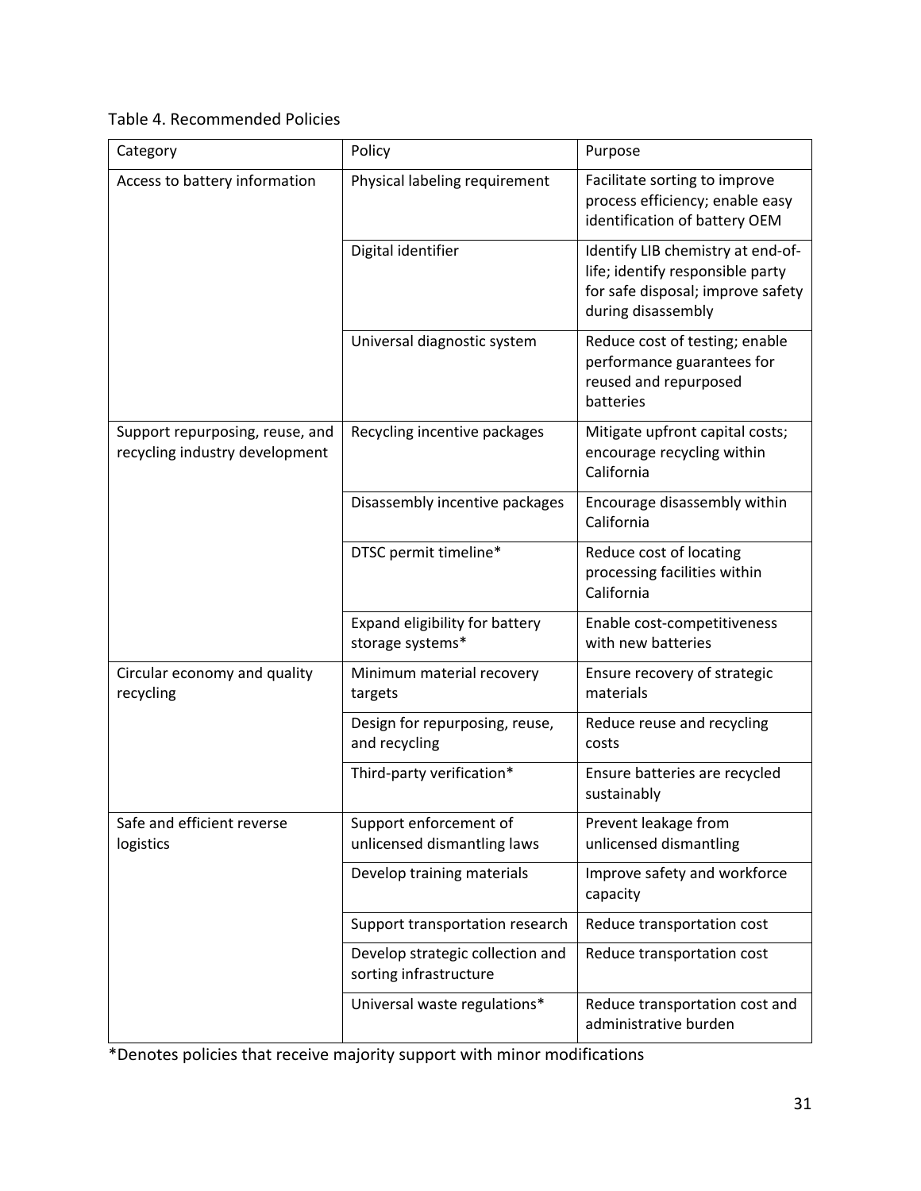Table 4. Recommended Policies

| Category | Policy | Purpose |
| --- | --- | --- |
| Access to battery information | Physical labeling requirement | Facilitate sorting to improve process efficiency; enable easy identification of battery OEM |
| | Digital identifier | Identify LIB chemistry at end-of-life; identify responsible party for safe disposal; improve safety during disassembly |
| | Universal diagnostic system | Reduce cost of testing; enable performance guarantees for reused and repurposed batteries |
| Support repurposing, reuse, and recycling industry development | Recycling incentive packages | Mitigate upfront capital costs; encourage recycling within California |
| | Disassembly incentive packages | Encourage disassembly within California |
| | DTSC permit timeline* | Reduce cost of locating processing facilities within California |
| | Expand eligibility for battery storage systems* | Enable cost-competitiveness with new batteries |
| Circular economy and quality recycling | Minimum material recovery targets | Ensure recovery of strategic materials |
| | Design for repurposing, reuse, and recycling | Reduce reuse and recycling costs |
| | Third-party verification* | Ensure batteries are recycled sustainably |
| Safe and efficient reverse logistics | Support enforcement of unlicensed dismantling laws | Prevent leakage from unlicensed dismantling |
| | Develop training materials | Improve safety and workforce capacity |
| | Support transportation research | Reduce transportation cost |
| | Develop strategic collection and sorting infrastructure | Reduce transportation cost |
| | Universal waste regulations* | Reduce transportation cost and administrative burden |

*Denotes policies that receive majority support with minor modifications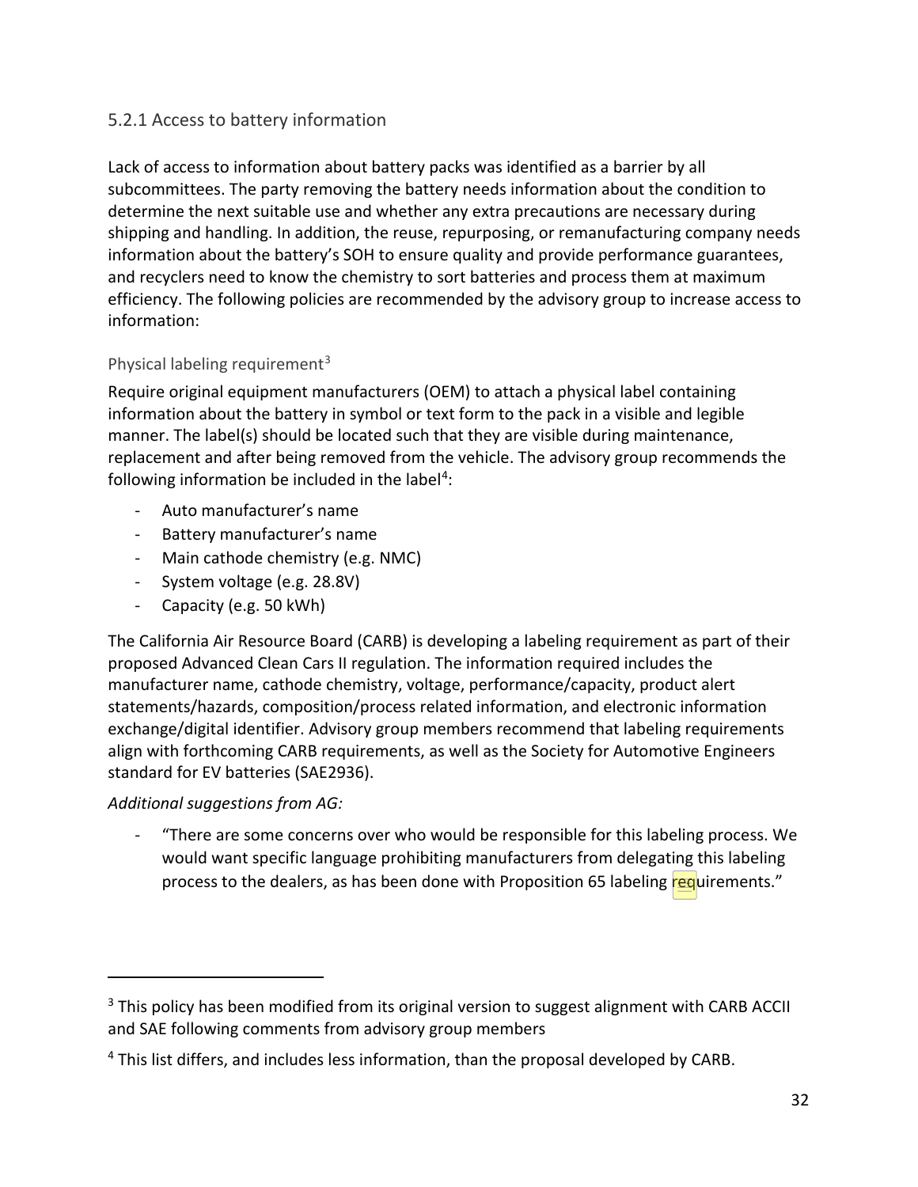### 5.2.1 Access to battery information

Lack of access to information about battery packs was identified as a barrier by all subcommittees. The party removing the battery needs information about the condition to determine the next suitable use and whether any extra precautions are necessary during shipping and handling. In addition, the reuse, repurposing, or remanufacturing company needs information about the battery's SOH to ensure quality and provide performance guarantees, and recyclers need to know the chemistry to sort batteries and process them at maximum efficiency. The following policies are recommended by the advisory group to increase access to information:

#### Physical labeling requirement[3]

Require original equipment manufacturers (OEM) to attach a physical label containing information about the battery in symbol or text form to the pack in a visible and legible manner. The label(s) should be located such that they are visible during maintenance, replacement and after being removed from the vehicle. The advisory group recommends the following information be included in the label[4]:

- Auto manufacturer's name
- Battery manufacturer's name
- Main cathode chemistry (e.g. NMC)
- System voltage (e.g. 28.8V)
- Capacity (e.g. 50 kWh)

The California Air Resource Board (CARB) is developing a labeling requirement as part of their proposed Advanced Clean Cars II regulation. The information required includes the manufacturer name, cathode chemistry, voltage, performance/capacity, product alert statements/hazards, composition/process related information, and electronic information exchange/digital identifier. Advisory group members recommend that labeling requirements align with forthcoming CARB requirements, as well as the Society for Automotive Engineers standard for EV batteries (SAE2936).

*Additional suggestions from AG:*

- "There are some concerns over who would be responsible for this labeling process. We would want specific language prohibiting manufacturers from delegating this labeling process to the dealers, as has been done with Proposition 65 labeling requirements."

---

[3] This policy has been modified from its original version to suggest alignment with CARB ACCII and SAE following comments from advisory group members

[4] This list differs, and includes less information, than the proposal developed by CARB.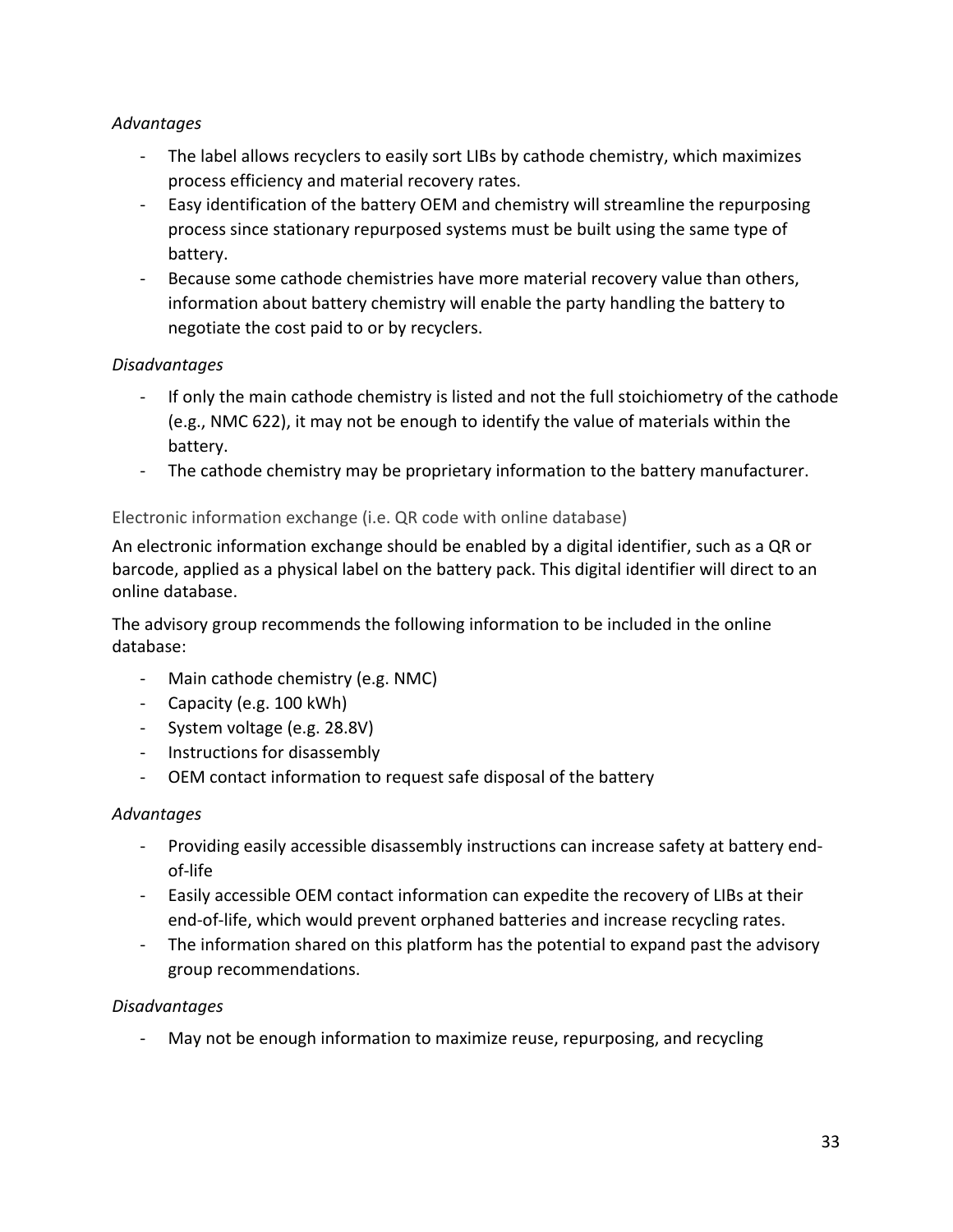*Advantages*

- The label allows recyclers to easily sort LIBs by cathode chemistry, which maximizes process efficiency and material recovery rates.
- Easy identification of the battery OEM and chemistry will streamline the repurposing process since stationary repurposed systems must be built using the same type of battery.
- Because some cathode chemistries have more material recovery value than others, information about battery chemistry will enable the party handling the battery to negotiate the cost paid to or by recyclers.

*Disadvantages*

- If only the main cathode chemistry is listed and not the full stoichiometry of the cathode (e.g., NMC 622), it may not be enough to identify the value of materials within the battery.
- The cathode chemistry may be proprietary information to the battery manufacturer.

### Electronic information exchange (i.e. QR code with online database)

An electronic information exchange should be enabled by a digital identifier, such as a QR or barcode, applied as a physical label on the battery pack. This digital identifier will direct to an online database.

The advisory group recommends the following information to be included in the online database:

- Main cathode chemistry (e.g. NMC)
- Capacity (e.g. 100 kWh)
- System voltage (e.g. 28.8V)
- Instructions for disassembly
- OEM contact information to request safe disposal of the battery

*Advantages*

- Providing easily accessible disassembly instructions can increase safety at battery end-of-life
- Easily accessible OEM contact information can expedite the recovery of LIBs at their end-of-life, which would prevent orphaned batteries and increase recycling rates.
- The information shared on this platform has the potential to expand past the advisory group recommendations.

*Disadvantages*

- May not be enough information to maximize reuse, repurposing, and recycling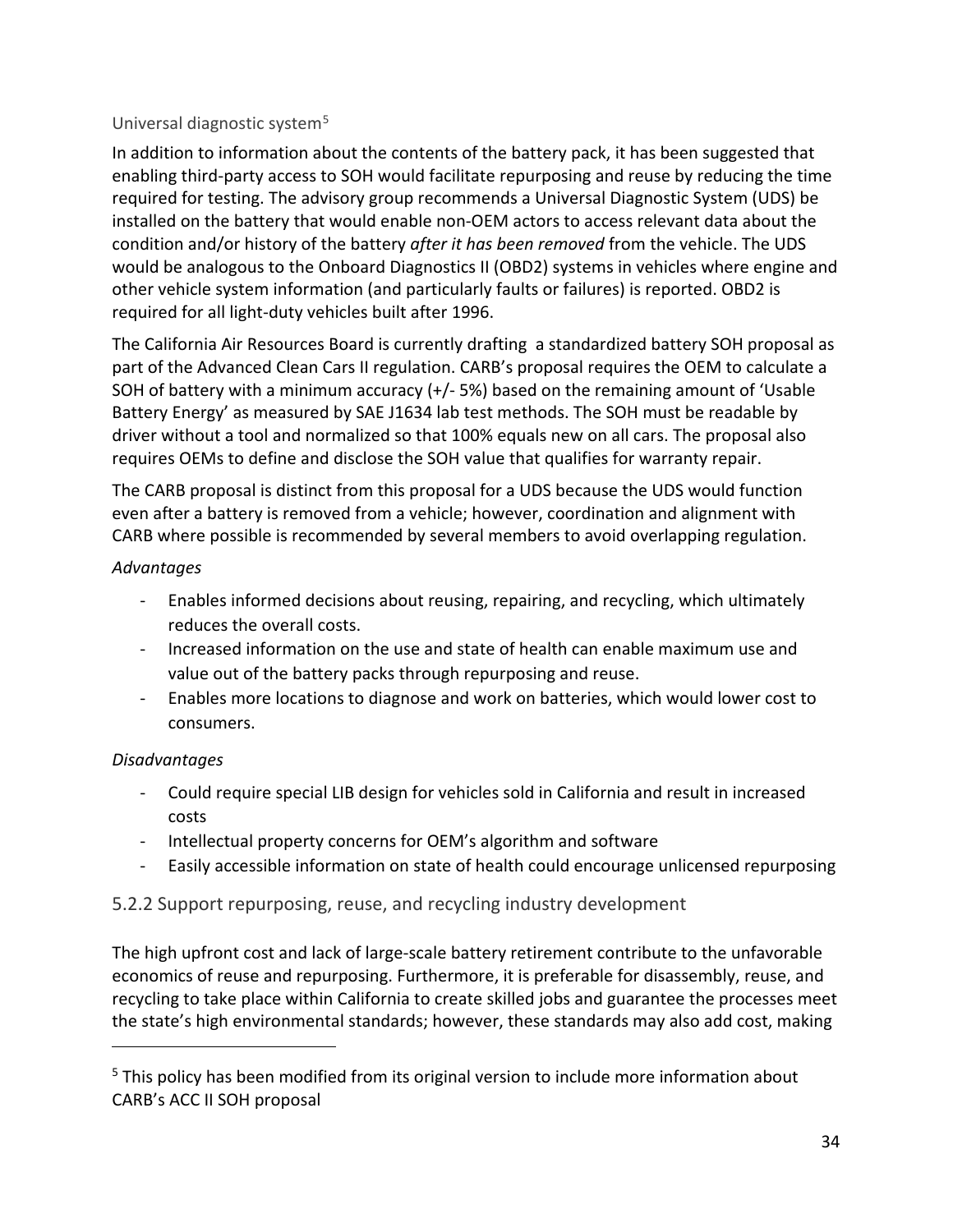#### Universal diagnostic system[5]

In addition to information about the contents of the battery pack, it has been suggested that enabling third-party access to SOH would facilitate repurposing and reuse by reducing the time required for testing. The advisory group recommends a Universal Diagnostic System (UDS) be installed on the battery that would enable non-OEM actors to access relevant data about the condition and/or history of the battery *after it has been removed* from the vehicle. The UDS would be analogous to the Onboard Diagnostics II (OBD2) systems in vehicles where engine and other vehicle system information (and particularly faults or failures) is reported. OBD2 is required for all light-duty vehicles built after 1996.

The California Air Resources Board is currently drafting a standardized battery SOH proposal as part of the Advanced Clean Cars II regulation. CARB's proposal requires the OEM to calculate a SOH of battery with a minimum accuracy (+/- 5%) based on the remaining amount of 'Usable Battery Energy' as measured by SAE J1634 lab test methods. The SOH must be readable by driver without a tool and normalized so that 100% equals new on all cars. The proposal also requires OEMs to define and disclose the SOH value that qualifies for warranty repair.

The CARB proposal is distinct from this proposal for a UDS because the UDS would function even after a battery is removed from a vehicle; however, coordination and alignment with CARB where possible is recommended by several members to avoid overlapping regulation.

*Advantages*

- Enables informed decisions about reusing, repairing, and recycling, which ultimately reduces the overall costs.
- Increased information on the use and state of health can enable maximum use and value out of the battery packs through repurposing and reuse.
- Enables more locations to diagnose and work on batteries, which would lower cost to consumers.

*Disadvantages*

- Could require special LIB design for vehicles sold in California and result in increased costs
- Intellectual property concerns for OEM's algorithm and software
- Easily accessible information on state of health could encourage unlicensed repurposing

### 5.2.2 Support repurposing, reuse, and recycling industry development

The high upfront cost and lack of large-scale battery retirement contribute to the unfavorable economics of reuse and repurposing. Furthermore, it is preferable for disassembly, reuse, and recycling to take place within California to create skilled jobs and guarantee the processes meet the state's high environmental standards; however, these standards may also add cost, making

[5] This policy has been modified from its original version to include more information about CARB's ACC II SOH proposal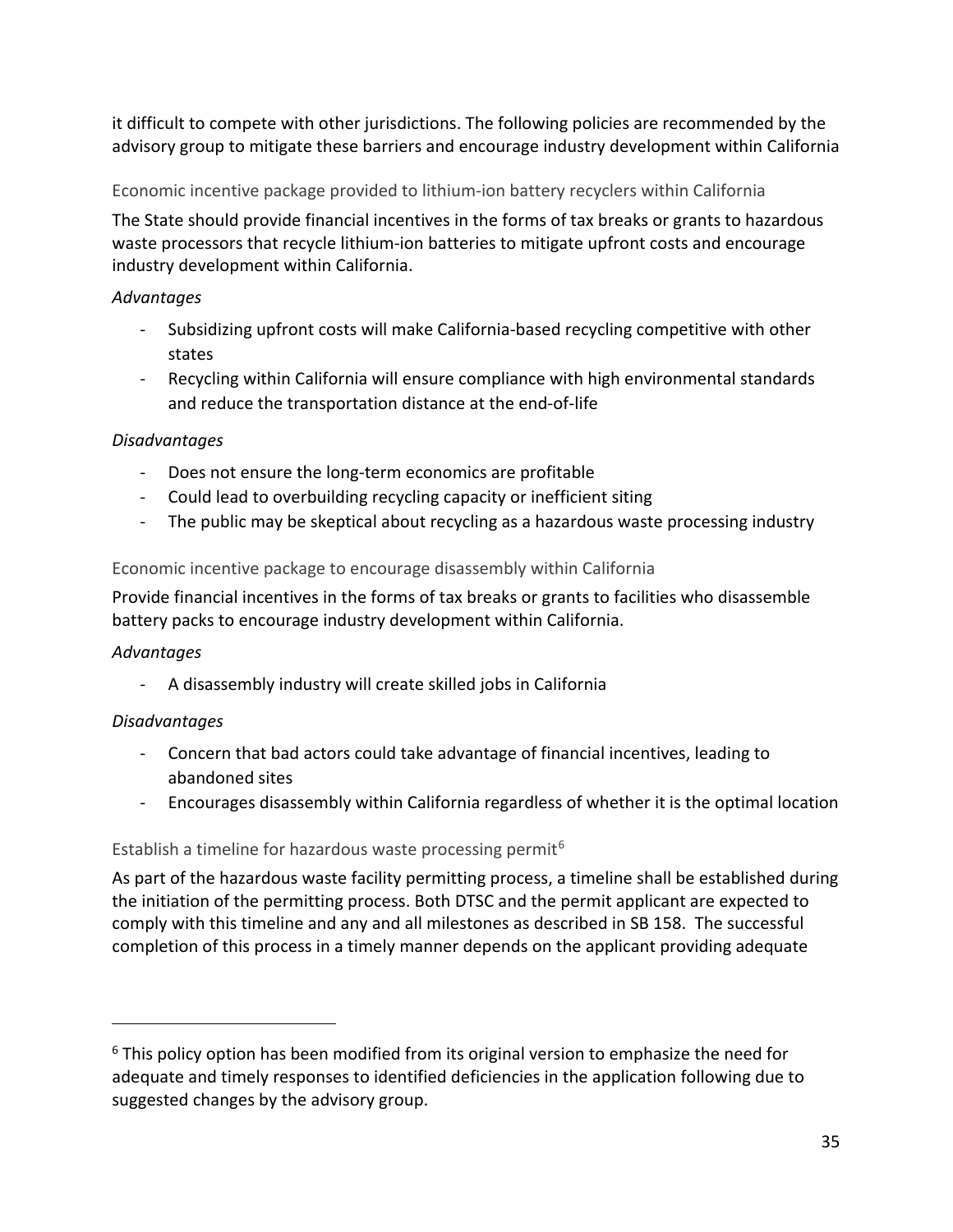it difficult to compete with other jurisdictions. The following policies are recommended by the advisory group to mitigate these barriers and encourage industry development within California

### Economic incentive package provided to lithium-ion battery recyclers within California

The State should provide financial incentives in the forms of tax breaks or grants to hazardous waste processors that recycle lithium-ion batteries to mitigate upfront costs and encourage industry development within California.

*Advantages*

- Subsidizing upfront costs will make California-based recycling competitive with other states
- Recycling within California will ensure compliance with high environmental standards and reduce the transportation distance at the end-of-life

*Disadvantages*

- Does not ensure the long-term economics are profitable
- Could lead to overbuilding recycling capacity or inefficient siting
- The public may be skeptical about recycling as a hazardous waste processing industry

### Economic incentive package to encourage disassembly within California

Provide financial incentives in the forms of tax breaks or grants to facilities who disassemble battery packs to encourage industry development within California.

*Advantages*

- A disassembly industry will create skilled jobs in California

*Disadvantages*

- Concern that bad actors could take advantage of financial incentives, leading to abandoned sites
- Encourages disassembly within California regardless of whether it is the optimal location

### Establish a timeline for hazardous waste processing permit[6]

As part of the hazardous waste facility permitting process, a timeline shall be established during the initiation of the permitting process. Both DTSC and the permit applicant are expected to comply with this timeline and any and all milestones as described in SB 158. The successful completion of this process in a timely manner depends on the applicant providing adequate

[6] This policy option has been modified from its original version to emphasize the need for adequate and timely responses to identified deficiencies in the application following due to suggested changes by the advisory group.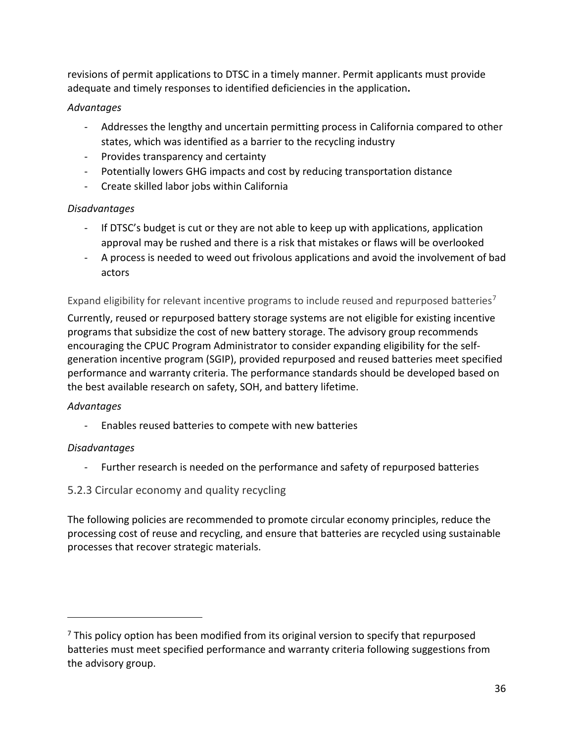revisions of permit applications to DTSC in a timely manner. Permit applicants must provide adequate and timely responses to identified deficiencies in the application**.**

*Advantages*

- Addresses the lengthy and uncertain permitting process in California compared to other states, which was identified as a barrier to the recycling industry
- Provides transparency and certainty
- Potentially lowers GHG impacts and cost by reducing transportation distance
- Create skilled labor jobs within California

*Disadvantages*

- If DTSC's budget is cut or they are not able to keep up with applications, application approval may be rushed and there is a risk that mistakes or flaws will be overlooked
- A process is needed to weed out frivolous applications and avoid the involvement of bad actors

#### Expand eligibility for relevant incentive programs to include reused and repurposed batteries[7]

Currently, reused or repurposed battery storage systems are not eligible for existing incentive programs that subsidize the cost of new battery storage. The advisory group recommends encouraging the CPUC Program Administrator to consider expanding eligibility for the self-generation incentive program (SGIP), provided repurposed and reused batteries meet specified performance and warranty criteria. The performance standards should be developed based on the best available research on safety, SOH, and battery lifetime.

*Advantages*

- Enables reused batteries to compete with new batteries

*Disadvantages*

- Further research is needed on the performance and safety of repurposed batteries

### 5.2.3 Circular economy and quality recycling

The following policies are recommended to promote circular economy principles, reduce the processing cost of reuse and recycling, and ensure that batteries are recycled using sustainable processes that recover strategic materials.

---

[7] This policy option has been modified from its original version to specify that repurposed batteries must meet specified performance and warranty criteria following suggestions from the advisory group.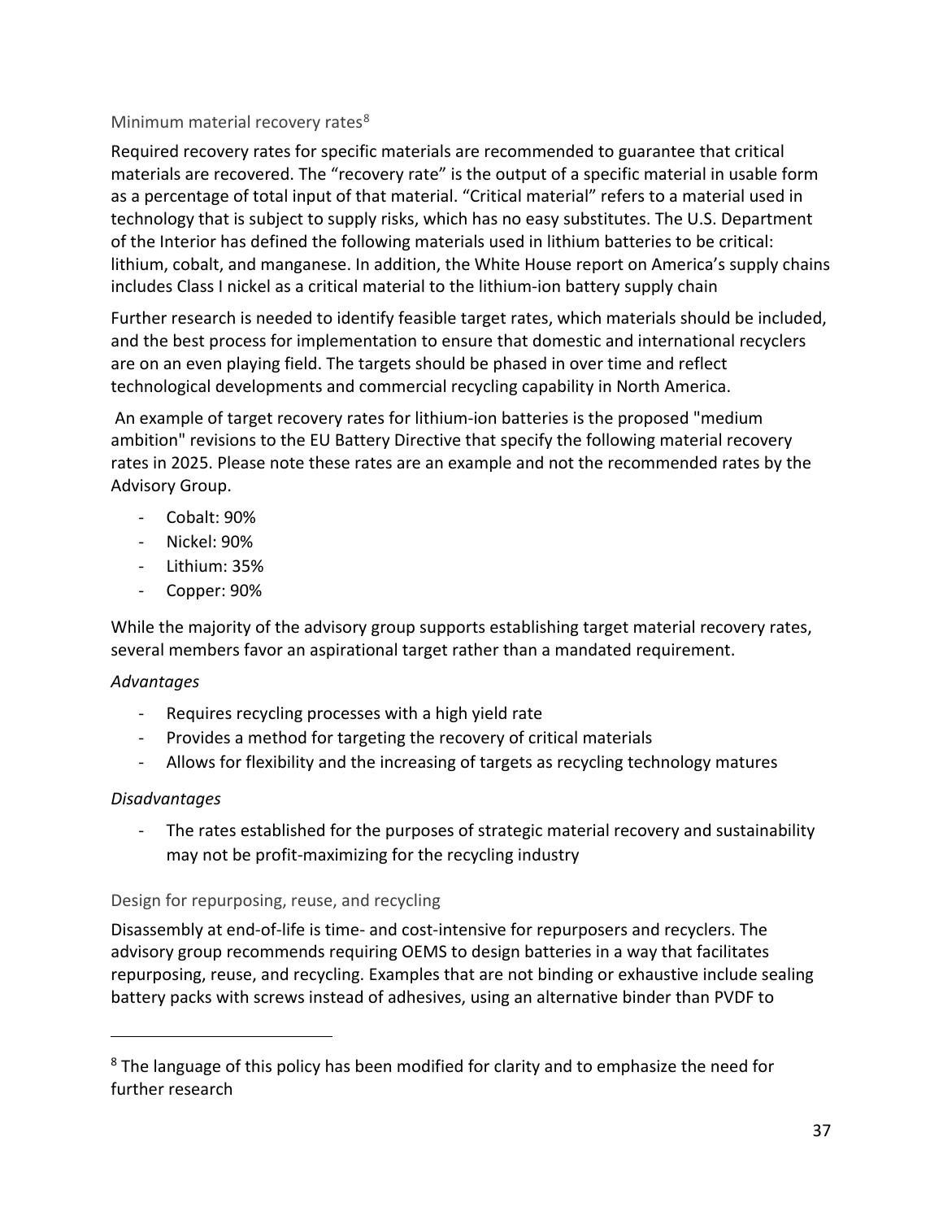### Minimum material recovery rates[8]

Required recovery rates for specific materials are recommended to guarantee that critical materials are recovered. The "recovery rate" is the output of a specific material in usable form as a percentage of total input of that material. "Critical material" refers to a material used in technology that is subject to supply risks, which has no easy substitutes. The U.S. Department of the Interior has defined the following materials used in lithium batteries to be critical: lithium, cobalt, and manganese. In addition, the White House report on America's supply chains includes Class I nickel as a critical material to the lithium-ion battery supply chain

Further research is needed to identify feasible target rates, which materials should be included, and the best process for implementation to ensure that domestic and international recyclers are on an even playing field. The targets should be phased in over time and reflect technological developments and commercial recycling capability in North America.

An example of target recovery rates for lithium-ion batteries is the proposed "medium ambition" revisions to the EU Battery Directive that specify the following material recovery rates in 2025. Please note these rates are an example and not the recommended rates by the Advisory Group.

- Cobalt: 90%
- Nickel: 90%
- Lithium: 35%
- Copper: 90%

While the majority of the advisory group supports establishing target material recovery rates, several members favor an aspirational target rather than a mandated requirement.

*Advantages*

- Requires recycling processes with a high yield rate
- Provides a method for targeting the recovery of critical materials
- Allows for flexibility and the increasing of targets as recycling technology matures

*Disadvantages*

- The rates established for the purposes of strategic material recovery and sustainability may not be profit-maximizing for the recycling industry

### Design for repurposing, reuse, and recycling

Disassembly at end-of-life is time- and cost-intensive for repurposers and recyclers. The advisory group recommends requiring OEMS to design batteries in a way that facilitates repurposing, reuse, and recycling. Examples that are not binding or exhaustive include sealing battery packs with screws instead of adhesives, using an alternative binder than PVDF to

---

[8] The language of this policy has been modified for clarity and to emphasize the need for further research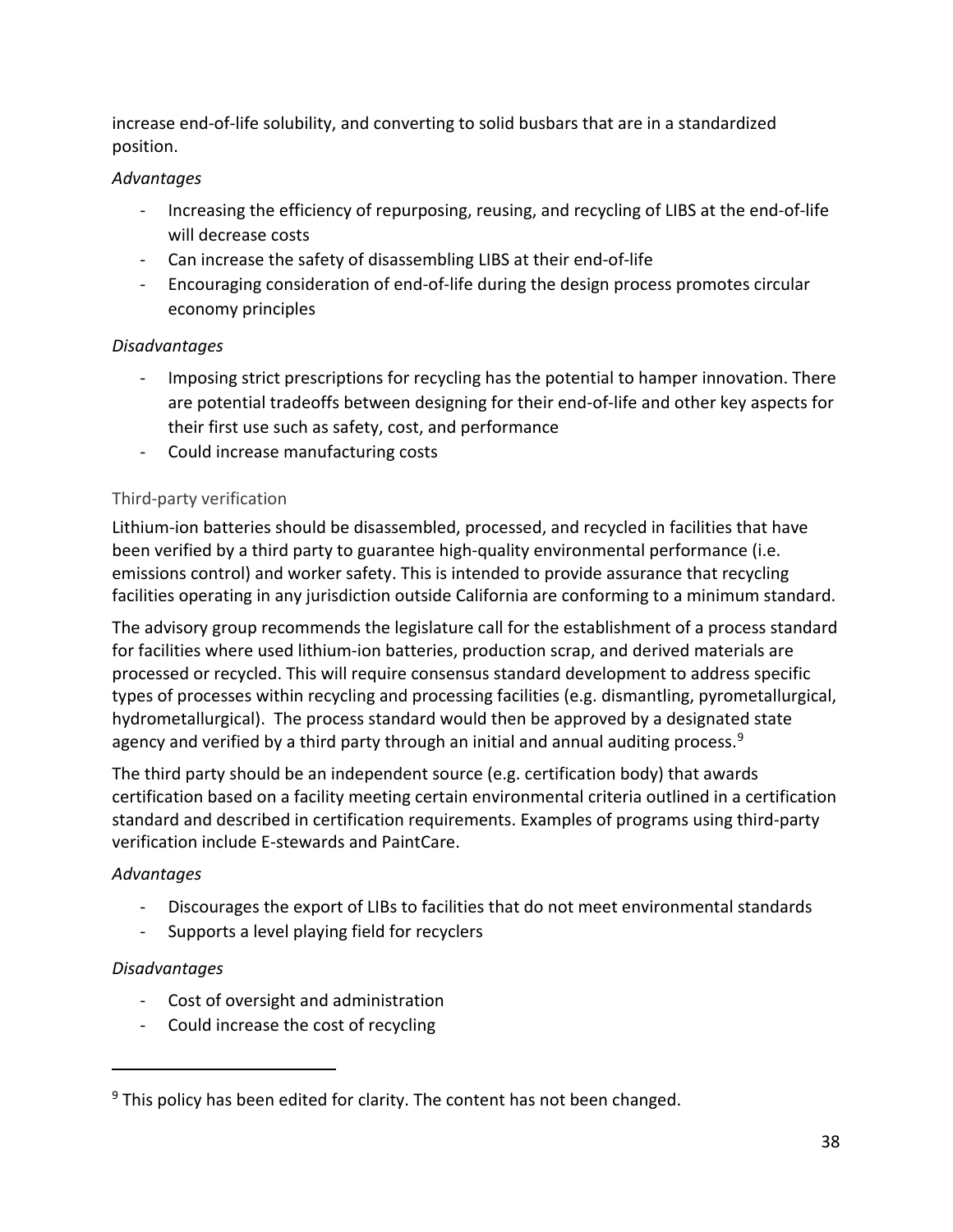increase end-of-life solubility, and converting to solid busbars that are in a standardized position.

*Advantages*

- Increasing the efficiency of repurposing, reusing, and recycling of LIBS at the end-of-life will decrease costs
- Can increase the safety of disassembling LIBS at their end-of-life
- Encouraging consideration of end-of-life during the design process promotes circular economy principles

*Disadvantages*

- Imposing strict prescriptions for recycling has the potential to hamper innovation. There are potential tradeoffs between designing for their end-of-life and other key aspects for their first use such as safety, cost, and performance
- Could increase manufacturing costs

### Third-party verification

Lithium-ion batteries should be disassembled, processed, and recycled in facilities that have been verified by a third party to guarantee high-quality environmental performance (i.e. emissions control) and worker safety. This is intended to provide assurance that recycling facilities operating in any jurisdiction outside California are conforming to a minimum standard.

The advisory group recommends the legislature call for the establishment of a process standard for facilities where used lithium-ion batteries, production scrap, and derived materials are processed or recycled. This will require consensus standard development to address specific types of processes within recycling and processing facilities (e.g. dismantling, pyrometallurgical, hydrometallurgical). The process standard would then be approved by a designated state agency and verified by a third party through an initial and annual auditing process.[9]

The third party should be an independent source (e.g. certification body) that awards certification based on a facility meeting certain environmental criteria outlined in a certification standard and described in certification requirements. Examples of programs using third-party verification include E-stewards and PaintCare.

*Advantages*

- Discourages the export of LIBs to facilities that do not meet environmental standards
- Supports a level playing field for recyclers

*Disadvantages*

- Cost of oversight and administration
- Could increase the cost of recycling

[9] This policy has been edited for clarity. The content has not been changed.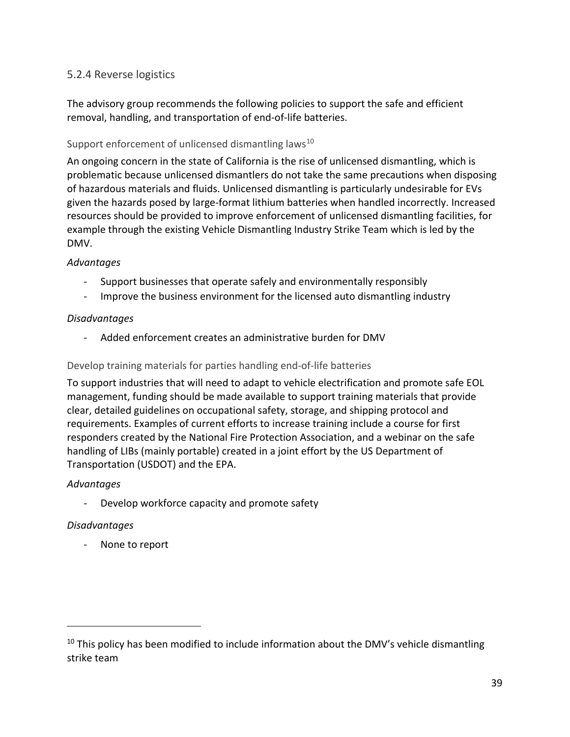### 5.2.4 Reverse logistics

The advisory group recommends the following policies to support the safe and efficient removal, handling, and transportation of end-of-life batteries.

#### Support enforcement of unlicensed dismantling laws[10]

An ongoing concern in the state of California is the rise of unlicensed dismantling, which is problematic because unlicensed dismantlers do not take the same precautions when disposing of hazardous materials and fluids. Unlicensed dismantling is particularly undesirable for EVs given the hazards posed by large-format lithium batteries when handled incorrectly. Increased resources should be provided to improve enforcement of unlicensed dismantling facilities, for example through the existing Vehicle Dismantling Industry Strike Team which is led by the DMV.

*Advantages*

- Support businesses that operate safely and environmentally responsibly
- Improve the business environment for the licensed auto dismantling industry

*Disadvantages*

- Added enforcement creates an administrative burden for DMV

#### Develop training materials for parties handling end-of-life batteries

To support industries that will need to adapt to vehicle electrification and promote safe EOL management, funding should be made available to support training materials that provide clear, detailed guidelines on occupational safety, storage, and shipping protocol and requirements. Examples of current efforts to increase training include a course for first responders created by the National Fire Protection Association, and a webinar on the safe handling of LIBs (mainly portable) created in a joint effort by the US Department of Transportation (USDOT) and the EPA.

*Advantages*

- Develop workforce capacity and promote safety

*Disadvantages*

- None to report

[10] This policy has been modified to include information about the DMV's vehicle dismantling strike team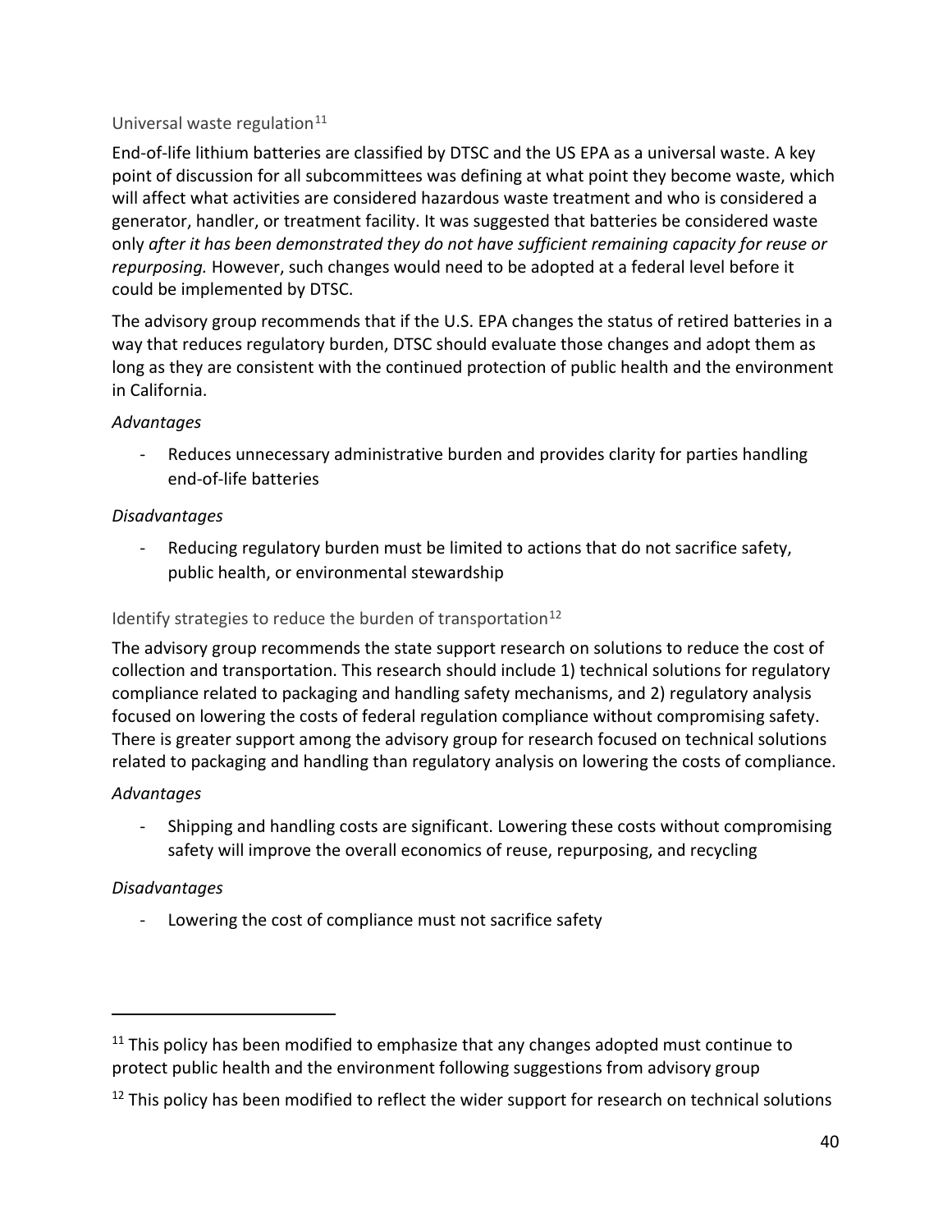### Universal waste regulation[11]

End-of-life lithium batteries are classified by DTSC and the US EPA as a universal waste. A key point of discussion for all subcommittees was defining at what point they become waste, which will affect what activities are considered hazardous waste treatment and who is considered a generator, handler, or treatment facility. It was suggested that batteries be considered waste only *after it has been demonstrated they do not have sufficient remaining capacity for reuse or repurposing.* However, such changes would need to be adopted at a federal level before it could be implemented by DTSC.

The advisory group recommends that if the U.S. EPA changes the status of retired batteries in a way that reduces regulatory burden, DTSC should evaluate those changes and adopt them as long as they are consistent with the continued protection of public health and the environment in California.

*Advantages*

- Reduces unnecessary administrative burden and provides clarity for parties handling end-of-life batteries

*Disadvantages*

- Reducing regulatory burden must be limited to actions that do not sacrifice safety, public health, or environmental stewardship

### Identify strategies to reduce the burden of transportation[12]

The advisory group recommends the state support research on solutions to reduce the cost of collection and transportation. This research should include 1) technical solutions for regulatory compliance related to packaging and handling safety mechanisms, and 2) regulatory analysis focused on lowering the costs of federal regulation compliance without compromising safety. There is greater support among the advisory group for research focused on technical solutions related to packaging and handling than regulatory analysis on lowering the costs of compliance.

*Advantages*

- Shipping and handling costs are significant. Lowering these costs without compromising safety will improve the overall economics of reuse, repurposing, and recycling

*Disadvantages*

- Lowering the cost of compliance must not sacrifice safety

---

[11] This policy has been modified to emphasize that any changes adopted must continue to protect public health and the environment following suggestions from advisory group

[12] This policy has been modified to reflect the wider support for research on technical solutions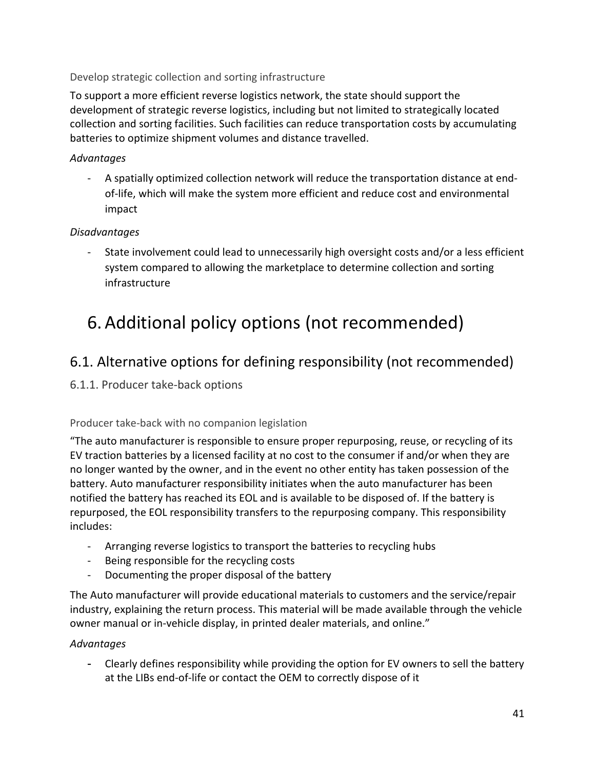#### Develop strategic collection and sorting infrastructure

To support a more efficient reverse logistics network, the state should support the development of strategic reverse logistics, including but not limited to strategically located collection and sorting facilities. Such facilities can reduce transportation costs by accumulating batteries to optimize shipment volumes and distance travelled.

*Advantages*

- A spatially optimized collection network will reduce the transportation distance at end-of-life, which will make the system more efficient and reduce cost and environmental impact

*Disadvantages*

- State involvement could lead to unnecessarily high oversight costs and/or a less efficient system compared to allowing the marketplace to determine collection and sorting infrastructure

# 6. Additional policy options (not recommended)

## 6.1. Alternative options for defining responsibility (not recommended)

### 6.1.1. Producer take-back options

#### Producer take-back with no companion legislation

"The auto manufacturer is responsible to ensure proper repurposing, reuse, or recycling of its EV traction batteries by a licensed facility at no cost to the consumer if and/or when they are no longer wanted by the owner, and in the event no other entity has taken possession of the battery. Auto manufacturer responsibility initiates when the auto manufacturer has been notified the battery has reached its EOL and is available to be disposed of. If the battery is repurposed, the EOL responsibility transfers to the repurposing company. This responsibility includes:

- Arranging reverse logistics to transport the batteries to recycling hubs
- Being responsible for the recycling costs
- Documenting the proper disposal of the battery

The Auto manufacturer will provide educational materials to customers and the service/repair industry, explaining the return process. This material will be made available through the vehicle owner manual or in-vehicle display, in printed dealer materials, and online."

*Advantages*

- Clearly defines responsibility while providing the option for EV owners to sell the battery at the LIBs end-of-life or contact the OEM to correctly dispose of it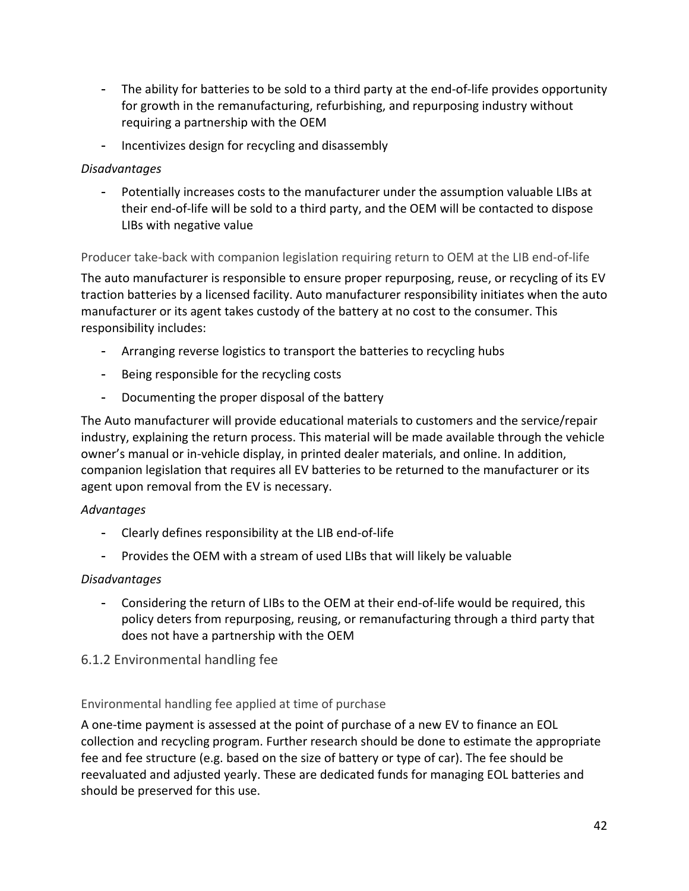- The ability for batteries to be sold to a third party at the end-of-life provides opportunity for growth in the remanufacturing, refurbishing, and repurposing industry without requiring a partnership with the OEM
- Incentivizes design for recycling and disassembly

*Disadvantages*

- Potentially increases costs to the manufacturer under the assumption valuable LIBs at their end-of-life will be sold to a third party, and the OEM will be contacted to dispose LIBs with negative value

#### Producer take-back with companion legislation requiring return to OEM at the LIB end-of-life

The auto manufacturer is responsible to ensure proper repurposing, reuse, or recycling of its EV traction batteries by a licensed facility. Auto manufacturer responsibility initiates when the auto manufacturer or its agent takes custody of the battery at no cost to the consumer. This responsibility includes:

- Arranging reverse logistics to transport the batteries to recycling hubs
- Being responsible for the recycling costs
- Documenting the proper disposal of the battery

The Auto manufacturer will provide educational materials to customers and the service/repair industry, explaining the return process. This material will be made available through the vehicle owner's manual or in-vehicle display, in printed dealer materials, and online. In addition, companion legislation that requires all EV batteries to be returned to the manufacturer or its agent upon removal from the EV is necessary.

*Advantages*

- Clearly defines responsibility at the LIB end-of-life
- Provides the OEM with a stream of used LIBs that will likely be valuable

*Disadvantages*

- Considering the return of LIBs to the OEM at their end-of-life would be required, this policy deters from repurposing, reusing, or remanufacturing through a third party that does not have a partnership with the OEM

### 6.1.2 Environmental handling fee

#### Environmental handling fee applied at time of purchase

A one-time payment is assessed at the point of purchase of a new EV to finance an EOL collection and recycling program. Further research should be done to estimate the appropriate fee and fee structure (e.g. based on the size of battery or type of car). The fee should be reevaluated and adjusted yearly. These are dedicated funds for managing EOL batteries and should be preserved for this use.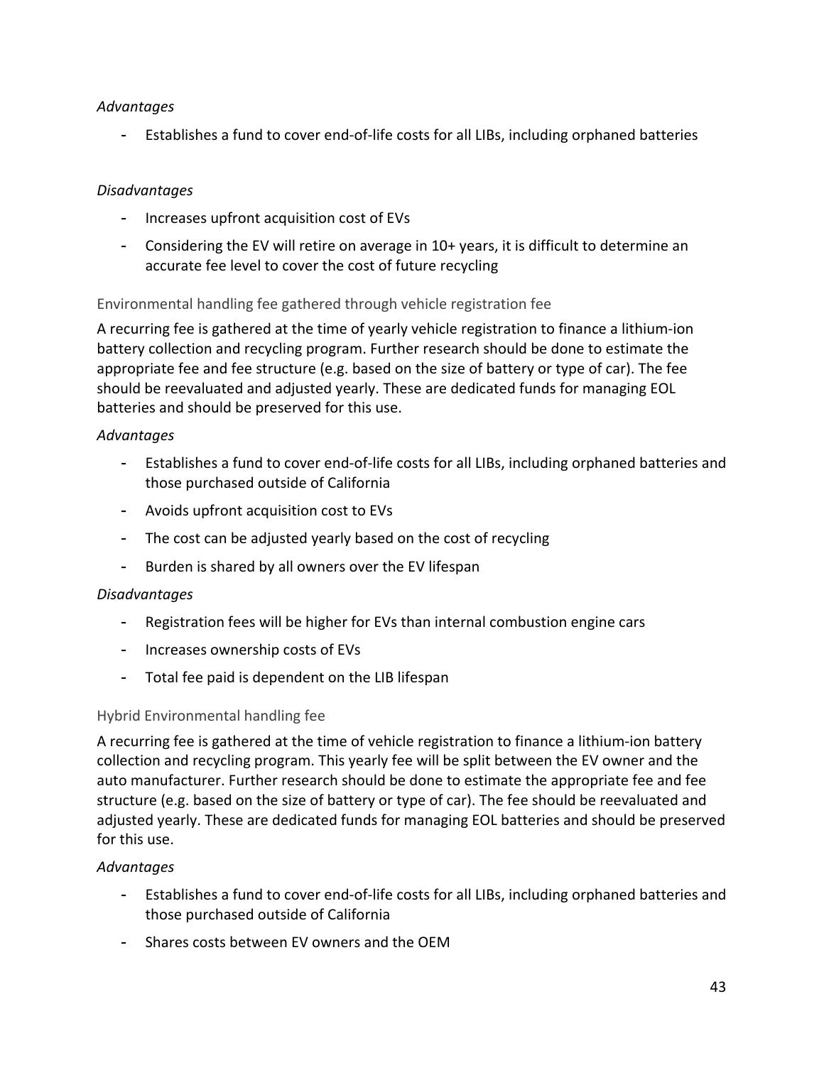*Advantages*

- Establishes a fund to cover end-of-life costs for all LIBs, including orphaned batteries

*Disadvantages*

- Increases upfront acquisition cost of EVs
- Considering the EV will retire on average in 10+ years, it is difficult to determine an accurate fee level to cover the cost of future recycling

### Environmental handling fee gathered through vehicle registration fee

A recurring fee is gathered at the time of yearly vehicle registration to finance a lithium-ion battery collection and recycling program. Further research should be done to estimate the appropriate fee and fee structure (e.g. based on the size of battery or type of car). The fee should be reevaluated and adjusted yearly. These are dedicated funds for managing EOL batteries and should be preserved for this use.

*Advantages*

- Establishes a fund to cover end-of-life costs for all LIBs, including orphaned batteries and those purchased outside of California
- Avoids upfront acquisition cost to EVs
- The cost can be adjusted yearly based on the cost of recycling
- Burden is shared by all owners over the EV lifespan

*Disadvantages*

- Registration fees will be higher for EVs than internal combustion engine cars
- Increases ownership costs of EVs
- Total fee paid is dependent on the LIB lifespan

### Hybrid Environmental handling fee

A recurring fee is gathered at the time of vehicle registration to finance a lithium-ion battery collection and recycling program. This yearly fee will be split between the EV owner and the auto manufacturer. Further research should be done to estimate the appropriate fee and fee structure (e.g. based on the size of battery or type of car). The fee should be reevaluated and adjusted yearly. These are dedicated funds for managing EOL batteries and should be preserved for this use.

*Advantages*

- Establishes a fund to cover end-of-life costs for all LIBs, including orphaned batteries and those purchased outside of California
- Shares costs between EV owners and the OEM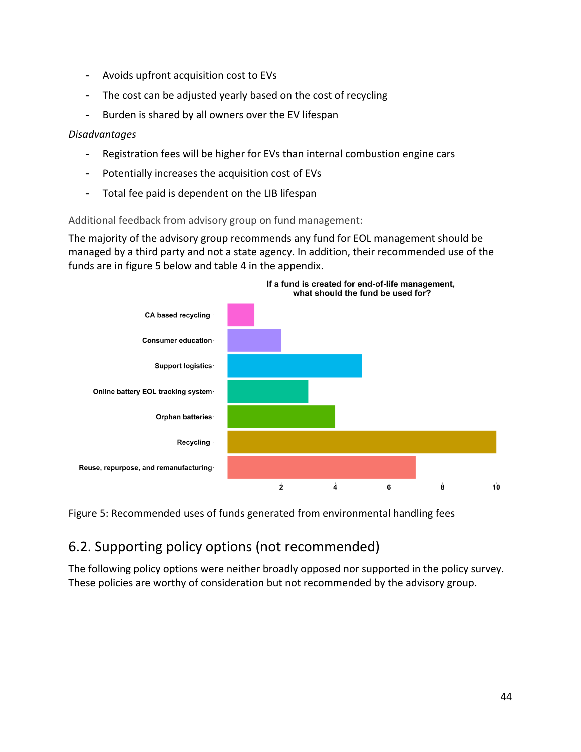- Avoids upfront acquisition cost to EVs
- The cost can be adjusted yearly based on the cost of recycling
- Burden is shared by all owners over the EV lifespan

*Disadvantages*

- Registration fees will be higher for EVs than internal combustion engine cars
- Potentially increases the acquisition cost of EVs
- Total fee paid is dependent on the LIB lifespan

Additional feedback from advisory group on fund management:

The majority of the advisory group recommends any fund for EOL management should be managed by a third party and not a state agency. In addition, their recommended use of the funds are in figure 5 below and table 4 in the appendix.

Figure 5: Recommended uses of funds generated from environmental handling fees

## 6.2. Supporting policy options (not recommended)

The following policy options were neither broadly opposed nor supported in the policy survey. These policies are worthy of consideration but not recommended by the advisory group.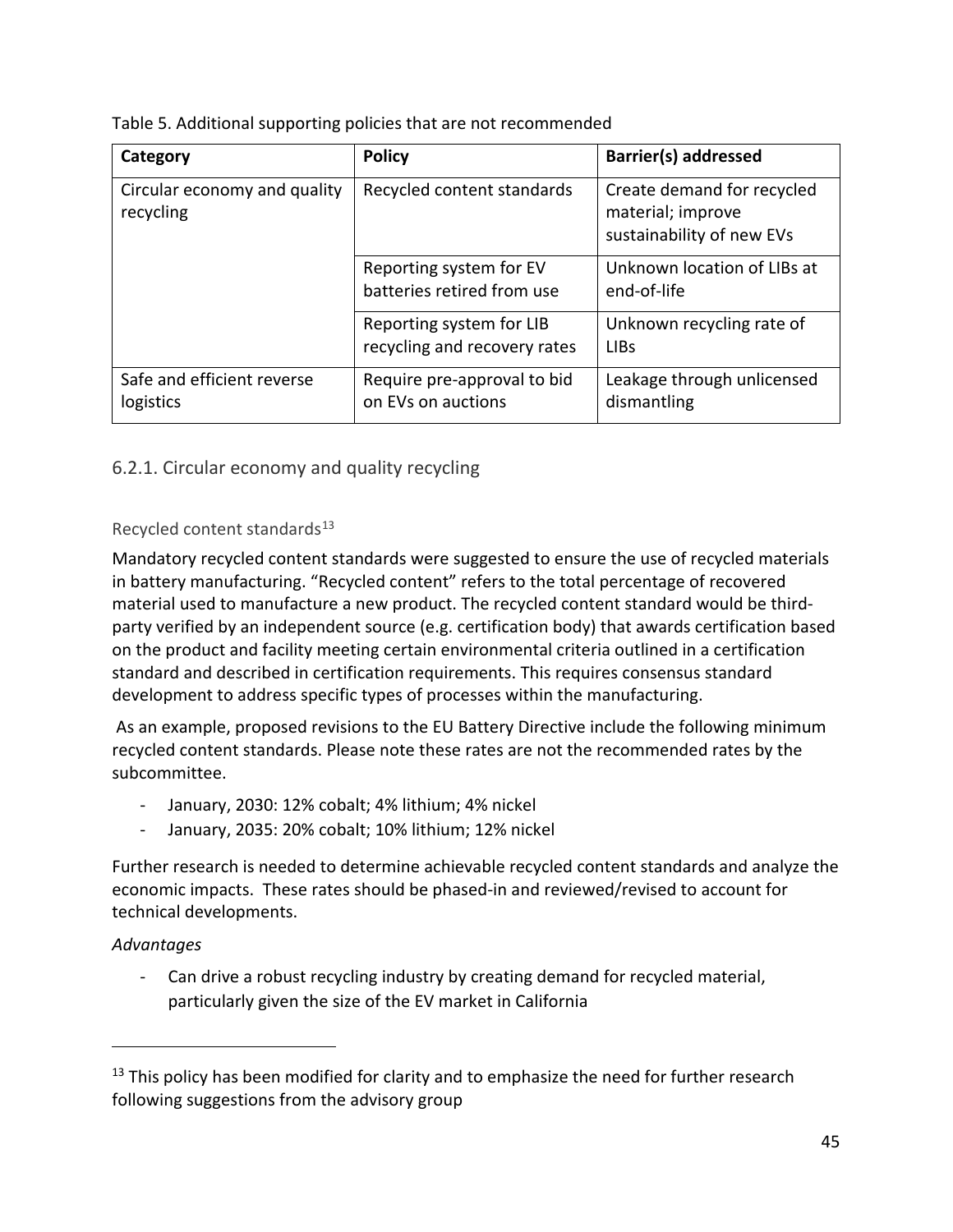Table 5. Additional supporting policies that are not recommended

| Category | Policy | Barrier(s) addressed |
| --- | --- | --- |
| Circular economy and quality recycling | Recycled content standards | Create demand for recycled material; improve sustainability of new EVs |
| | Reporting system for EV batteries retired from use | Unknown location of LIBs at end-of-life |
| | Reporting system for LIB recycling and recovery rates | Unknown recycling rate of LIBs |
| Safe and efficient reverse logistics | Require pre-approval to bid on EVs on auctions | Leakage through unlicensed dismantling |

### 6.2.1. Circular economy and quality recycling

#### Recycled content standards[13]

Mandatory recycled content standards were suggested to ensure the use of recycled materials in battery manufacturing. "Recycled content" refers to the total percentage of recovered material used to manufacture a new product. The recycled content standard would be third-party verified by an independent source (e.g. certification body) that awards certification based on the product and facility meeting certain environmental criteria outlined in a certification standard and described in certification requirements. This requires consensus standard development to address specific types of processes within the manufacturing.

As an example, proposed revisions to the EU Battery Directive include the following minimum recycled content standards. Please note these rates are not the recommended rates by the subcommittee.

- January, 2030: 12% cobalt; 4% lithium; 4% nickel
- January, 2035: 20% cobalt; 10% lithium; 12% nickel

Further research is needed to determine achievable recycled content standards and analyze the economic impacts. These rates should be phased-in and reviewed/revised to account for technical developments.

*Advantages*

- Can drive a robust recycling industry by creating demand for recycled material, particularly given the size of the EV market in California

[13] This policy has been modified for clarity and to emphasize the need for further research following suggestions from the advisory group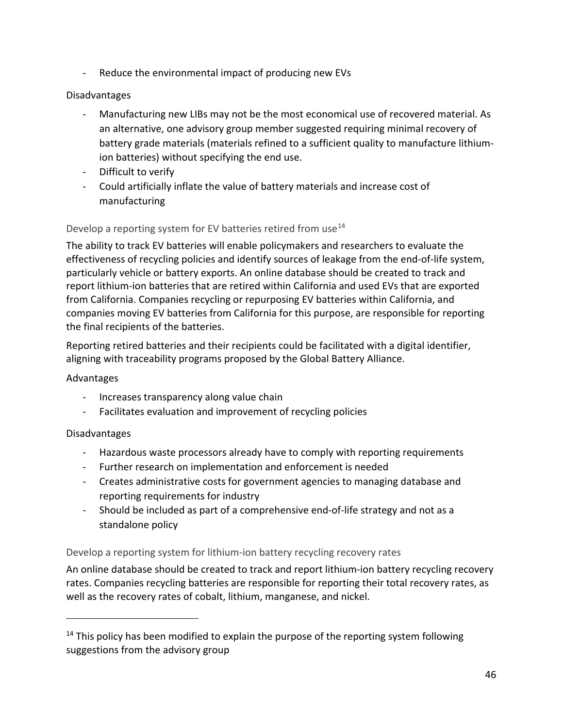- Reduce the environmental impact of producing new EVs

Disadvantages

- Manufacturing new LIBs may not be the most economical use of recovered material. As an alternative, one advisory group member suggested requiring minimal recovery of battery grade materials (materials refined to a sufficient quality to manufacture lithium-ion batteries) without specifying the end use.
- Difficult to verify
- Could artificially inflate the value of battery materials and increase cost of manufacturing

### Develop a reporting system for EV batteries retired from use[14]

The ability to track EV batteries will enable policymakers and researchers to evaluate the effectiveness of recycling policies and identify sources of leakage from the end-of-life system, particularly vehicle or battery exports. An online database should be created to track and report lithium-ion batteries that are retired within California and used EVs that are exported from California. Companies recycling or repurposing EV batteries within California, and companies moving EV batteries from California for this purpose, are responsible for reporting the final recipients of the batteries.

Reporting retired batteries and their recipients could be facilitated with a digital identifier, aligning with traceability programs proposed by the Global Battery Alliance.

Advantages

- Increases transparency along value chain
- Facilitates evaluation and improvement of recycling policies

Disadvantages

- Hazardous waste processors already have to comply with reporting requirements
- Further research on implementation and enforcement is needed
- Creates administrative costs for government agencies to managing database and reporting requirements for industry
- Should be included as part of a comprehensive end-of-life strategy and not as a standalone policy

### Develop a reporting system for lithium-ion battery recycling recovery rates

An online database should be created to track and report lithium-ion battery recycling recovery rates. Companies recycling batteries are responsible for reporting their total recovery rates, as well as the recovery rates of cobalt, lithium, manganese, and nickel.

---

[14] This policy has been modified to explain the purpose of the reporting system following suggestions from the advisory group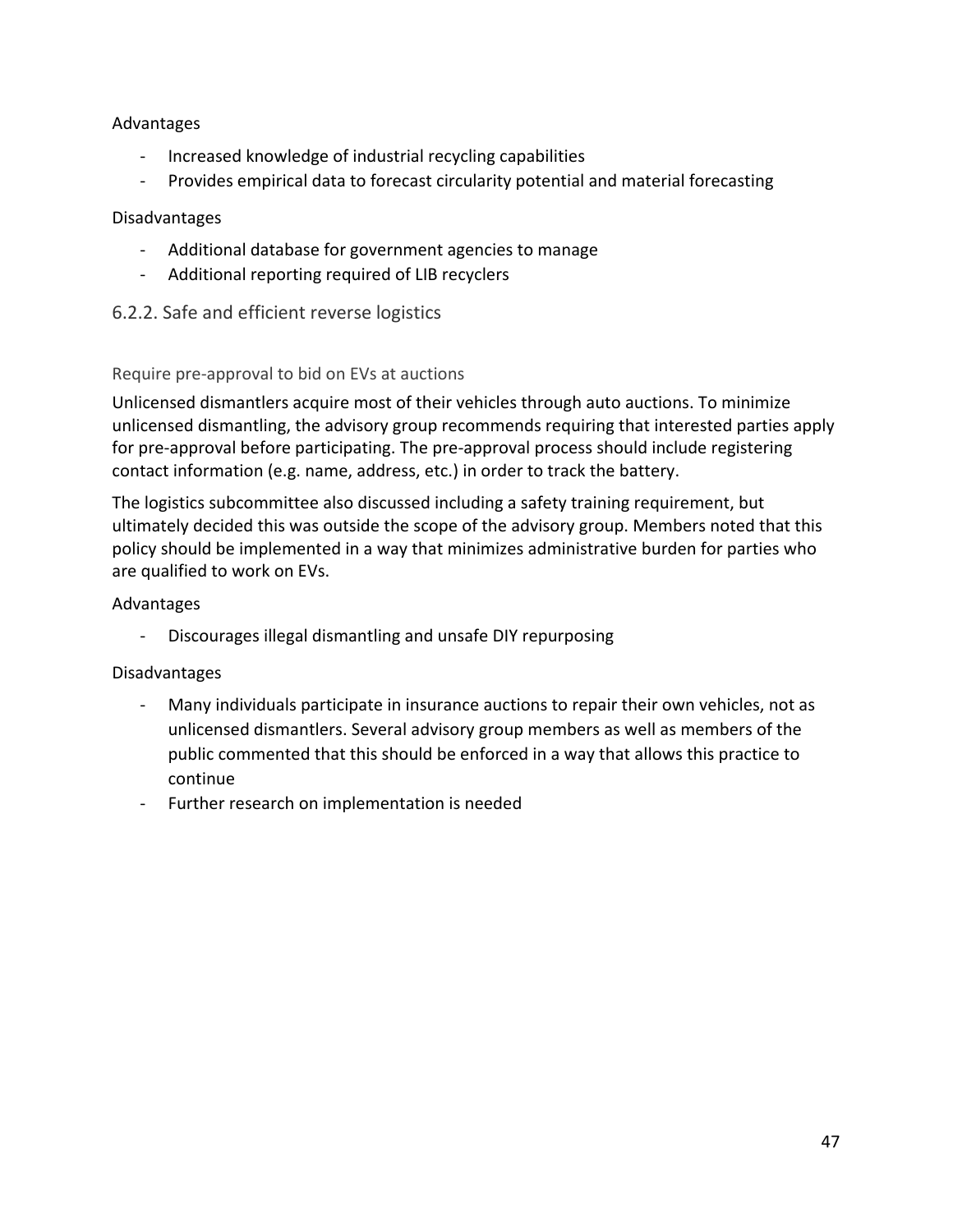Advantages

- Increased knowledge of industrial recycling capabilities
- Provides empirical data to forecast circularity potential and material forecasting

Disadvantages

- Additional database for government agencies to manage
- Additional reporting required of LIB recyclers

### 6.2.2. Safe and efficient reverse logistics

#### Require pre-approval to bid on EVs at auctions

Unlicensed dismantlers acquire most of their vehicles through auto auctions. To minimize unlicensed dismantling, the advisory group recommends requiring that interested parties apply for pre-approval before participating. The pre-approval process should include registering contact information (e.g. name, address, etc.) in order to track the battery.

The logistics subcommittee also discussed including a safety training requirement, but ultimately decided this was outside the scope of the advisory group. Members noted that this policy should be implemented in a way that minimizes administrative burden for parties who are qualified to work on EVs.

Advantages

- Discourages illegal dismantling and unsafe DIY repurposing

Disadvantages

- Many individuals participate in insurance auctions to repair their own vehicles, not as unlicensed dismantlers. Several advisory group members as well as members of the public commented that this should be enforced in a way that allows this practice to continue
- Further research on implementation is needed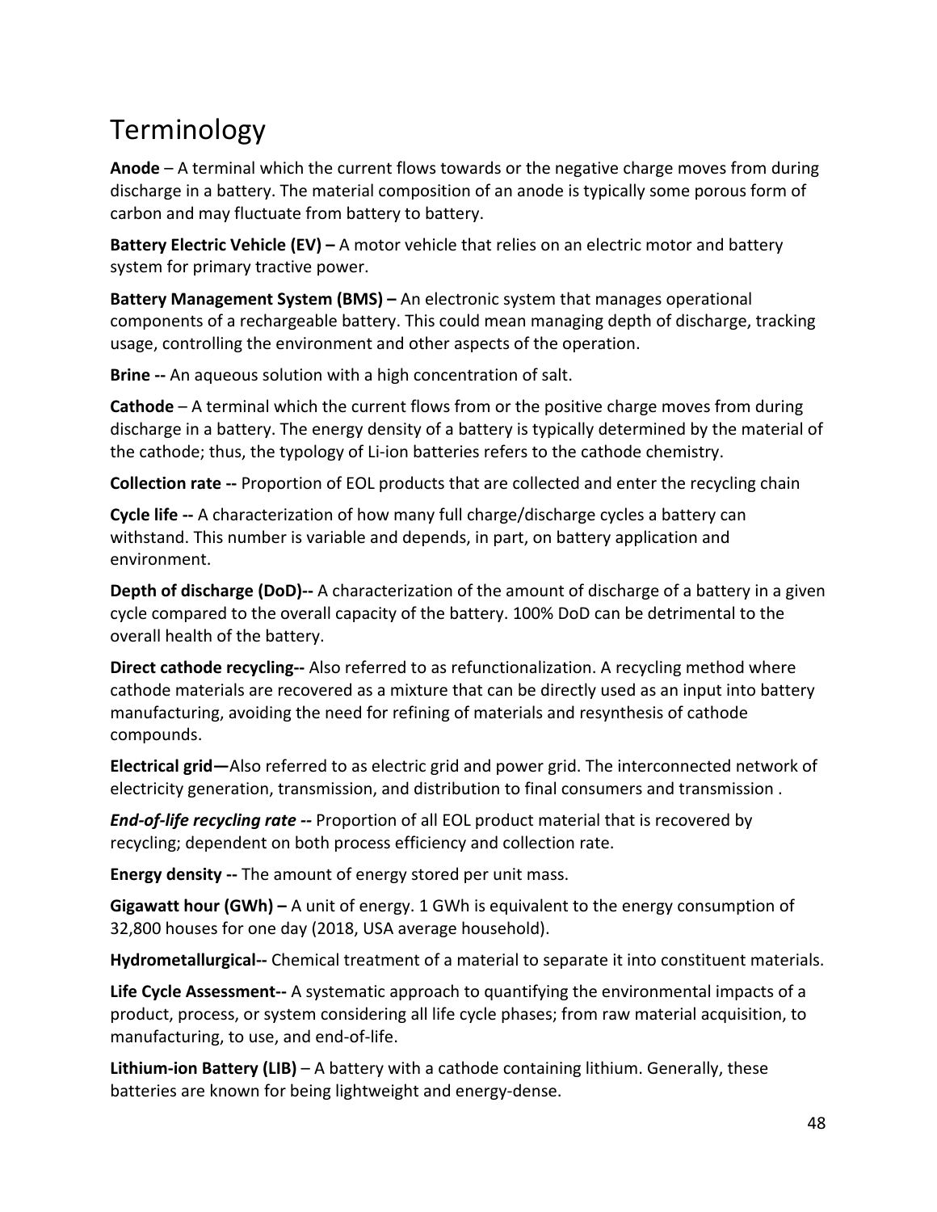# Terminology

**Anode** – A terminal which the current flows towards or the negative charge moves from during discharge in a battery. The material composition of an anode is typically some porous form of carbon and may fluctuate from battery to battery.

**Battery Electric Vehicle (EV) –** A motor vehicle that relies on an electric motor and battery system for primary tractive power.

**Battery Management System (BMS) –** An electronic system that manages operational components of a rechargeable battery. This could mean managing depth of discharge, tracking usage, controlling the environment and other aspects of the operation.

**Brine --** An aqueous solution with a high concentration of salt.

**Cathode** – A terminal which the current flows from or the positive charge moves from during discharge in a battery. The energy density of a battery is typically determined by the material of the cathode; thus, the typology of Li-ion batteries refers to the cathode chemistry.

**Collection rate --** Proportion of EOL products that are collected and enter the recycling chain

**Cycle life --** A characterization of how many full charge/discharge cycles a battery can withstand. This number is variable and depends, in part, on battery application and environment.

**Depth of discharge (DoD)--** A characterization of the amount of discharge of a battery in a given cycle compared to the overall capacity of the battery. 100% DoD can be detrimental to the overall health of the battery.

**Direct cathode recycling--** Also referred to as refunctionalization. A recycling method where cathode materials are recovered as a mixture that can be directly used as an input into battery manufacturing, avoiding the need for refining of materials and resynthesis of cathode compounds.

**Electrical grid—**Also referred to as electric grid and power grid. The interconnected network of electricity generation, transmission, and distribution to final consumers and transmission .

***End-of-life recycling rate --*** Proportion of all EOL product material that is recovered by recycling; dependent on both process efficiency and collection rate.

**Energy density --** The amount of energy stored per unit mass.

**Gigawatt hour (GWh) –** A unit of energy. 1 GWh is equivalent to the energy consumption of 32,800 houses for one day (2018, USA average household).

**Hydrometallurgical--** Chemical treatment of a material to separate it into constituent materials.

**Life Cycle Assessment--** A systematic approach to quantifying the environmental impacts of a product, process, or system considering all life cycle phases; from raw material acquisition, to manufacturing, to use, and end-of-life.

**Lithium-ion Battery (LIB)** – A battery with a cathode containing lithium. Generally, these batteries are known for being lightweight and energy-dense.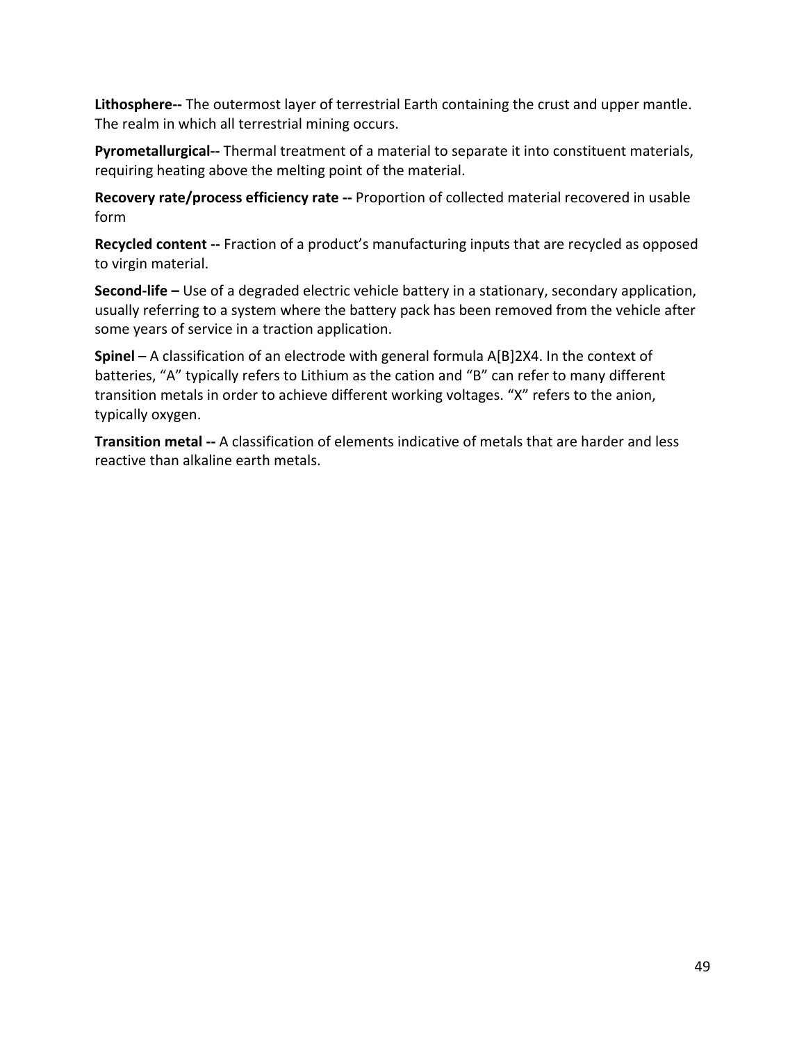**Lithosphere--** The outermost layer of terrestrial Earth containing the crust and upper mantle. The realm in which all terrestrial mining occurs.

**Pyrometallurgical--** Thermal treatment of a material to separate it into constituent materials, requiring heating above the melting point of the material.

**Recovery rate/process efficiency rate --** Proportion of collected material recovered in usable form

**Recycled content --** Fraction of a product's manufacturing inputs that are recycled as opposed to virgin material.

**Second-life –** Use of a degraded electric vehicle battery in a stationary, secondary application, usually referring to a system where the battery pack has been removed from the vehicle after some years of service in a traction application.

**Spinel** – A classification of an electrode with general formula A[B]2X4. In the context of batteries, "A" typically refers to Lithium as the cation and "B" can refer to many different transition metals in order to achieve different working voltages. "X" refers to the anion, typically oxygen.

**Transition metal --** A classification of elements indicative of metals that are harder and less reactive than alkaline earth metals.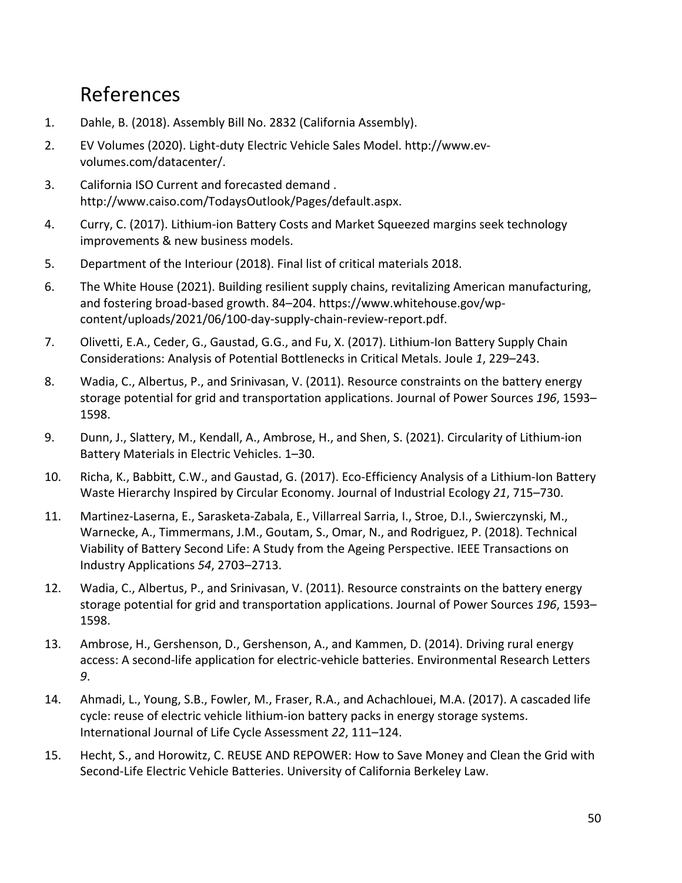# References

1. Dahle, B. (2018). Assembly Bill No. 2832 (California Assembly).
2. EV Volumes (2020). Light-duty Electric Vehicle Sales Model. http://www.ev-volumes.com/datacenter/.
3. California ISO Current and forecasted demand . http://www.caiso.com/TodaysOutlook/Pages/default.aspx.
4. Curry, C. (2017). Lithium-ion Battery Costs and Market Squeezed margins seek technology improvements & new business models.
5. Department of the Interiour (2018). Final list of critical materials 2018.
6. The White House (2021). Building resilient supply chains, revitalizing American manufacturing, and fostering broad-based growth. 84–204. https://www.whitehouse.gov/wp-content/uploads/2021/06/100-day-supply-chain-review-report.pdf.
7. Olivetti, E.A., Ceder, G., Gaustad, G.G., and Fu, X. (2017). Lithium-Ion Battery Supply Chain Considerations: Analysis of Potential Bottlenecks in Critical Metals. Joule *1*, 229–243.
8. Wadia, C., Albertus, P., and Srinivasan, V. (2011). Resource constraints on the battery energy storage potential for grid and transportation applications. Journal of Power Sources *196*, 1593–1598.
9. Dunn, J., Slattery, M., Kendall, A., Ambrose, H., and Shen, S. (2021). Circularity of Lithium-ion Battery Materials in Electric Vehicles. 1–30.
10. Richa, K., Babbitt, C.W., and Gaustad, G. (2017). Eco-Efficiency Analysis of a Lithium-Ion Battery Waste Hierarchy Inspired by Circular Economy. Journal of Industrial Ecology *21*, 715–730.
11. Martinez-Laserna, E., Sarasketa-Zabala, E., Villarreal Sarria, I., Stroe, D.I., Swierczynski, M., Warnecke, A., Timmermans, J.M., Goutam, S., Omar, N., and Rodriguez, P. (2018). Technical Viability of Battery Second Life: A Study from the Ageing Perspective. IEEE Transactions on Industry Applications *54*, 2703–2713.
12. Wadia, C., Albertus, P., and Srinivasan, V. (2011). Resource constraints on the battery energy storage potential for grid and transportation applications. Journal of Power Sources *196*, 1593–1598.
13. Ambrose, H., Gershenson, D., Gershenson, A., and Kammen, D. (2014). Driving rural energy access: A second-life application for electric-vehicle batteries. Environmental Research Letters *9*.
14. Ahmadi, L., Young, S.B., Fowler, M., Fraser, R.A., and Achachlouei, M.A. (2017). A cascaded life cycle: reuse of electric vehicle lithium-ion battery packs in energy storage systems. International Journal of Life Cycle Assessment *22*, 111–124.
15. Hecht, S., and Horowitz, C. REUSE AND REPOWER: How to Save Money and Clean the Grid with Second-Life Electric Vehicle Batteries. University of California Berkeley Law.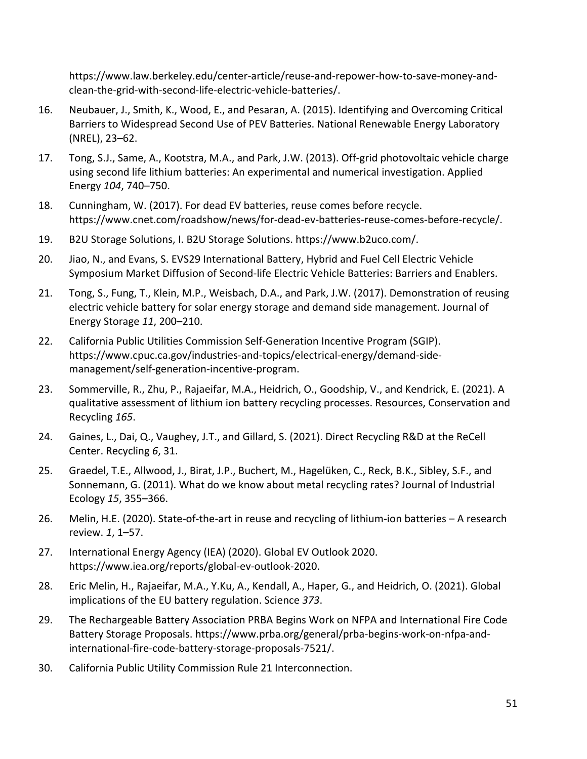https://www.law.berkeley.edu/center-article/reuse-and-repower-how-to-save-money-and-clean-the-grid-with-second-life-electric-vehicle-batteries/.

16. Neubauer, J., Smith, K., Wood, E., and Pesaran, A. (2015). Identifying and Overcoming Critical Barriers to Widespread Second Use of PEV Batteries. National Renewable Energy Laboratory (NREL), 23–62.
17. Tong, S.J., Same, A., Kootstra, M.A., and Park, J.W. (2013). Off-grid photovoltaic vehicle charge using second life lithium batteries: An experimental and numerical investigation. Applied Energy *104*, 740–750.
18. Cunningham, W. (2017). For dead EV batteries, reuse comes before recycle. https://www.cnet.com/roadshow/news/for-dead-ev-batteries-reuse-comes-before-recycle/.
19. B2U Storage Solutions, I. B2U Storage Solutions. https://www.b2uco.com/.
20. Jiao, N., and Evans, S. EVS29 International Battery, Hybrid and Fuel Cell Electric Vehicle Symposium Market Diffusion of Second-life Electric Vehicle Batteries: Barriers and Enablers.
21. Tong, S., Fung, T., Klein, M.P., Weisbach, D.A., and Park, J.W. (2017). Demonstration of reusing electric vehicle battery for solar energy storage and demand side management. Journal of Energy Storage *11*, 200–210.
22. California Public Utilities Commission Self-Generation Incentive Program (SGIP). https://www.cpuc.ca.gov/industries-and-topics/electrical-energy/demand-side-management/self-generation-incentive-program.
23. Sommerville, R., Zhu, P., Rajaeifar, M.A., Heidrich, O., Goodship, V., and Kendrick, E. (2021). A qualitative assessment of lithium ion battery recycling processes. Resources, Conservation and Recycling *165*.
24. Gaines, L., Dai, Q., Vaughey, J.T., and Gillard, S. (2021). Direct Recycling R&D at the ReCell Center. Recycling *6*, 31.
25. Graedel, T.E., Allwood, J., Birat, J.P., Buchert, M., Hagelüken, C., Reck, B.K., Sibley, S.F., and Sonnemann, G. (2011). What do we know about metal recycling rates? Journal of Industrial Ecology *15*, 355–366.
26. Melin, H.E. (2020). State-of-the-art in reuse and recycling of lithium-ion batteries – A research review. *1*, 1–57.
27. International Energy Agency (IEA) (2020). Global EV Outlook 2020. https://www.iea.org/reports/global-ev-outlook-2020.
28. Eric Melin, H., Rajaeifar, M.A., Y.Ku, A., Kendall, A., Haper, G., and Heidrich, O. (2021). Global implications of the EU battery regulation. Science *373*.
29. The Rechargeable Battery Association PRBA Begins Work on NFPA and International Fire Code Battery Storage Proposals. https://www.prba.org/general/prba-begins-work-on-nfpa-and-international-fire-code-battery-storage-proposals-7521/.
30. California Public Utility Commission Rule 21 Interconnection.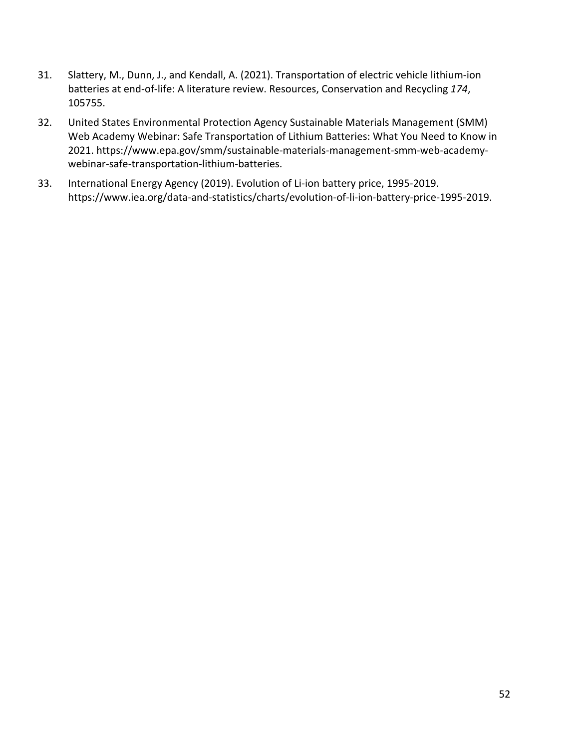31. Slattery, M., Dunn, J., and Kendall, A. (2021). Transportation of electric vehicle lithium-ion batteries at end-of-life: A literature review. Resources, Conservation and Recycling *174*, 105755.

32. United States Environmental Protection Agency Sustainable Materials Management (SMM) Web Academy Webinar: Safe Transportation of Lithium Batteries: What You Need to Know in 2021. https://www.epa.gov/smm/sustainable-materials-management-smm-web-academy-webinar-safe-transportation-lithium-batteries.

33. International Energy Agency (2019). Evolution of Li-ion battery price, 1995-2019. https://www.iea.org/data-and-statistics/charts/evolution-of-li-ion-battery-price-1995-2019.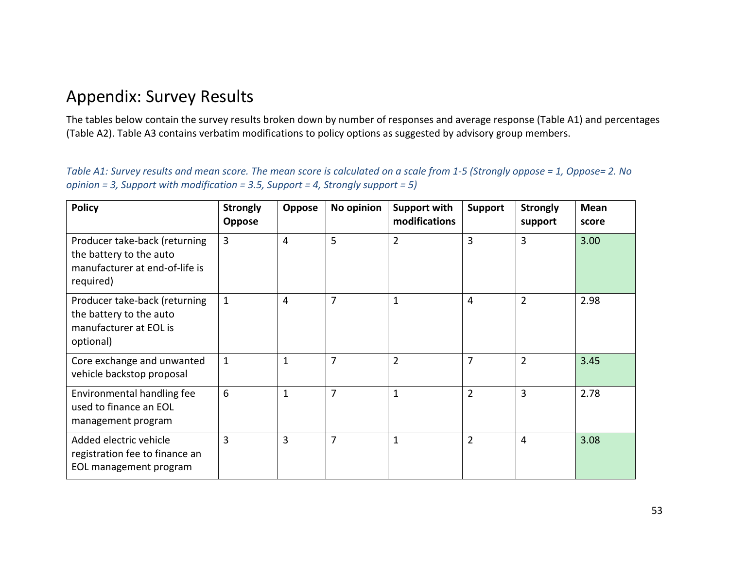# Appendix: Survey Results

The tables below contain the survey results broken down by number of responses and average response (Table A1) and percentages (Table A2). Table A3 contains verbatim modifications to policy options as suggested by advisory group members.

*Table A1: Survey results and mean score. The mean score is calculated on a scale from 1-5 (Strongly oppose = 1, Oppose= 2. No opinion = 3, Support with modification = 3.5, Support = 4, Strongly support = 5)*

| Policy | Strongly Oppose | Oppose | No opinion | Support with modifications | Support | Strongly support | Mean score |
|---|---|---|---|---|---|---|---|
| Producer take-back (returning the battery to the auto manufacturer at end-of-life is required) | 3 | 4 | 5 | 2 | 3 | 3 | 3.00 |
| Producer take-back (returning the battery to the auto manufacturer at EOL is optional) | 1 | 4 | 7 | 1 | 4 | 2 | 2.98 |
| Core exchange and unwanted vehicle backstop proposal | 1 | 1 | 7 | 2 | 7 | 2 | 3.45 |
| Environmental handling fee used to finance an EOL management program | 6 | 1 | 7 | 1 | 2 | 3 | 2.78 |
| Added electric vehicle registration fee to finance an EOL management program | 3 | 3 | 7 | 1 | 2 | 4 | 3.08 |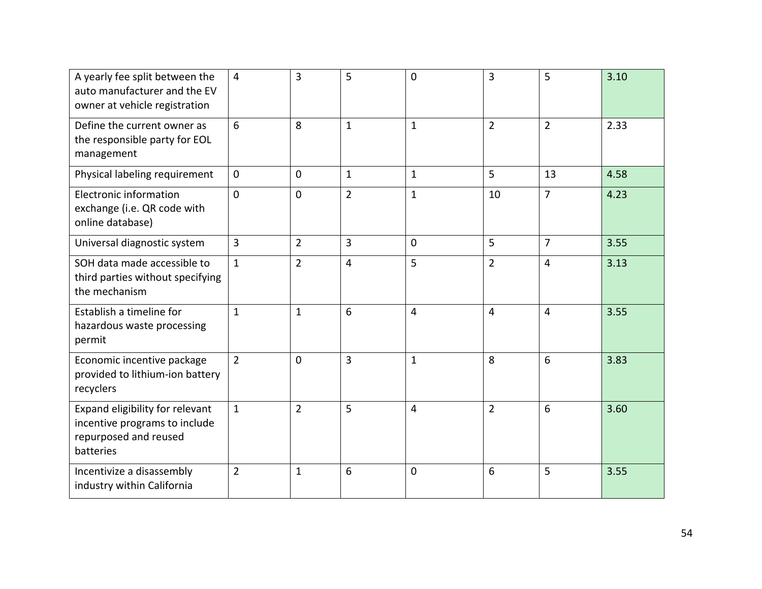| | | | | | | | |
|---|---|---|---|---|---|---|---|
| A yearly fee split between the auto manufacturer and the EV owner at vehicle registration | 4 | 3 | 5 | 0 | 3 | 5 | 3.10 |
| Define the current owner as the responsible party for EOL management | 6 | 8 | 1 | 1 | 2 | 2 | 2.33 |
| Physical labeling requirement | 0 | 0 | 1 | 1 | 5 | 13 | 4.58 |
| Electronic information exchange (i.e. QR code with online database) | 0 | 0 | 2 | 1 | 10 | 7 | 4.23 |
| Universal diagnostic system | 3 | 2 | 3 | 0 | 5 | 7 | 3.55 |
| SOH data made accessible to third parties without specifying the mechanism | 1 | 2 | 4 | 5 | 2 | 4 | 3.13 |
| Establish a timeline for hazardous waste processing permit | 1 | 1 | 6 | 4 | 4 | 4 | 3.55 |
| Economic incentive package provided to lithium-ion battery recyclers | 2 | 0 | 3 | 1 | 8 | 6 | 3.83 |
| Expand eligibility for relevant incentive programs to include repurposed and reused batteries | 1 | 2 | 5 | 4 | 2 | 6 | 3.60 |
| Incentivize a disassembly industry within California | 2 | 1 | 6 | 0 | 6 | 5 | 3.55 |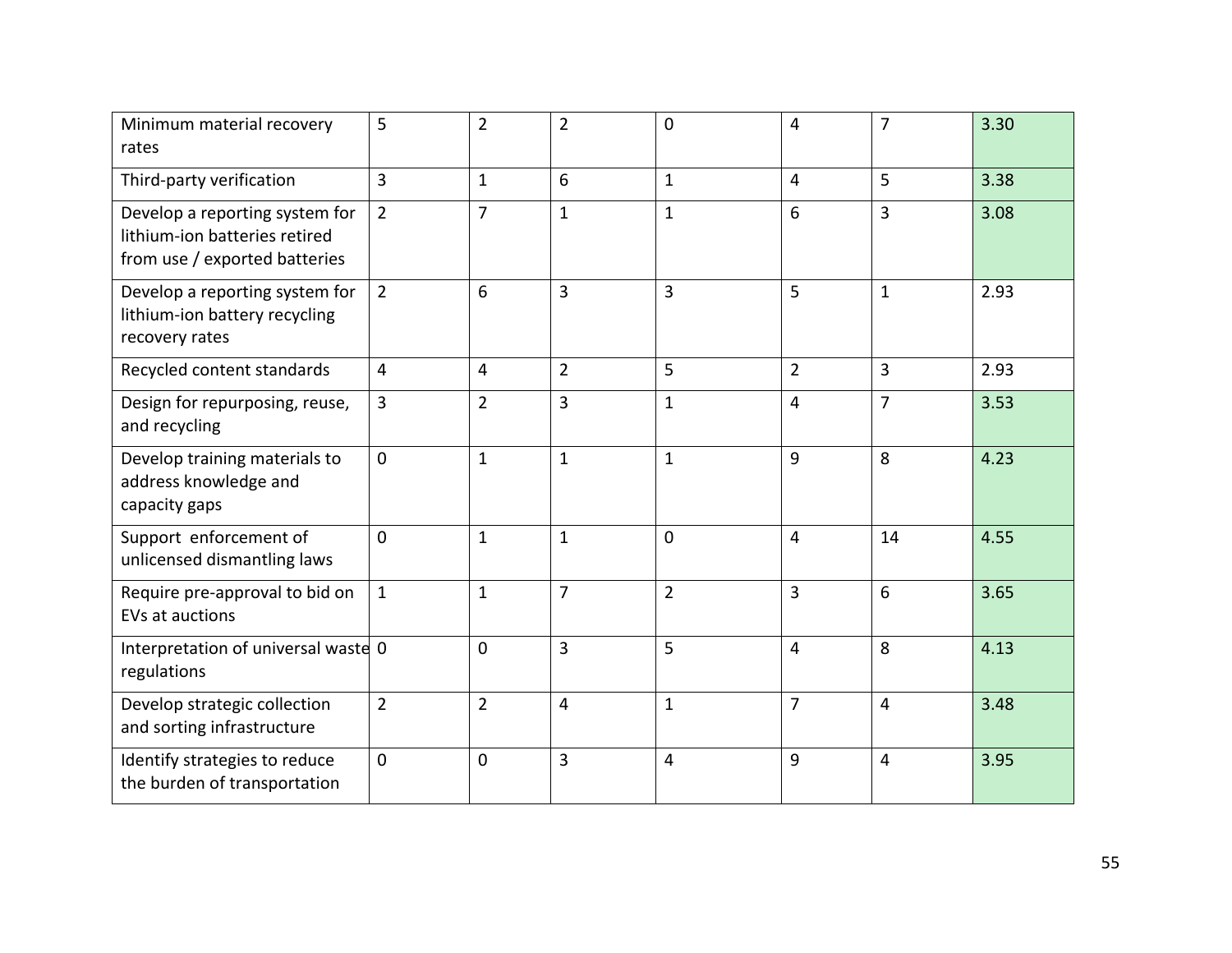| | | | | | | | |
|---|---|---|---|---|---|---|---|
| Minimum material recovery rates | 5 | 2 | 2 | 0 | 4 | 7 | 3.30 |
| Third-party verification | 3 | 1 | 6 | 1 | 4 | 5 | 3.38 |
| Develop a reporting system for lithium-ion batteries retired from use / exported batteries | 2 | 7 | 1 | 1 | 6 | 3 | 3.08 |
| Develop a reporting system for lithium-ion battery recycling recovery rates | 2 | 6 | 3 | 3 | 5 | 1 | 2.93 |
| Recycled content standards | 4 | 4 | 2 | 5 | 2 | 3 | 2.93 |
| Design for repurposing, reuse, and recycling | 3 | 2 | 3 | 1 | 4 | 7 | 3.53 |
| Develop training materials to address knowledge and capacity gaps | 0 | 1 | 1 | 1 | 9 | 8 | 4.23 |
| Support enforcement of unlicensed dismantling laws | 0 | 1 | 1 | 0 | 4 | 14 | 4.55 |
| Require pre-approval to bid on EVs at auctions | 1 | 1 | 7 | 2 | 3 | 6 | 3.65 |
| Interpretation of universal waste regulations | 0 | 0 | 3 | 5 | 4 | 8 | 4.13 |
| Develop strategic collection and sorting infrastructure | 2 | 2 | 4 | 1 | 7 | 4 | 3.48 |
| Identify strategies to reduce the burden of transportation | 0 | 0 | 3 | 4 | 9 | 4 | 3.95 |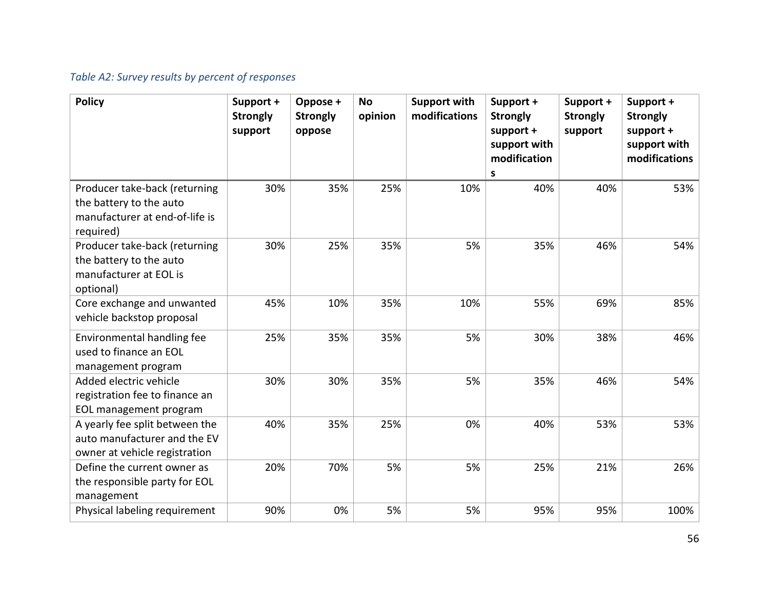*Table A2: Survey results by percent of responses*

| Policy | Support + Strongly support | Oppose + Strongly oppose | No opinion | Support with modifications | Support + Strongly support + support with modifications | Support + Strongly support | Support + Strongly support + support with modifications |
|---|---|---|---|---|---|---|---|
| Producer take-back (returning the battery to the auto manufacturer at end-of-life is required) | 30% | 35% | 25% | 10% | 40% | 40% | 53% |
| Producer take-back (returning the battery to the auto manufacturer at EOL is optional) | 30% | 25% | 35% | 5% | 35% | 46% | 54% |
| Core exchange and unwanted vehicle backstop proposal | 45% | 10% | 35% | 10% | 55% | 69% | 85% |
| Environmental handling fee used to finance an EOL management program | 25% | 35% | 35% | 5% | 30% | 38% | 46% |
| Added electric vehicle registration fee to finance an EOL management program | 30% | 30% | 35% | 5% | 35% | 46% | 54% |
| A yearly fee split between the auto manufacturer and the EV owner at vehicle registration | 40% | 35% | 25% | 0% | 40% | 53% | 53% |
| Define the current owner as the responsible party for EOL management | 20% | 70% | 5% | 5% | 25% | 21% | 26% |
| Physical labeling requirement | 90% | 0% | 5% | 5% | 95% | 95% | 100% |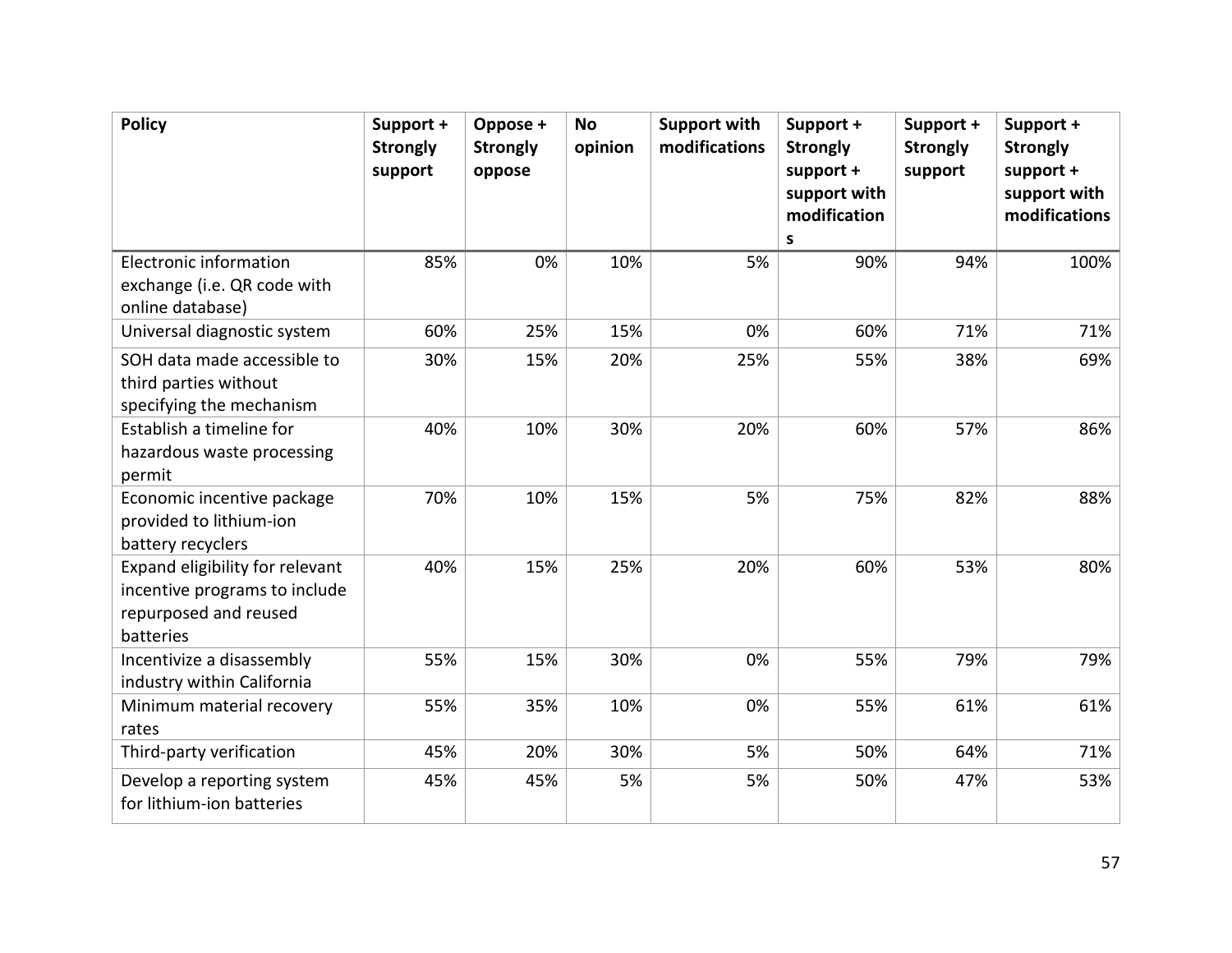| Policy | Support + Strongly support | Oppose + Strongly oppose | No opinion | Support with modifications | Support + Strongly support + support with modifications | Support + Strongly support | Support + Strongly support + support with modifications |
|---|---|---|---|---|---|---|---|
| Electronic information exchange (i.e. QR code with online database) | 85% | 0% | 10% | 5% | 90% | 94% | 100% |
| Universal diagnostic system | 60% | 25% | 15% | 0% | 60% | 71% | 71% |
| SOH data made accessible to third parties without specifying the mechanism | 30% | 15% | 20% | 25% | 55% | 38% | 69% |
| Establish a timeline for hazardous waste processing permit | 40% | 10% | 30% | 20% | 60% | 57% | 86% |
| Economic incentive package provided to lithium-ion battery recyclers | 70% | 10% | 15% | 5% | 75% | 82% | 88% |
| Expand eligibility for relevant incentive programs to include repurposed and reused batteries | 40% | 15% | 25% | 20% | 60% | 53% | 80% |
| Incentivize a disassembly industry within California | 55% | 15% | 30% | 0% | 55% | 79% | 79% |
| Minimum material recovery rates | 55% | 35% | 10% | 0% | 55% | 61% | 61% |
| Third-party verification | 45% | 20% | 30% | 5% | 50% | 64% | 71% |
| Develop a reporting system for lithium-ion batteries | 45% | 45% | 5% | 5% | 50% | 47% | 53% |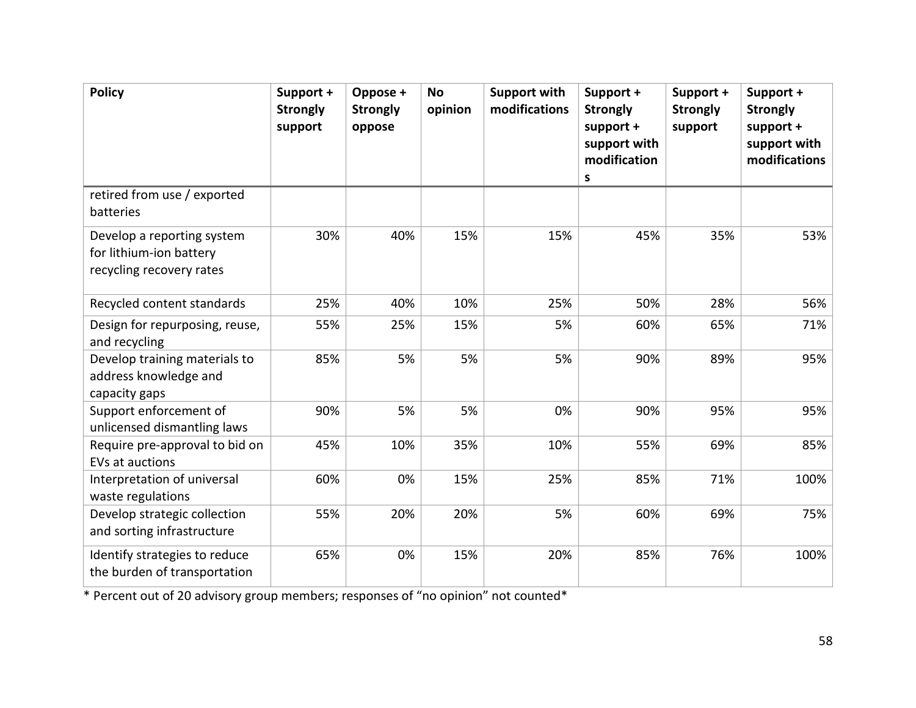| Policy | Support + Strongly support | Oppose + Strongly oppose | No opinion | Support with modifications | Support + Strongly support + support with modifications | Support + Strongly support | Support + Strongly support + support with modifications |
|---|---|---|---|---|---|---|---|
| retired from use / exported batteries | | | | | | | |
| Develop a reporting system for lithium-ion battery recycling recovery rates | 30% | 40% | 15% | 15% | 45% | 35% | 53% |
| Recycled content standards | 25% | 40% | 10% | 25% | 50% | 28% | 56% |
| Design for repurposing, reuse, and recycling | 55% | 25% | 15% | 5% | 60% | 65% | 71% |
| Develop training materials to address knowledge and capacity gaps | 85% | 5% | 5% | 5% | 90% | 89% | 95% |
| Support enforcement of unlicensed dismantling laws | 90% | 5% | 5% | 0% | 90% | 95% | 95% |
| Require pre-approval to bid on EVs at auctions | 45% | 10% | 35% | 10% | 55% | 69% | 85% |
| Interpretation of universal waste regulations | 60% | 0% | 15% | 25% | 85% | 71% | 100% |
| Develop strategic collection and sorting infrastructure | 55% | 20% | 20% | 5% | 60% | 69% | 75% |
| Identify strategies to reduce the burden of transportation | 65% | 0% | 15% | 20% | 85% | 76% | 100% |

* Percent out of 20 advisory group members; responses of "no opinion" not counted*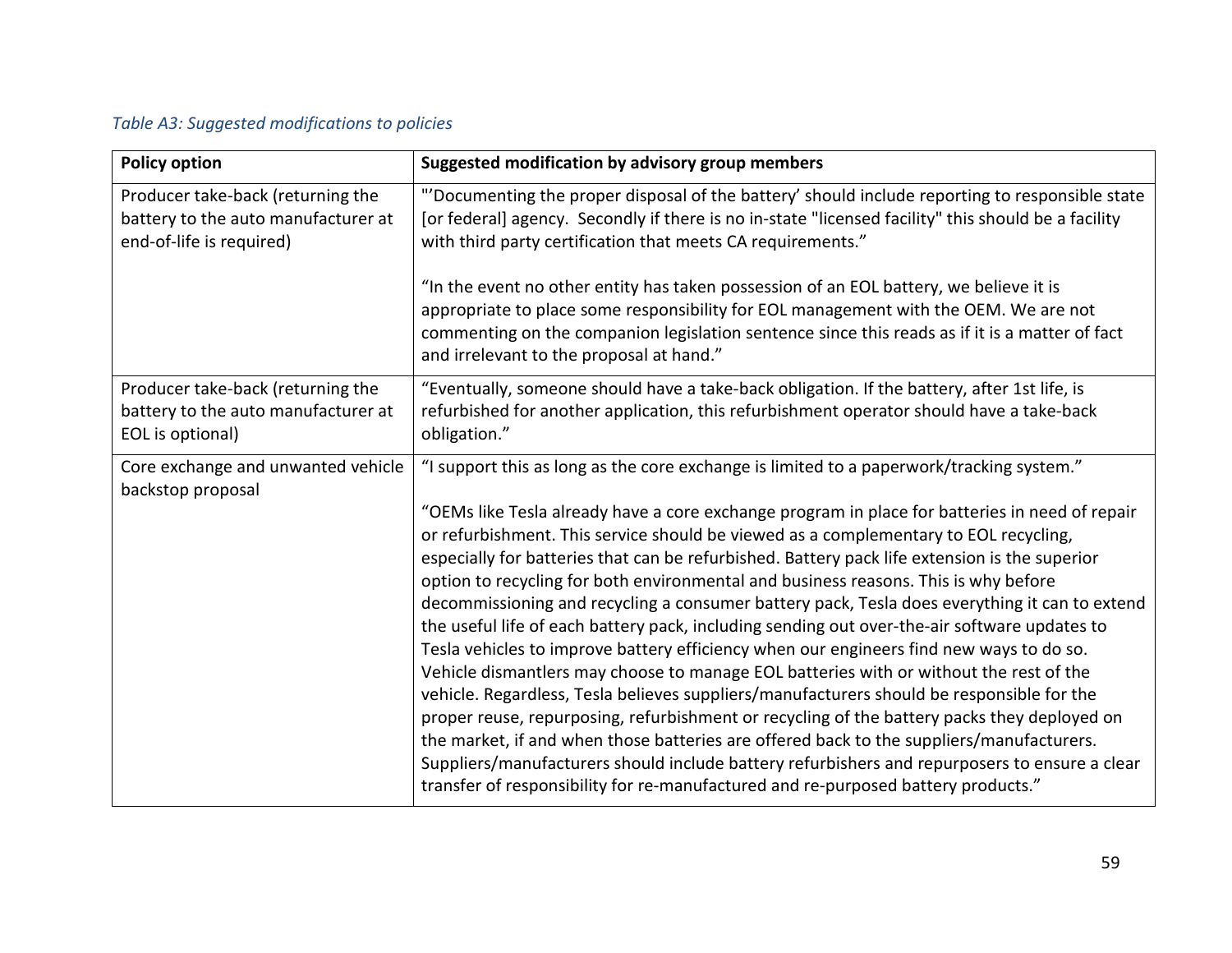*Table A3: Suggested modifications to policies*

| Policy option | Suggested modification by advisory group members |
|---|---|
| Producer take-back (returning the battery to the auto manufacturer at end-of-life is required) | "'Documenting the proper disposal of the battery' should include reporting to responsible state [or federal] agency. Secondly if there is no in-state "licensed facility" this should be a facility with third party certification that meets CA requirements." <br><br> "In the event no other entity has taken possession of an EOL battery, we believe it is appropriate to place some responsibility for EOL management with the OEM. We are not commenting on the companion legislation sentence since this reads as if it is a matter of fact and irrelevant to the proposal at hand." |
| Producer take-back (returning the battery to the auto manufacturer at EOL is optional) | "Eventually, someone should have a take-back obligation. If the battery, after 1st life, is refurbished for another application, this refurbishment operator should have a take-back obligation." |
| Core exchange and unwanted vehicle backstop proposal | "I support this as long as the core exchange is limited to a paperwork/tracking system." <br><br> "OEMs like Tesla already have a core exchange program in place for batteries in need of repair or refurbishment. This service should be viewed as a complementary to EOL recycling, especially for batteries that can be refurbished. Battery pack life extension is the superior option to recycling for both environmental and business reasons. This is why before decommissioning and recycling a consumer battery pack, Tesla does everything it can to extend the useful life of each battery pack, including sending out over-the-air software updates to Tesla vehicles to improve battery efficiency when our engineers find new ways to do so. Vehicle dismantlers may choose to manage EOL batteries with or without the rest of the vehicle. Regardless, Tesla believes suppliers/manufacturers should be responsible for the proper reuse, repurposing, refurbishment or recycling of the battery packs they deployed on the market, if and when those batteries are offered back to the suppliers/manufacturers. Suppliers/manufacturers should include battery refurbishers and repurposers to ensure a clear transfer of responsibility for re-manufactured and re-purposed battery products." |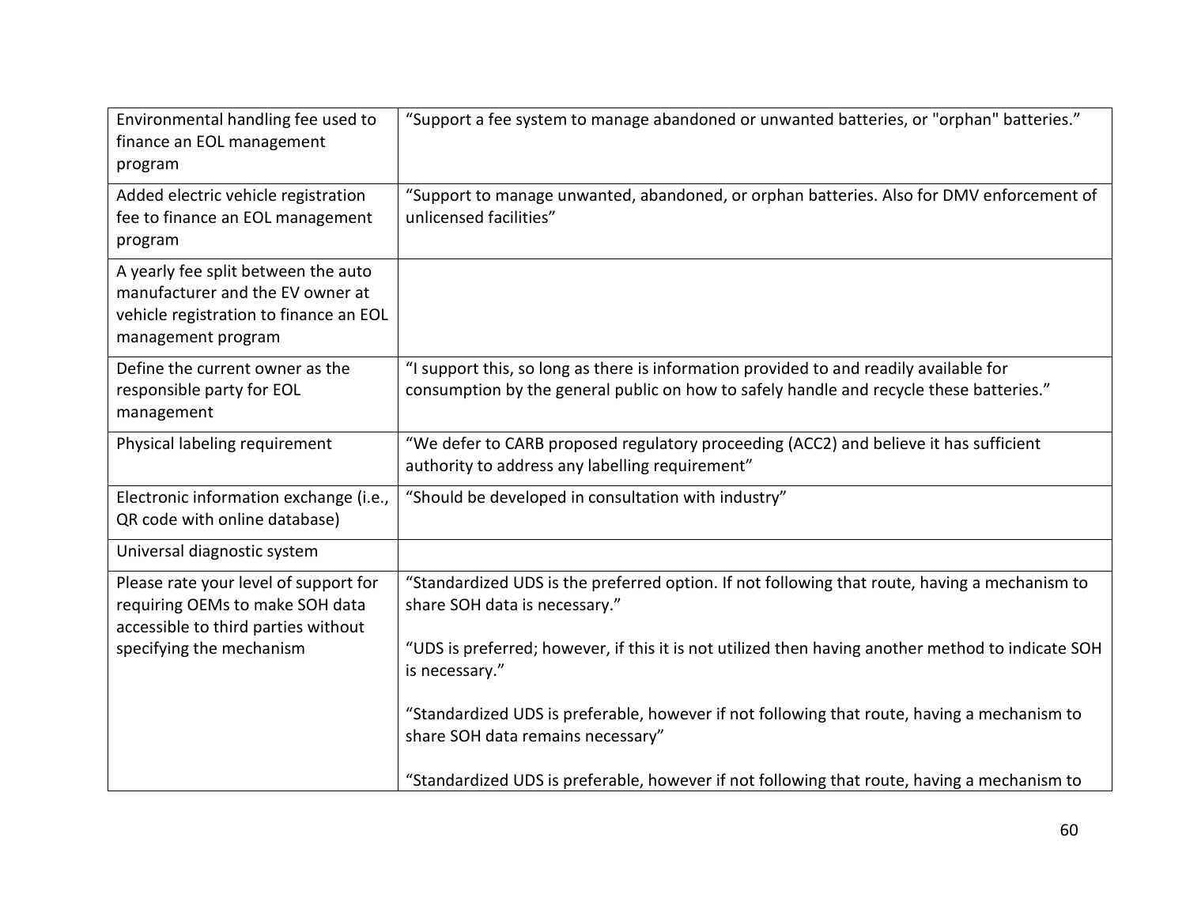| | |
|---|---|
| Environmental handling fee used to finance an EOL management program | "Support a fee system to manage abandoned or unwanted batteries, or "orphan" batteries." |
| Added electric vehicle registration fee to finance an EOL management program | "Support to manage unwanted, abandoned, or orphan batteries. Also for DMV enforcement of unlicensed facilities" |
| A yearly fee split between the auto manufacturer and the EV owner at vehicle registration to finance an EOL management program | |
| Define the current owner as the responsible party for EOL management | "I support this, so long as there is information provided to and readily available for consumption by the general public on how to safely handle and recycle these batteries." |
| Physical labeling requirement | "We defer to CARB proposed regulatory proceeding (ACC2) and believe it has sufficient authority to address any labelling requirement" |
| Electronic information exchange (i.e., QR code with online database) | "Should be developed in consultation with industry" |
| Universal diagnostic system | |
| Please rate your level of support for requiring OEMs to make SOH data accessible to third parties without specifying the mechanism | "Standardized UDS is the preferred option. If not following that route, having a mechanism to share SOH data is necessary."<br><br>"UDS is preferred; however, if this it is not utilized then having another method to indicate SOH is necessary."<br><br>"Standardized UDS is preferable, however if not following that route, having a mechanism to share SOH data remains necessary"<br><br>"Standardized UDS is preferable, however if not following that route, having a mechanism to |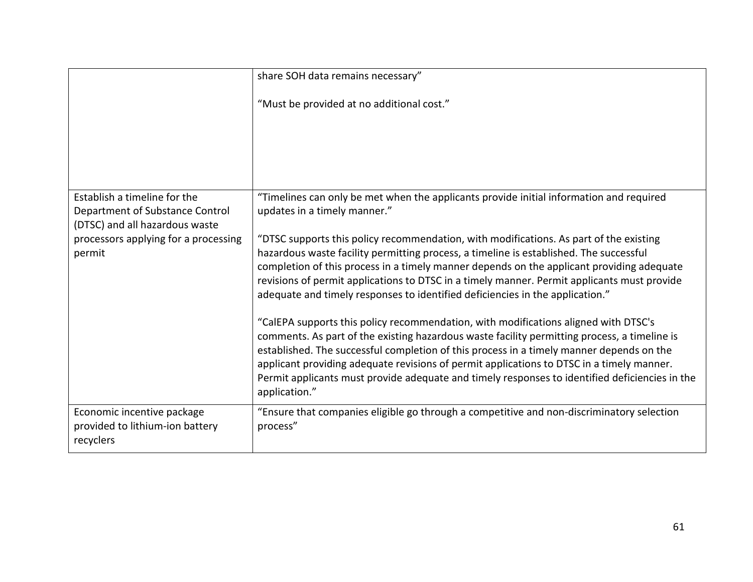| | |
|---|---|
| | share SOH data remains necessary"<br><br>"Must be provided at no additional cost." |
| Establish a timeline for the Department of Substance Control (DTSC) and all hazardous waste processors applying for a processing permit | "Timelines can only be met when the applicants provide initial information and required updates in a timely manner."<br><br>"DTSC supports this policy recommendation, with modifications. As part of the existing hazardous waste facility permitting process, a timeline is established. The successful completion of this process in a timely manner depends on the applicant providing adequate revisions of permit applications to DTSC in a timely manner. Permit applicants must provide adequate and timely responses to identified deficiencies in the application."<br><br>"CalEPA supports this policy recommendation, with modifications aligned with DTSC's comments. As part of the existing hazardous waste facility permitting process, a timeline is established. The successful completion of this process in a timely manner depends on the applicant providing adequate revisions of permit applications to DTSC in a timely manner. Permit applicants must provide adequate and timely responses to identified deficiencies in the application." |
| Economic incentive package provided to lithium-ion battery recyclers | "Ensure that companies eligible go through a competitive and non-discriminatory selection process" |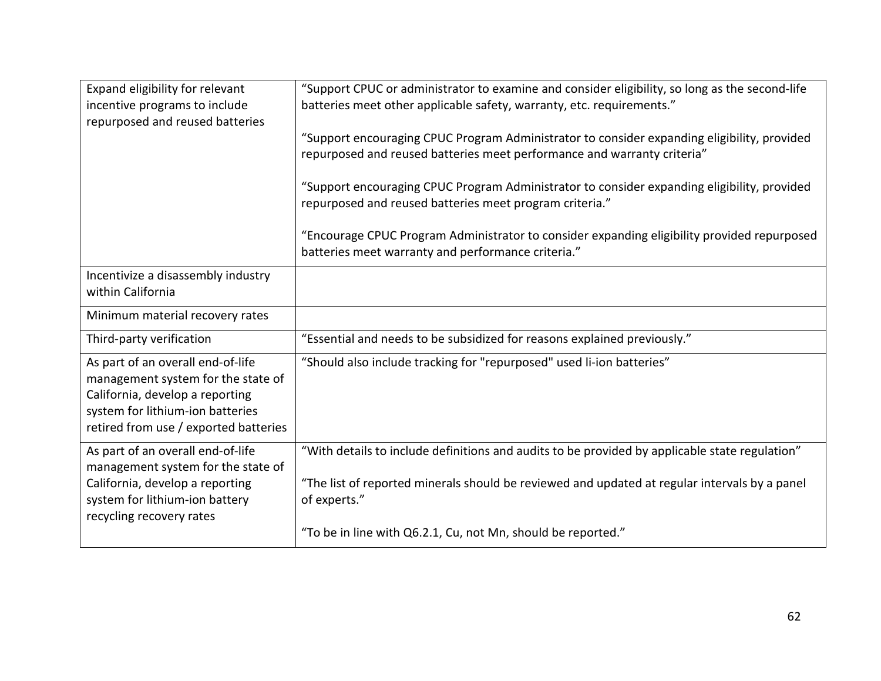| | |
|---|---|
| Expand eligibility for relevant incentive programs to include repurposed and reused batteries | "Support CPUC or administrator to examine and consider eligibility, so long as the second-life batteries meet other applicable safety, warranty, etc. requirements."<br><br>"Support encouraging CPUC Program Administrator to consider expanding eligibility, provided repurposed and reused batteries meet performance and warranty criteria"<br><br>"Support encouraging CPUC Program Administrator to consider expanding eligibility, provided repurposed and reused batteries meet program criteria."<br><br>"Encourage CPUC Program Administrator to consider expanding eligibility provided repurposed batteries meet warranty and performance criteria." |
| Incentivize a disassembly industry within California | |
| Minimum material recovery rates | |
| Third-party verification | "Essential and needs to be subsidized for reasons explained previously." |
| As part of an overall end-of-life management system for the state of California, develop a reporting system for lithium-ion batteries retired from use / exported batteries | "Should also include tracking for "repurposed" used li-ion batteries" |
| As part of an overall end-of-life management system for the state of California, develop a reporting system for lithium-ion battery recycling recovery rates | "With details to include definitions and audits to be provided by applicable state regulation"<br><br>"The list of reported minerals should be reviewed and updated at regular intervals by a panel of experts."<br><br>"To be in line with Q6.2.1, Cu, not Mn, should be reported." |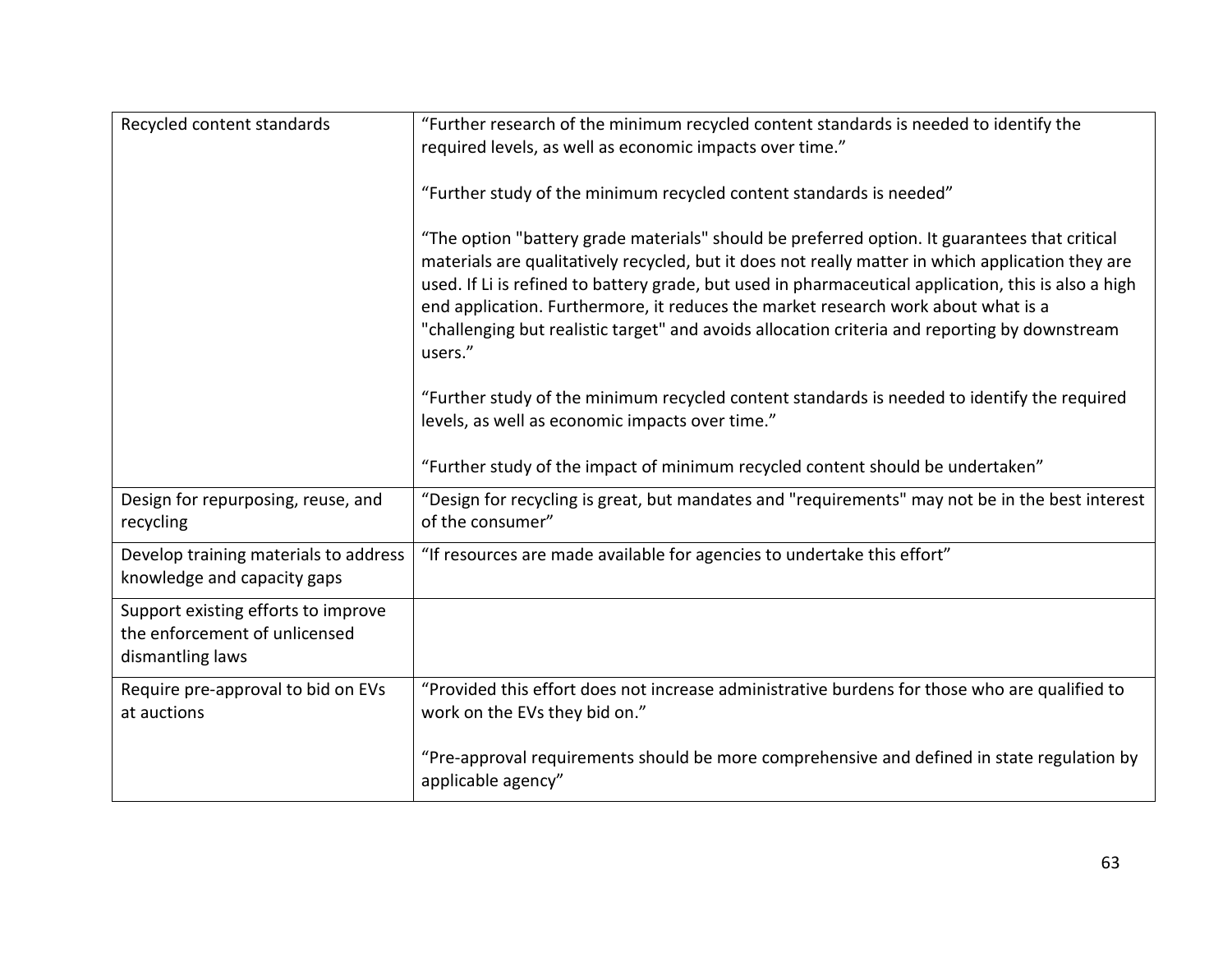| | |
|---|---|
| Recycled content standards | "Further research of the minimum recycled content standards is needed to identify the required levels, as well as economic impacts over time."<br><br>"Further study of the minimum recycled content standards is needed"<br><br>"The option "battery grade materials" should be preferred option. It guarantees that critical materials are qualitatively recycled, but it does not really matter in which application they are used. If Li is refined to battery grade, but used in pharmaceutical application, this is also a high end application. Furthermore, it reduces the market research work about what is a "challenging but realistic target" and avoids allocation criteria and reporting by downstream users."<br><br>"Further study of the minimum recycled content standards is needed to identify the required levels, as well as economic impacts over time."<br><br>"Further study of the impact of minimum recycled content should be undertaken" |
| Design for repurposing, reuse, and recycling | "Design for recycling is great, but mandates and "requirements" may not be in the best interest of the consumer" |
| Develop training materials to address knowledge and capacity gaps | "If resources are made available for agencies to undertake this effort" |
| Support existing efforts to improve the enforcement of unlicensed dismantling laws | |
| Require pre-approval to bid on EVs at auctions | "Provided this effort does not increase administrative burdens for those who are qualified to work on the EVs they bid on."<br><br>"Pre-approval requirements should be more comprehensive and defined in state regulation by applicable agency" |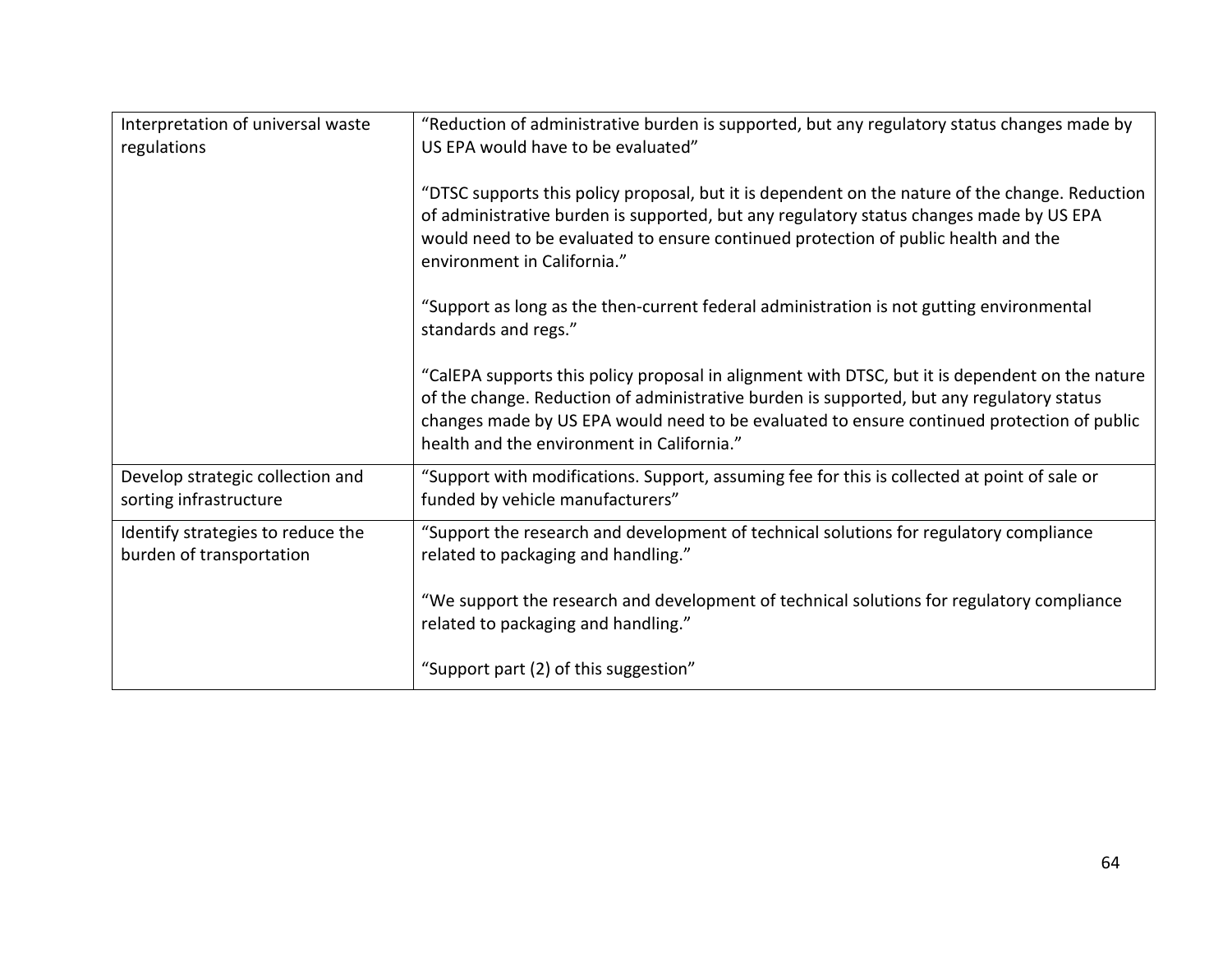| | |
|---|---|
| Interpretation of universal waste regulations | "Reduction of administrative burden is supported, but any regulatory status changes made by US EPA would have to be evaluated"<br><br>"DTSC supports this policy proposal, but it is dependent on the nature of the change. Reduction of administrative burden is supported, but any regulatory status changes made by US EPA would need to be evaluated to ensure continued protection of public health and the environment in California."<br><br>"Support as long as the then-current federal administration is not gutting environmental standards and regs."<br><br>"CalEPA supports this policy proposal in alignment with DTSC, but it is dependent on the nature of the change. Reduction of administrative burden is supported, but any regulatory status changes made by US EPA would need to be evaluated to ensure continued protection of public health and the environment in California." |
| Develop strategic collection and sorting infrastructure | "Support with modifications. Support, assuming fee for this is collected at point of sale or funded by vehicle manufacturers" |
| Identify strategies to reduce the burden of transportation | "Support the research and development of technical solutions for regulatory compliance related to packaging and handling."<br><br>"We support the research and development of technical solutions for regulatory compliance related to packaging and handling."<br><br>"Support part (2) of this suggestion" |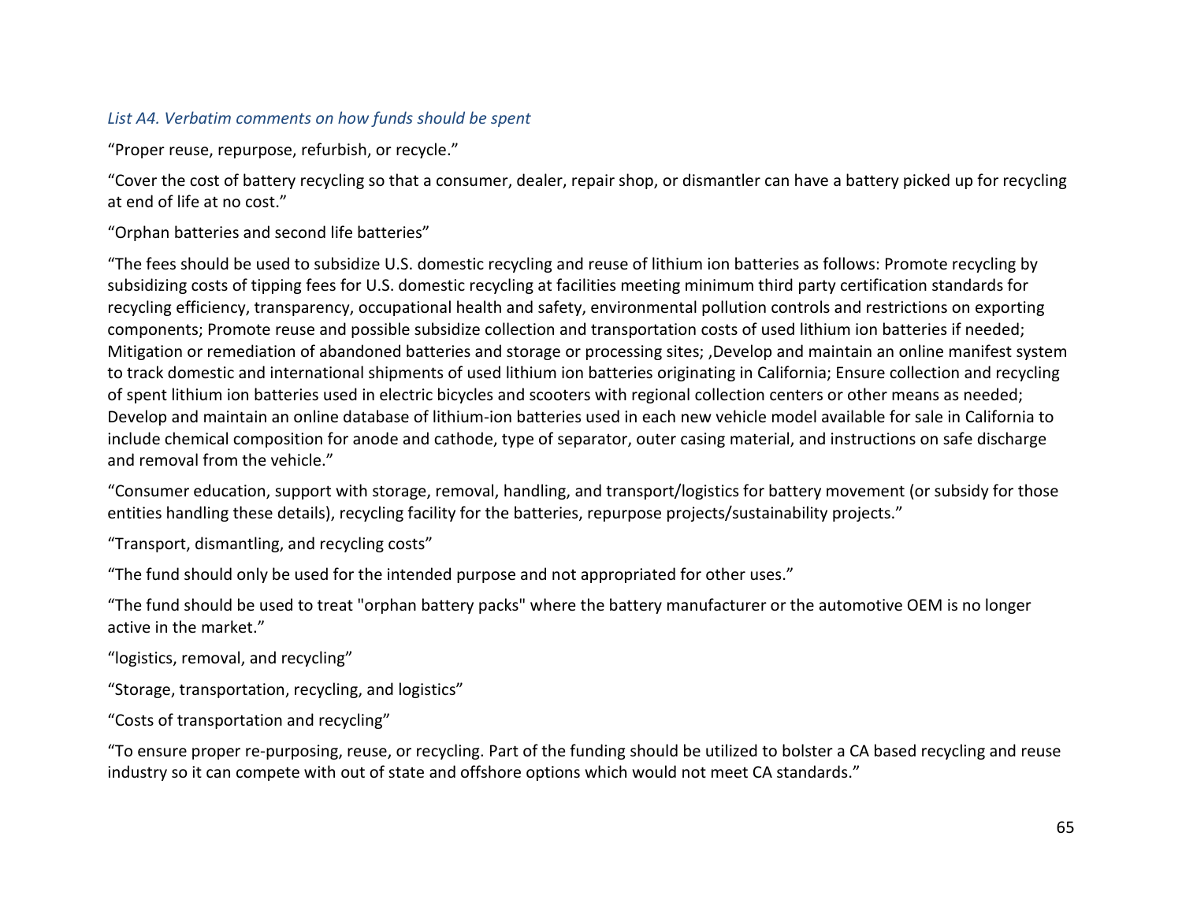*List A4. Verbatim comments on how funds should be spent*

“Proper reuse, repurpose, refurbish, or recycle.”

“Cover the cost of battery recycling so that a consumer, dealer, repair shop, or dismantler can have a battery picked up for recycling at end of life at no cost.”

“Orphan batteries and second life batteries”

“The fees should be used to subsidize U.S. domestic recycling and reuse of lithium ion batteries as follows: Promote recycling by subsidizing costs of tipping fees for U.S. domestic recycling at facilities meeting minimum third party certification standards for recycling efficiency, transparency, occupational health and safety, environmental pollution controls and restrictions on exporting components; Promote reuse and possible subsidize collection and transportation costs of used lithium ion batteries if needed; Mitigation or remediation of abandoned batteries and storage or processing sites; ,Develop and maintain an online manifest system to track domestic and international shipments of used lithium ion batteries originating in California; Ensure collection and recycling of spent lithium ion batteries used in electric bicycles and scooters with regional collection centers or other means as needed; Develop and maintain an online database of lithium-ion batteries used in each new vehicle model available for sale in California to include chemical composition for anode and cathode, type of separator, outer casing material, and instructions on safe discharge and removal from the vehicle.”

“Consumer education, support with storage, removal, handling, and transport/logistics for battery movement (or subsidy for those entities handling these details), recycling facility for the batteries, repurpose projects/sustainability projects.”

“Transport, dismantling, and recycling costs”

“The fund should only be used for the intended purpose and not appropriated for other uses.”

“The fund should be used to treat "orphan battery packs" where the battery manufacturer or the automotive OEM is no longer active in the market.”

“logistics, removal, and recycling”

“Storage, transportation, recycling, and logistics”

“Costs of transportation and recycling”

“To ensure proper re-purposing, reuse, or recycling. Part of the funding should be utilized to bolster a CA based recycling and reuse industry so it can compete with out of state and offshore options which would not meet CA standards.”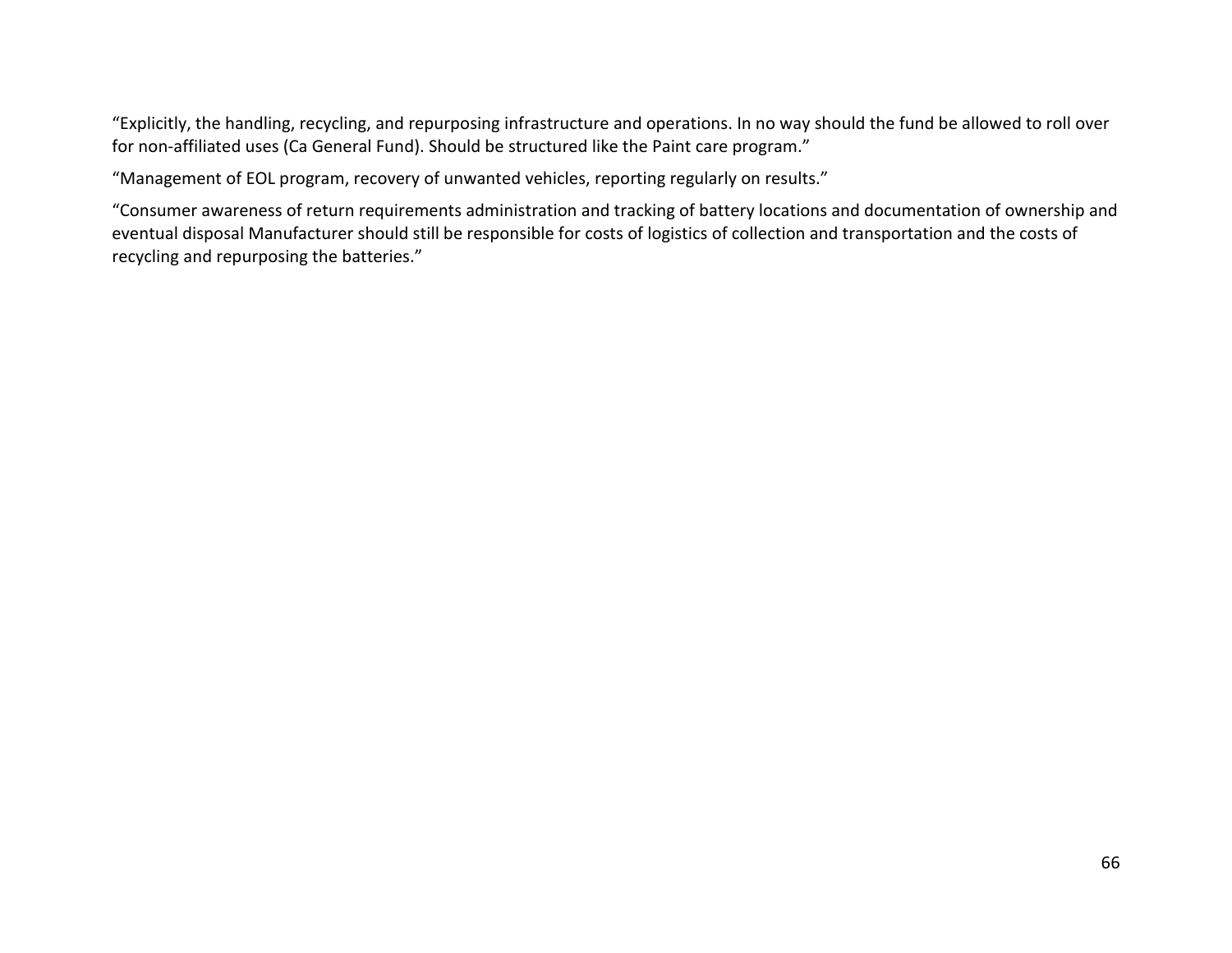“Explicitly, the handling, recycling, and repurposing infrastructure and operations. In no way should the fund be allowed to roll over for non-affiliated uses (Ca General Fund). Should be structured like the Paint care program.”

“Management of EOL program, recovery of unwanted vehicles, reporting regularly on results.”

“Consumer awareness of return requirements administration and tracking of battery locations and documentation of ownership and eventual disposal Manufacturer should still be responsible for costs of logistics of collection and transportation and the costs of recycling and repurposing the batteries.”